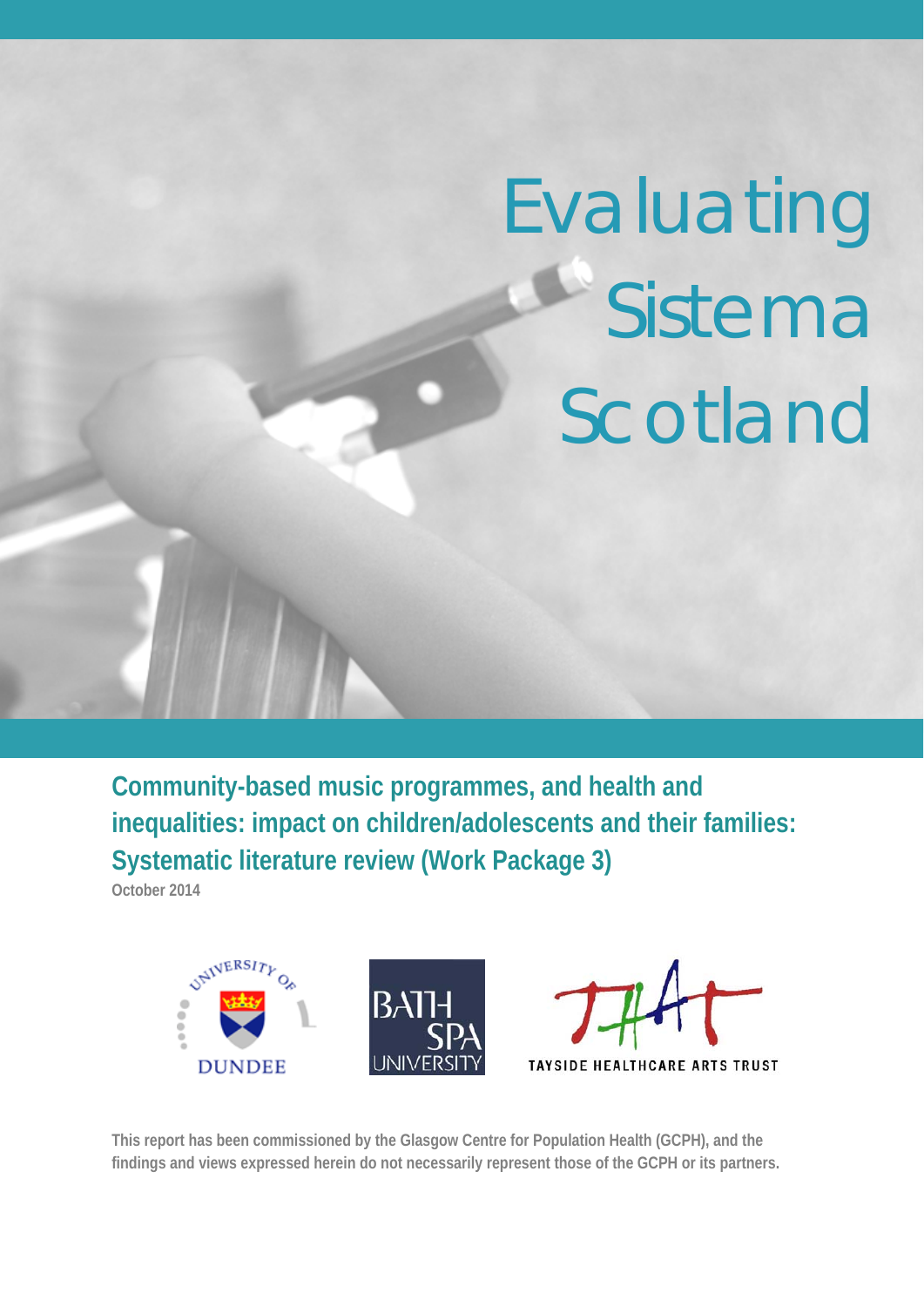# Evaluating Sistema Scotland

## Community-based music programmes, and health and inequalities: impact on children/adolescents and their families: Systematic literature review (Work Package 3)

October 2014

UNIVERSITY OF DUNDEE

BATH SPA UNIVERSITY

TAYSIDE HEALTHCARE ARTS TRUST

This report has been commissioned by the Glasgow Centre for Population Health (GCPH), and the findings and views expressed herein do not necessarily represent those of the GCPH or its partners.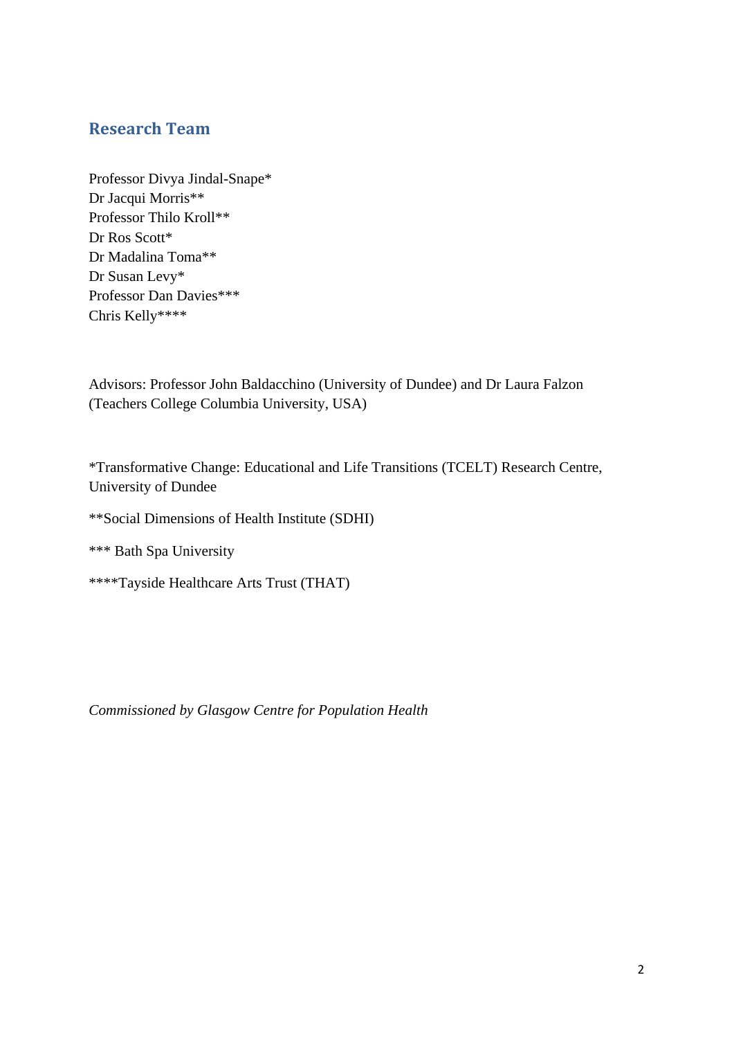## Research Team

Professor Divya Jindal-Snape*
Dr Jacqui Morris**
Professor Thilo Kroll**
Dr Ros Scott*
Dr Madalina Toma**
Dr Susan Levy*
Professor Dan Davies***
Chris Kelly****

Advisors: Professor John Baldacchino (University of Dundee) and Dr Laura Falzon (Teachers College Columbia University, USA)

*Transformative Change: Educational and Life Transitions (TCELT) Research Centre, University of Dundee

**Social Dimensions of Health Institute (SDHI)

*** Bath Spa University

****Tayside Healthcare Arts Trust (THAT)

*Commissioned by Glasgow Centre for Population Health*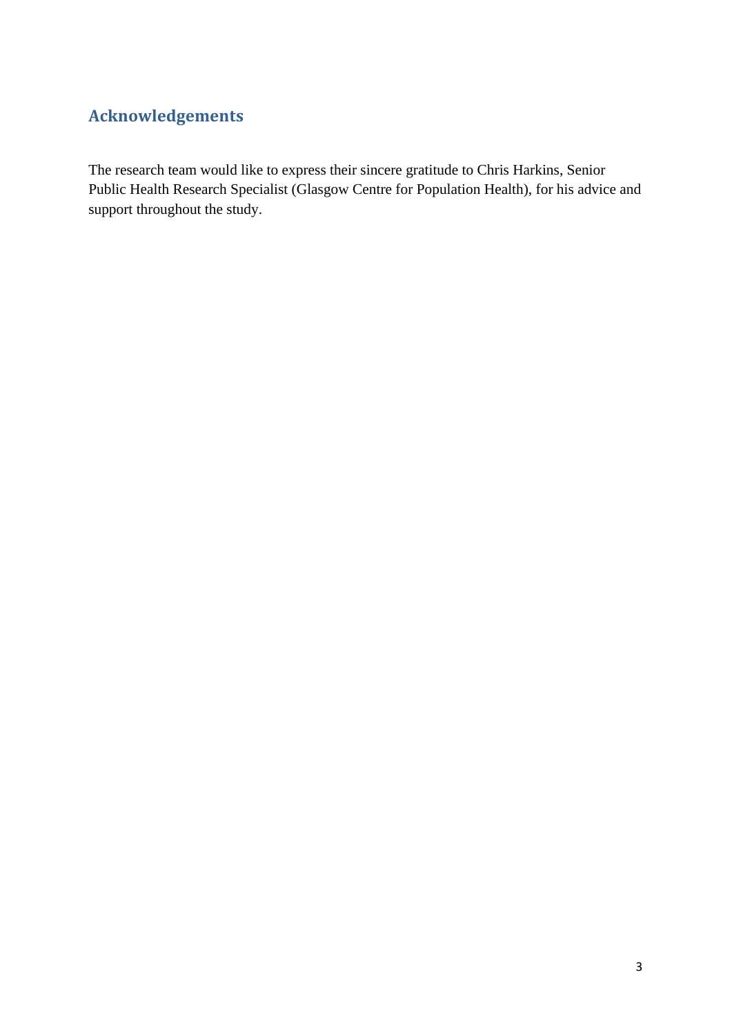## Acknowledgements

The research team would like to express their sincere gratitude to Chris Harkins, Senior Public Health Research Specialist (Glasgow Centre for Population Health), for his advice and support throughout the study.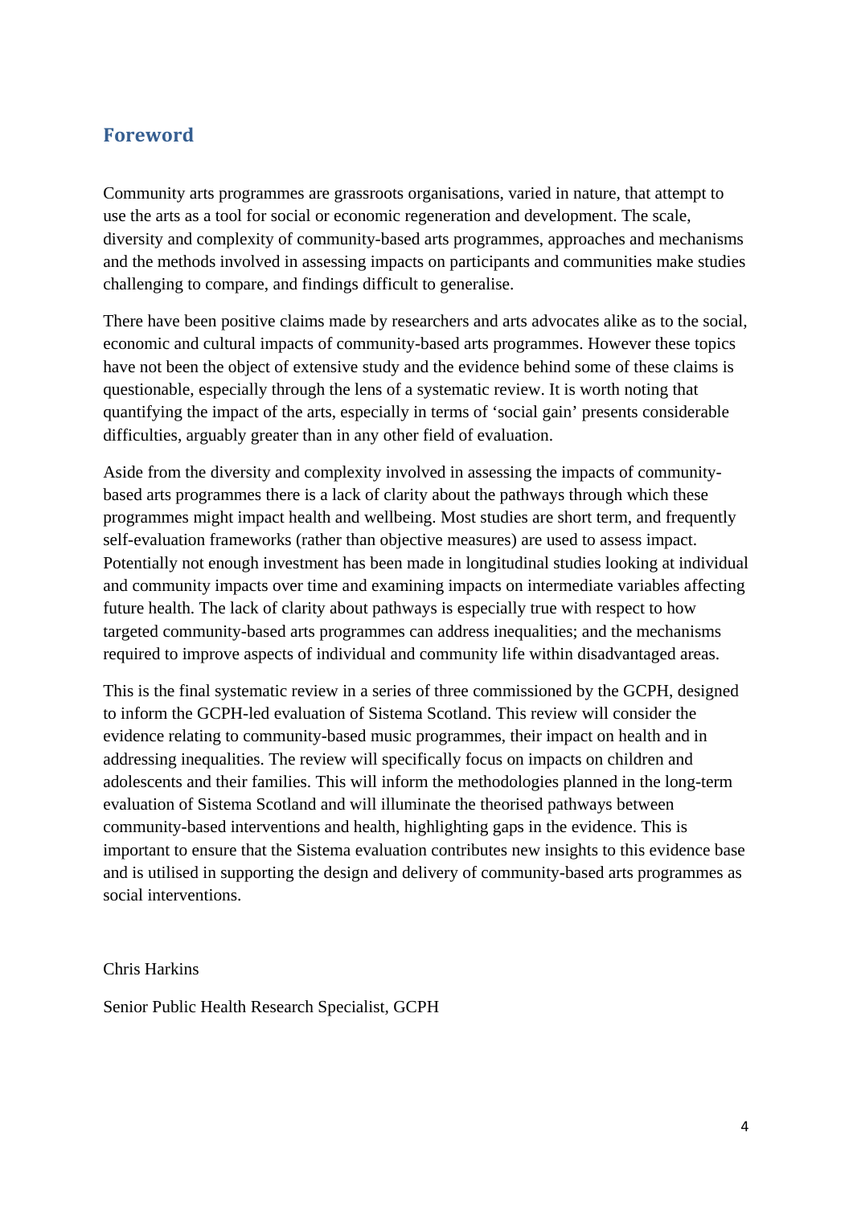## Foreword

Community arts programmes are grassroots organisations, varied in nature, that attempt to use the arts as a tool for social or economic regeneration and development. The scale, diversity and complexity of community-based arts programmes, approaches and mechanisms and the methods involved in assessing impacts on participants and communities make studies challenging to compare, and findings difficult to generalise.

There have been positive claims made by researchers and arts advocates alike as to the social, economic and cultural impacts of community-based arts programmes. However these topics have not been the object of extensive study and the evidence behind some of these claims is questionable, especially through the lens of a systematic review. It is worth noting that quantifying the impact of the arts, especially in terms of 'social gain' presents considerable difficulties, arguably greater than in any other field of evaluation.

Aside from the diversity and complexity involved in assessing the impacts of community-based arts programmes there is a lack of clarity about the pathways through which these programmes might impact health and wellbeing. Most studies are short term, and frequently self-evaluation frameworks (rather than objective measures) are used to assess impact. Potentially not enough investment has been made in longitudinal studies looking at individual and community impacts over time and examining impacts on intermediate variables affecting future health. The lack of clarity about pathways is especially true with respect to how targeted community-based arts programmes can address inequalities; and the mechanisms required to improve aspects of individual and community life within disadvantaged areas.

This is the final systematic review in a series of three commissioned by the GCPH, designed to inform the GCPH-led evaluation of Sistema Scotland. This review will consider the evidence relating to community-based music programmes, their impact on health and in addressing inequalities. The review will specifically focus on impacts on children and adolescents and their families. This will inform the methodologies planned in the long-term evaluation of Sistema Scotland and will illuminate the theorised pathways between community-based interventions and health, highlighting gaps in the evidence. This is important to ensure that the Sistema evaluation contributes new insights to this evidence base and is utilised in supporting the design and delivery of community-based arts programmes as social interventions.

Chris Harkins

Senior Public Health Research Specialist, GCPH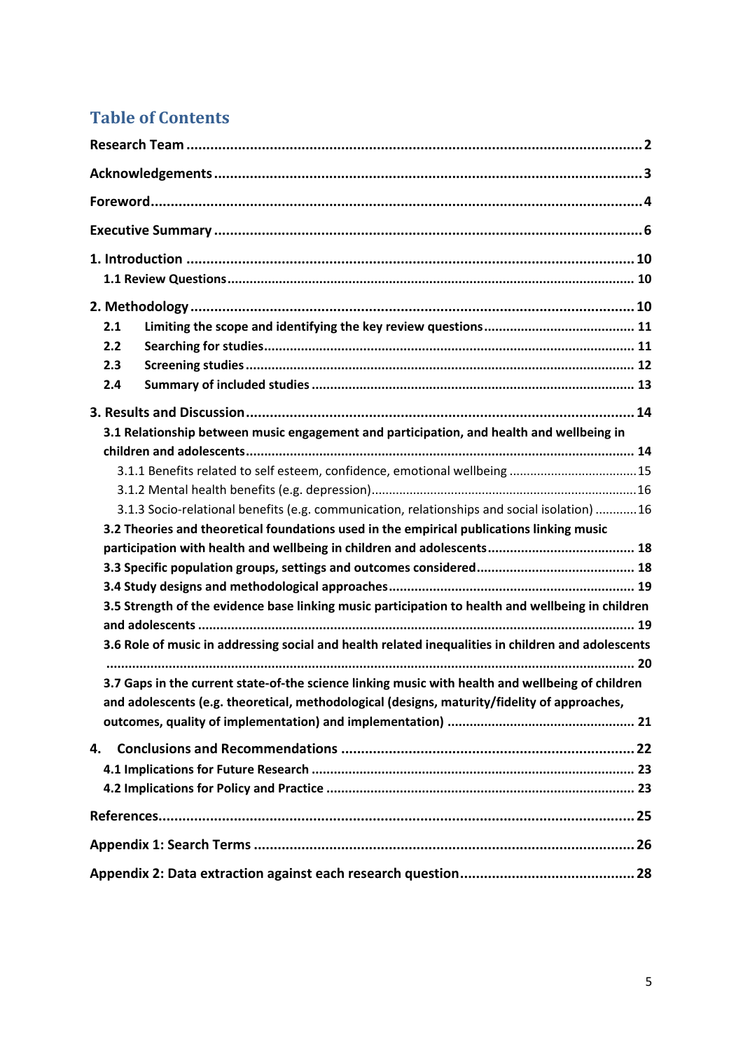## Table of Contents

Research Team .......... 2

Acknowledgements .......... 3

Foreword .......... 4

Executive Summary .......... 6

1. Introduction .......... 10
   - 1.1 Review Questions .......... 10

2. Methodology .......... 10
   - 2.1 Limiting the scope and identifying the key review questions .......... 11
   - 2.2 Searching for studies .......... 11
   - 2.3 Screening studies .......... 12
   - 2.4 Summary of included studies .......... 13

3. Results and Discussion .......... 14
   - 3.1 Relationship between music engagement and participation, and health and wellbeing in children and adolescents .......... 14
     - 3.1.1 Benefits related to self esteem, confidence, emotional wellbeing .......... 15
     - 3.1.2 Mental health benefits (e.g. depression) .......... 16
     - 3.1.3 Socio-relational benefits (e.g. communication, relationships and social isolation) .......... 16
   - 3.2 Theories and theoretical foundations used in the empirical publications linking music participation with health and wellbeing in children and adolescents .......... 18
   - 3.3 Specific population groups, settings and outcomes considered .......... 18
   - 3.4 Study designs and methodological approaches .......... 19
   - 3.5 Strength of the evidence base linking music participation to health and wellbeing in children and adolescents .......... 19
   - 3.6 Role of music in addressing social and health related inequalities in children and adolescents .......... 20
   - 3.7 Gaps in the current state-of-the science linking music with health and wellbeing of children and adolescents (e.g. theoretical, methodological (designs, maturity/fidelity of approaches, outcomes, quality of implementation) and implementation) .......... 21

4. Conclusions and Recommendations .......... 22
   - 4.1 Implications for Future Research .......... 23
   - 4.2 Implications for Policy and Practice .......... 23

References .......... 25

Appendix 1: Search Terms .......... 26

Appendix 2: Data extraction against each research question .......... 28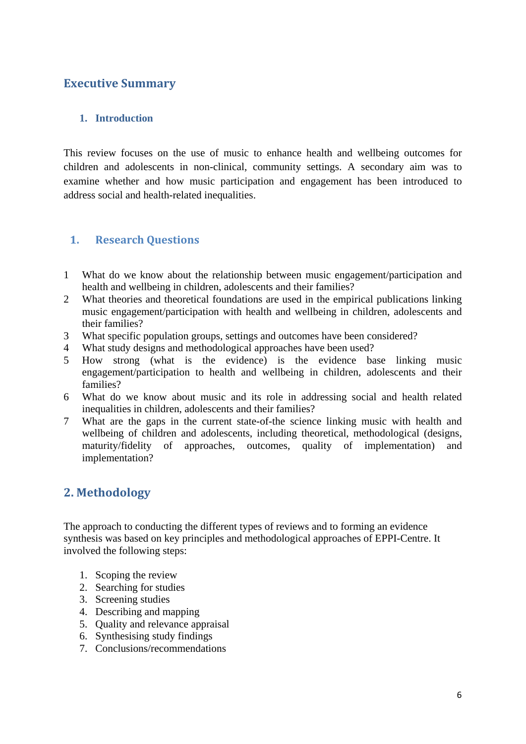# Executive Summary

## 1. Introduction

This review focuses on the use of music to enhance health and wellbeing outcomes for children and adolescents in non-clinical, community settings. A secondary aim was to examine whether and how music participation and engagement has been introduced to address social and health-related inequalities.

## 1. Research Questions

1. What do we know about the relationship between music engagement/participation and health and wellbeing in children, adolescents and their families?
2. What theories and theoretical foundations are used in the empirical publications linking music engagement/participation with health and wellbeing in children, adolescents and their families?
3. What specific population groups, settings and outcomes have been considered?
4. What study designs and methodological approaches have been used?
5. How strong (what is the evidence) is the evidence base linking music engagement/participation to health and wellbeing in children, adolescents and their families?
6. What do we know about music and its role in addressing social and health related inequalities in children, adolescents and their families?
7. What are the gaps in the current state-of-the science linking music with health and wellbeing of children and adolescents, including theoretical, methodological (designs, maturity/fidelity of approaches, outcomes, quality of implementation) and implementation?

## 2. Methodology

The approach to conducting the different types of reviews and to forming an evidence synthesis was based on key principles and methodological approaches of EPPI-Centre. It involved the following steps:

1. Scoping the review
2. Searching for studies
3. Screening studies
4. Describing and mapping
5. Quality and relevance appraisal
6. Synthesising study findings
7. Conclusions/recommendations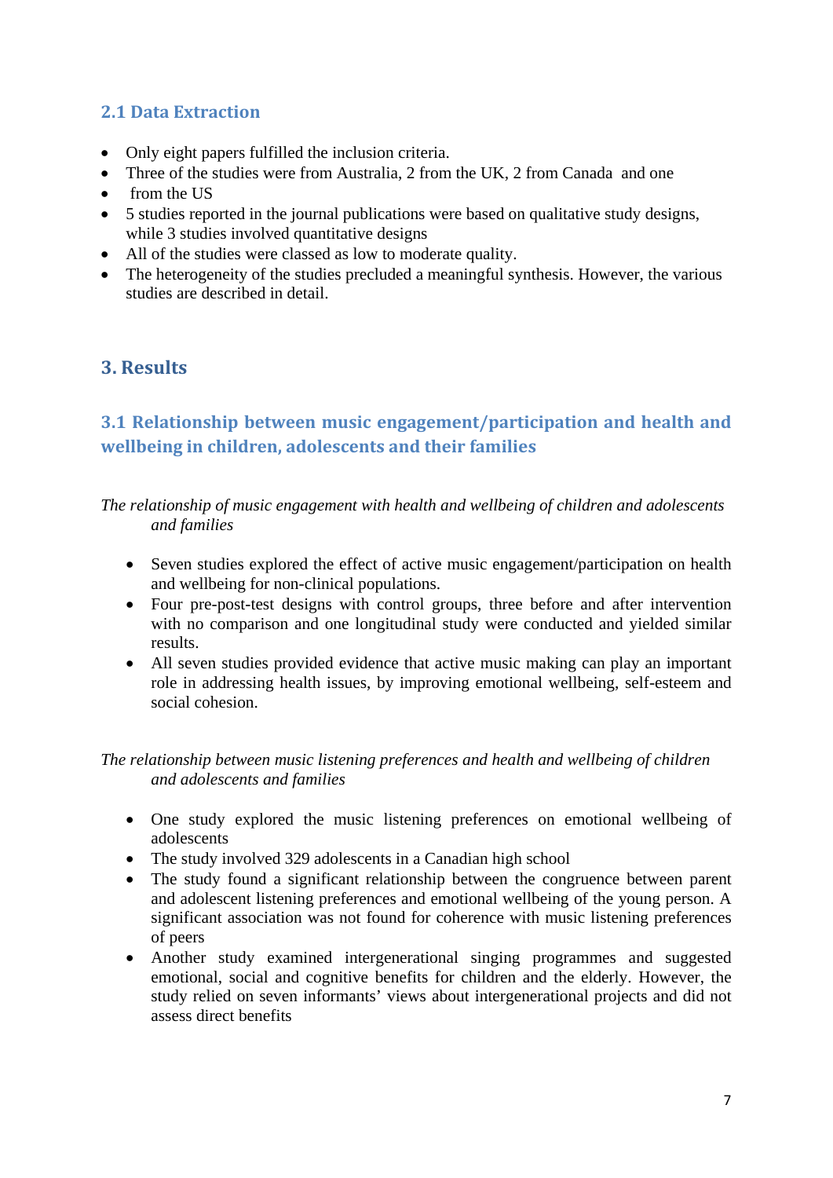## 2.1 Data Extraction

- Only eight papers fulfilled the inclusion criteria.
- Three of the studies were from Australia, 2 from the UK, 2 from Canada and one
- from the US
- 5 studies reported in the journal publications were based on qualitative study designs, while 3 studies involved quantitative designs
- All of the studies were classed as low to moderate quality.
- The heterogeneity of the studies precluded a meaningful synthesis. However, the various studies are described in detail.

# 3. Results

## 3.1 Relationship between music engagement/participation and health and wellbeing in children, adolescents and their families

*The relationship of music engagement with health and wellbeing of children and adolescents and families*

- Seven studies explored the effect of active music engagement/participation on health and wellbeing for non-clinical populations.
- Four pre-post-test designs with control groups, three before and after intervention with no comparison and one longitudinal study were conducted and yielded similar results.
- All seven studies provided evidence that active music making can play an important role in addressing health issues, by improving emotional wellbeing, self-esteem and social cohesion.

*The relationship between music listening preferences and health and wellbeing of children and adolescents and families*

- One study explored the music listening preferences on emotional wellbeing of adolescents
- The study involved 329 adolescents in a Canadian high school
- The study found a significant relationship between the congruence between parent and adolescent listening preferences and emotional wellbeing of the young person. A significant association was not found for coherence with music listening preferences of peers
- Another study examined intergenerational singing programmes and suggested emotional, social and cognitive benefits for children and the elderly. However, the study relied on seven informants' views about intergenerational projects and did not assess direct benefits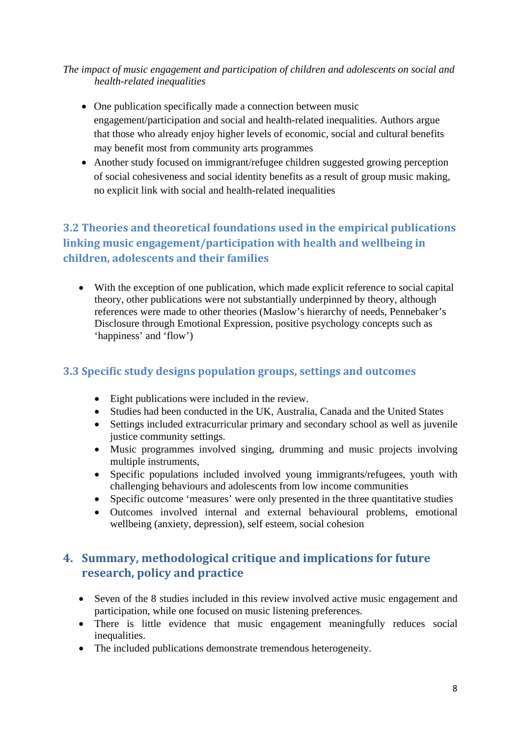*The impact of music engagement and participation of children and adolescents on social and health-related inequalities*

- One publication specifically made a connection between music engagement/participation and social and health-related inequalities. Authors argue that those who already enjoy higher levels of economic, social and cultural benefits may benefit most from community arts programmes
- Another study focused on immigrant/refugee children suggested growing perception of social cohesiveness and social identity benefits as a result of group music making, no explicit link with social and health-related inequalities

### 3.2 Theories and theoretical foundations used in the empirical publications linking music engagement/participation with health and wellbeing in children, adolescents and their families

- With the exception of one publication, which made explicit reference to social capital theory, other publications were not substantially underpinned by theory, although references were made to other theories (Maslow's hierarchy of needs, Pennebaker's Disclosure through Emotional Expression, positive psychology concepts such as 'happiness' and 'flow')

### 3.3 Specific study designs population groups, settings and outcomes

- Eight publications were included in the review.
- Studies had been conducted in the UK, Australia, Canada and the United States
- Settings included extracurricular primary and secondary school as well as juvenile justice community settings.
- Music programmes involved singing, drumming and music projects involving multiple instruments,
- Specific populations included involved young immigrants/refugees, youth with challenging behaviours and adolescents from low income communities
- Specific outcome 'measures' were only presented in the three quantitative studies
- Outcomes involved internal and external behavioural problems, emotional wellbeing (anxiety, depression), self esteem, social cohesion

## 4. Summary, methodological critique and implications for future research, policy and practice

- Seven of the 8 studies included in this review involved active music engagement and participation, while one focused on music listening preferences.
- There is little evidence that music engagement meaningfully reduces social inequalities.
- The included publications demonstrate tremendous heterogeneity.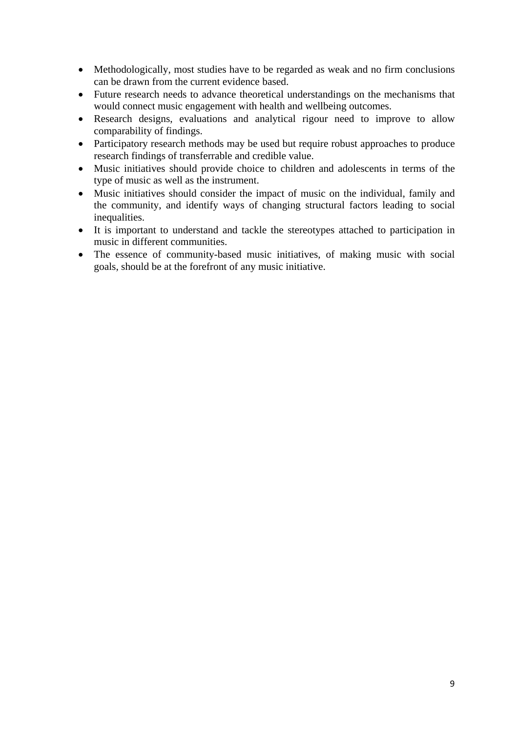- Methodologically, most studies have to be regarded as weak and no firm conclusions can be drawn from the current evidence based.
- Future research needs to advance theoretical understandings on the mechanisms that would connect music engagement with health and wellbeing outcomes.
- Research designs, evaluations and analytical rigour need to improve to allow comparability of findings.
- Participatory research methods may be used but require robust approaches to produce research findings of transferrable and credible value.
- Music initiatives should provide choice to children and adolescents in terms of the type of music as well as the instrument.
- Music initiatives should consider the impact of music on the individual, family and the community, and identify ways of changing structural factors leading to social inequalities.
- It is important to understand and tackle the stereotypes attached to participation in music in different communities.
- The essence of community-based music initiatives, of making music with social goals, should be at the forefront of any music initiative.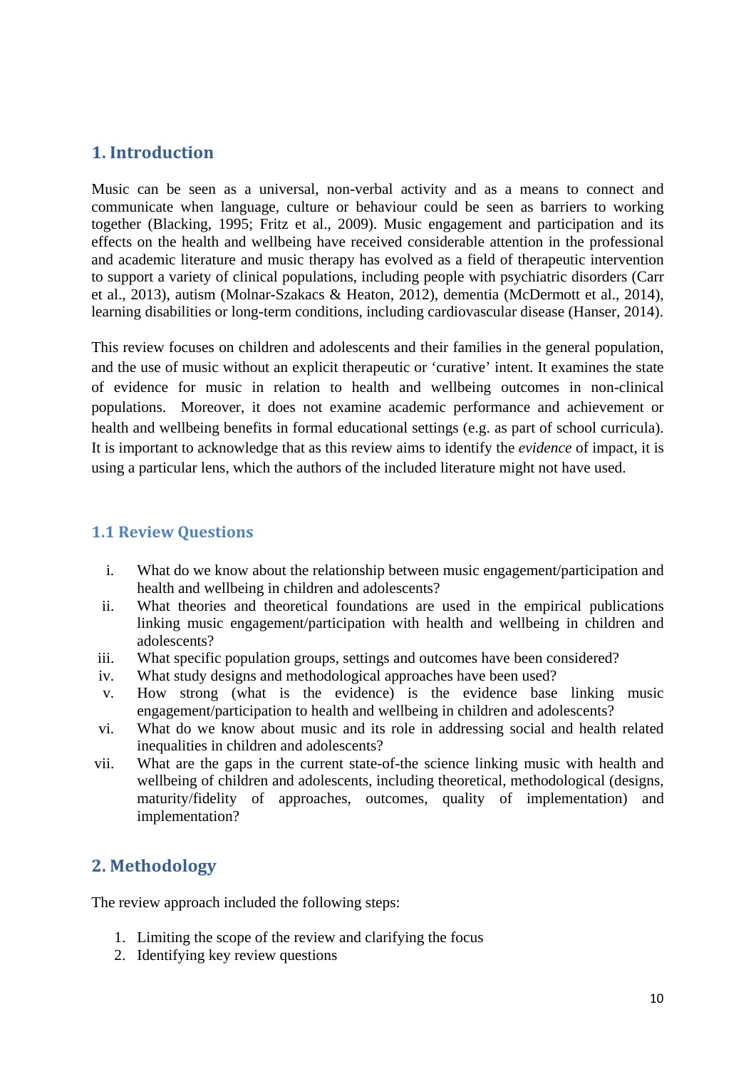# 1. Introduction

Music can be seen as a universal, non-verbal activity and as a means to connect and communicate when language, culture or behaviour could be seen as barriers to working together (Blacking, 1995; Fritz et al., 2009). Music engagement and participation and its effects on the health and wellbeing have received considerable attention in the professional and academic literature and music therapy has evolved as a field of therapeutic intervention to support a variety of clinical populations, including people with psychiatric disorders (Carr et al., 2013), autism (Molnar-Szakacs & Heaton, 2012), dementia (McDermott et al., 2014), learning disabilities or long-term conditions, including cardiovascular disease (Hanser, 2014).

This review focuses on children and adolescents and their families in the general population, and the use of music without an explicit therapeutic or 'curative' intent. It examines the state of evidence for music in relation to health and wellbeing outcomes in non-clinical populations. Moreover, it does not examine academic performance and achievement or health and wellbeing benefits in formal educational settings (e.g. as part of school curricula). It is important to acknowledge that as this review aims to identify the *evidence* of impact, it is using a particular lens, which the authors of the included literature might not have used.

## 1.1 Review Questions

i. What do we know about the relationship between music engagement/participation and health and wellbeing in children and adolescents?
ii. What theories and theoretical foundations are used in the empirical publications linking music engagement/participation with health and wellbeing in children and adolescents?
iii. What specific population groups, settings and outcomes have been considered?
iv. What study designs and methodological approaches have been used?
v. How strong (what is the evidence) is the evidence base linking music engagement/participation to health and wellbeing in children and adolescents?
vi. What do we know about music and its role in addressing social and health related inequalities in children and adolescents?
vii. What are the gaps in the current state-of-the science linking music with health and wellbeing of children and adolescents, including theoretical, methodological (designs, maturity/fidelity of approaches, outcomes, quality of implementation) and implementation?

# 2. Methodology

The review approach included the following steps:

1. Limiting the scope of the review and clarifying the focus
2. Identifying key review questions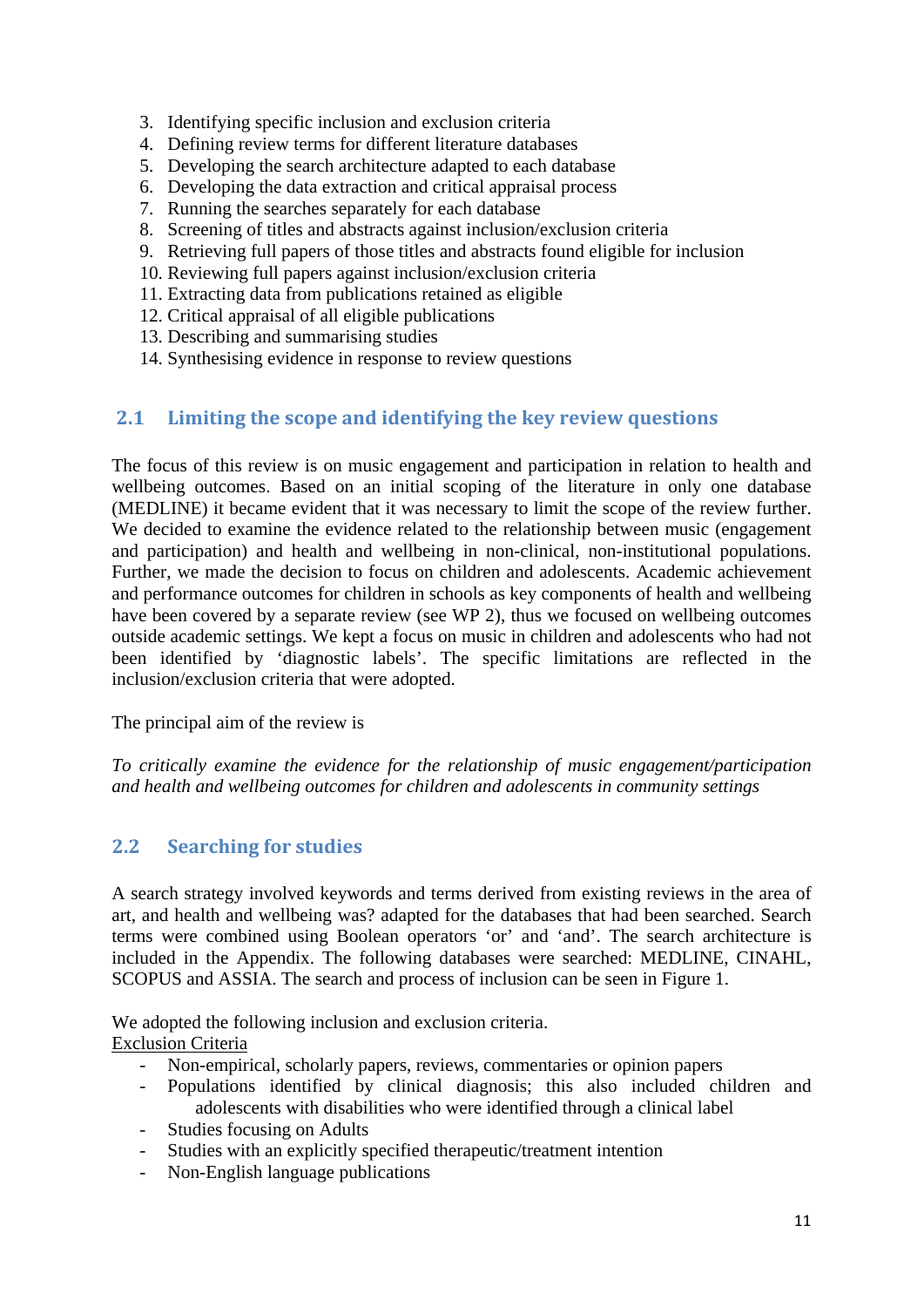3. Identifying specific inclusion and exclusion criteria
4. Defining review terms for different literature databases
5. Developing the search architecture adapted to each database
6. Developing the data extraction and critical appraisal process
7. Running the searches separately for each database
8. Screening of titles and abstracts against inclusion/exclusion criteria
9. Retrieving full papers of those titles and abstracts found eligible for inclusion
10. Reviewing full papers against inclusion/exclusion criteria
11. Extracting data from publications retained as eligible
12. Critical appraisal of all eligible publications
13. Describing and summarising studies
14. Synthesising evidence in response to review questions

## 2.1 Limiting the scope and identifying the key review questions

The focus of this review is on music engagement and participation in relation to health and wellbeing outcomes. Based on an initial scoping of the literature in only one database (MEDLINE) it became evident that it was necessary to limit the scope of the review further. We decided to examine the evidence related to the relationship between music (engagement and participation) and health and wellbeing in non-clinical, non-institutional populations. Further, we made the decision to focus on children and adolescents. Academic achievement and performance outcomes for children in schools as key components of health and wellbeing have been covered by a separate review (see WP 2), thus we focused on wellbeing outcomes outside academic settings. We kept a focus on music in children and adolescents who had not been identified by 'diagnostic labels'. The specific limitations are reflected in the inclusion/exclusion criteria that were adopted.

The principal aim of the review is

*To critically examine the evidence for the relationship of music engagement/participation and health and wellbeing outcomes for children and adolescents in community settings*

## 2.2 Searching for studies

A search strategy involved keywords and terms derived from existing reviews in the area of art, and health and wellbeing was? adapted for the databases that had been searched. Search terms were combined using Boolean operators 'or' and 'and'. The search architecture is included in the Appendix. The following databases were searched: MEDLINE, CINAHL, SCOPUS and ASSIA. The search and process of inclusion can be seen in Figure 1.

We adopted the following inclusion and exclusion criteria.

Exclusion Criteria

- Non-empirical, scholarly papers, reviews, commentaries or opinion papers
- Populations identified by clinical diagnosis; this also included children and adolescents with disabilities who were identified through a clinical label
- Studies focusing on Adults
- Studies with an explicitly specified therapeutic/treatment intention
- Non-English language publications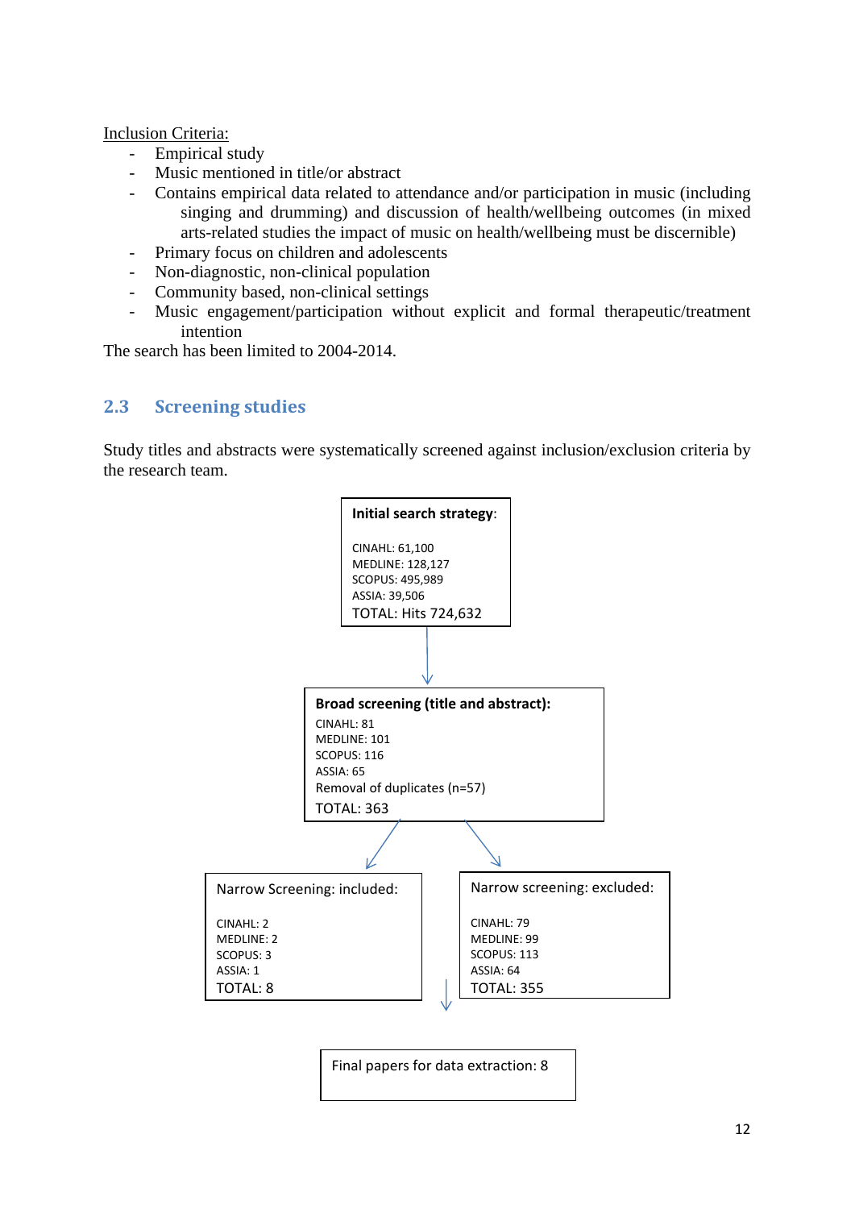Inclusion Criteria:

- Empirical study
- Music mentioned in title/or abstract
- Contains empirical data related to attendance and/or participation in music (including singing and drumming) and discussion of health/wellbeing outcomes (in mixed arts-related studies the impact of music on health/wellbeing must be discernible)
- Primary focus on children and adolescents
- Non-diagnostic, non-clinical population
- Community based, non-clinical settings
- Music engagement/participation without explicit and formal therapeutic/treatment intention

The search has been limited to 2004-2014.

## 2.3 Screening studies

Study titles and abstracts were systematically screened against inclusion/exclusion criteria by the research team.

**Initial search strategy**:

CINAHL: 61,100
MEDLINE: 128,127
SCOPUS: 495,989
ASSIA: 39,506
TOTAL: Hits 724,632

↓

**Broad screening (title and abstract):**

CINAHL: 81
MEDLINE: 101
SCOPUS: 116
ASSIA: 65
Removal of duplicates (n=57)
TOTAL: 363

↓

Narrow Screening: included:

CINAHL: 2
MEDLINE: 2
SCOPUS: 3
ASSIA: 1
TOTAL: 8

Narrow screening: excluded:

CINAHL: 79
MEDLINE: 99
SCOPUS: 113
ASSIA: 64
TOTAL: 355

↓

Final papers for data extraction: 8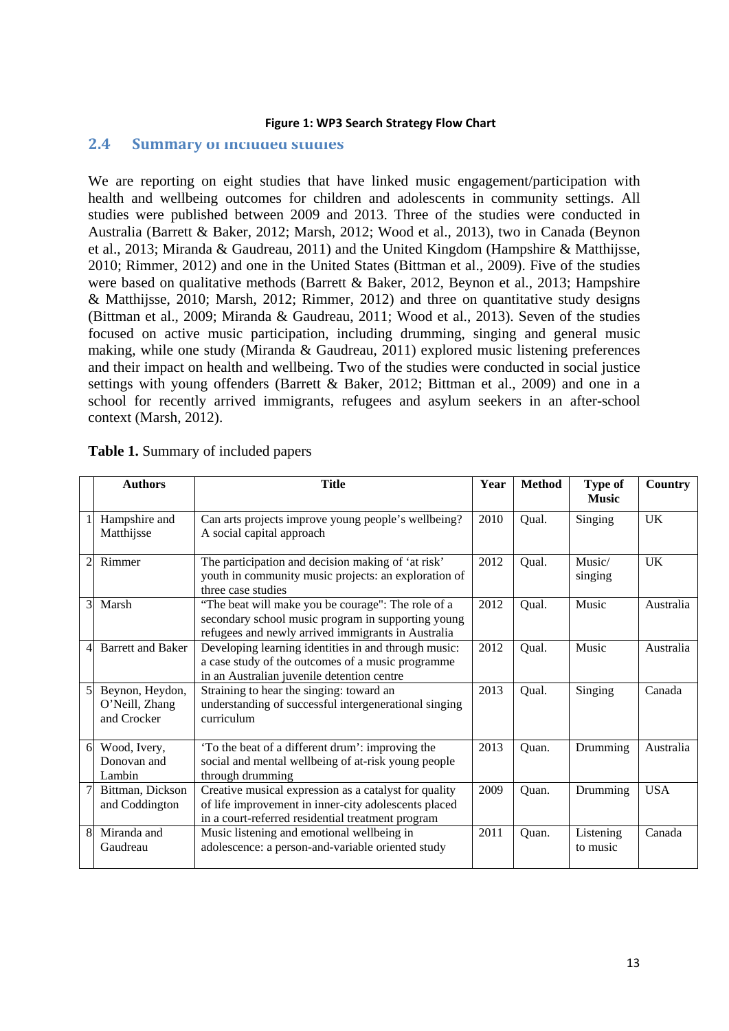**Figure 1: WP3 Search Strategy Flow Chart**

## 2.4 Summary of included studies

We are reporting on eight studies that have linked music engagement/participation with health and wellbeing outcomes for children and adolescents in community settings. All studies were published between 2009 and 2013. Three of the studies were conducted in Australia (Barrett & Baker, 2012; Marsh, 2012; Wood et al., 2013), two in Canada (Beynon et al., 2013; Miranda & Gaudreau, 2011) and the United Kingdom (Hampshire & Matthijsse, 2010; Rimmer, 2012) and one in the United States (Bittman et al., 2009). Five of the studies were based on qualitative methods (Barrett & Baker, 2012, Beynon et al., 2013; Hampshire & Matthijsse, 2010; Marsh, 2012; Rimmer, 2012) and three on quantitative study designs (Bittman et al., 2009; Miranda & Gaudreau, 2011; Wood et al., 2013). Seven of the studies focused on active music participation, including drumming, singing and general music making, while one study (Miranda & Gaudreau, 2011) explored music listening preferences and their impact on health and wellbeing. Two of the studies were conducted in social justice settings with young offenders (Barrett & Baker, 2012; Bittman et al., 2009) and one in a school for recently arrived immigrants, refugees and asylum seekers in an after-school context (Marsh, 2012).

**Table 1.** Summary of included papers

| | Authors | Title | Year | Method | Type of Music | Country |
|---|---|---|---|---|---|---|
| 1 | Hampshire and Matthijsse | Can arts projects improve young people's wellbeing? A social capital approach | 2010 | Qual. | Singing | UK |
| 2 | Rimmer | The participation and decision making of 'at risk' youth in community music projects: an exploration of three case studies | 2012 | Qual. | Music/ singing | UK |
| 3 | Marsh | "The beat will make you be courage": The role of a secondary school music program in supporting young refugees and newly arrived immigrants in Australia | 2012 | Qual. | Music | Australia |
| 4 | Barrett and Baker | Developing learning identities in and through music: a case study of the outcomes of a music programme in an Australian juvenile detention centre | 2012 | Qual. | Music | Australia |
| 5 | Beynon, Heydon, O'Neill, Zhang and Crocker | Straining to hear the singing: toward an understanding of successful intergenerational singing curriculum | 2013 | Qual. | Singing | Canada |
| 6 | Wood, Ivery, Donovan and Lambin | 'To the beat of a different drum': improving the social and mental wellbeing of at-risk young people through drumming | 2013 | Quan. | Drumming | Australia |
| 7 | Bittman, Dickson and Coddington | Creative musical expression as a catalyst for quality of life improvement in inner-city adolescents placed in a court-referred residential treatment program | 2009 | Quan. | Drumming | USA |
| 8 | Miranda and Gaudreau | Music listening and emotional wellbeing in adolescence: a person-and-variable oriented study | 2011 | Quan. | Listening to music | Canada |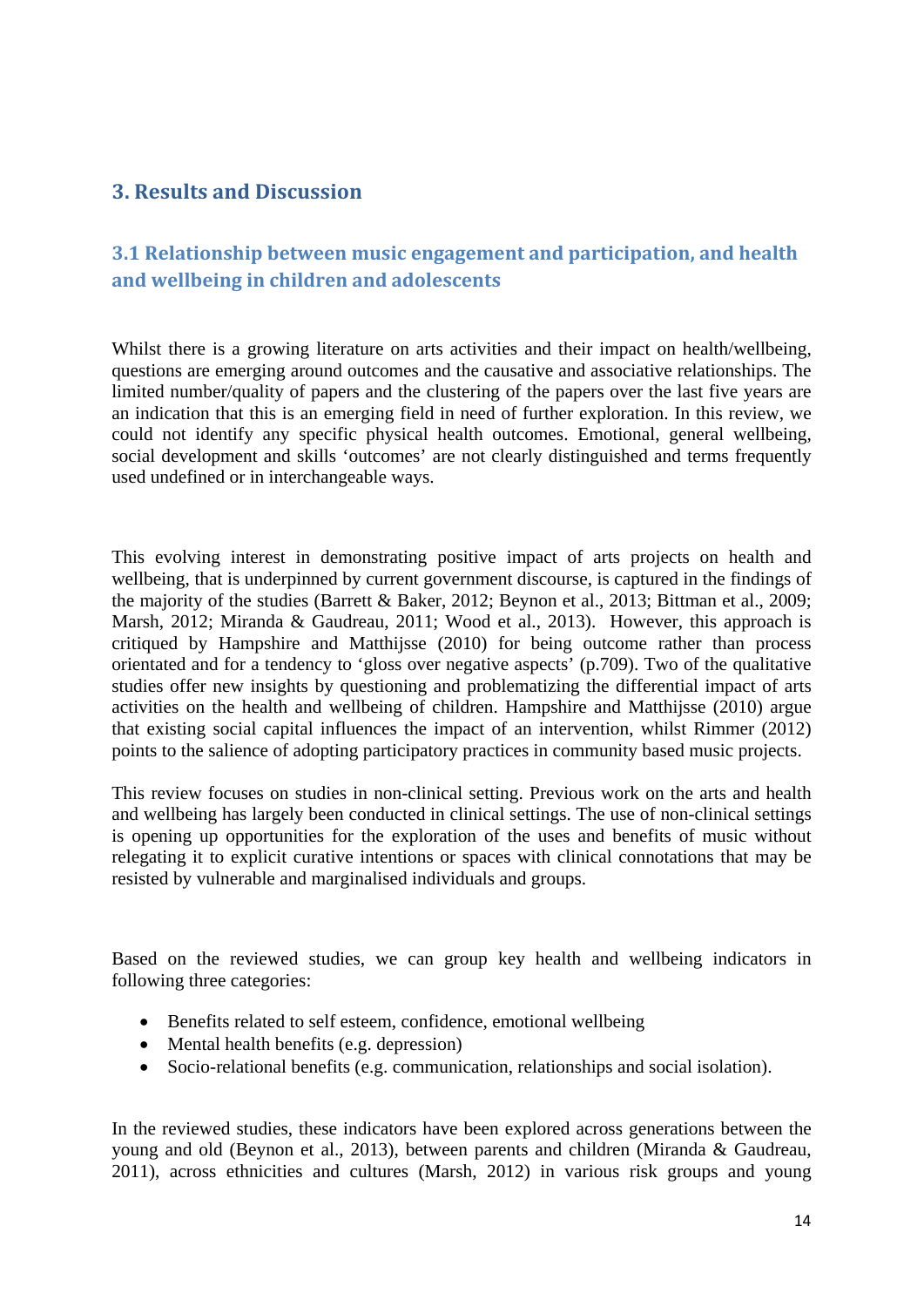# 3. Results and Discussion

## 3.1 Relationship between music engagement and participation, and health and wellbeing in children and adolescents

Whilst there is a growing literature on arts activities and their impact on health/wellbeing, questions are emerging around outcomes and the causative and associative relationships. The limited number/quality of papers and the clustering of the papers over the last five years are an indication that this is an emerging field in need of further exploration. In this review, we could not identify any specific physical health outcomes. Emotional, general wellbeing, social development and skills 'outcomes' are not clearly distinguished and terms frequently used undefined or in interchangeable ways.

This evolving interest in demonstrating positive impact of arts projects on health and wellbeing, that is underpinned by current government discourse, is captured in the findings of the majority of the studies (Barrett & Baker, 2012; Beynon et al., 2013; Bittman et al., 2009; Marsh, 2012; Miranda & Gaudreau, 2011; Wood et al., 2013). However, this approach is critiqued by Hampshire and Matthijsse (2010) for being outcome rather than process orientated and for a tendency to 'gloss over negative aspects' (p.709). Two of the qualitative studies offer new insights by questioning and problematizing the differential impact of arts activities on the health and wellbeing of children. Hampshire and Matthijsse (2010) argue that existing social capital influences the impact of an intervention, whilst Rimmer (2012) points to the salience of adopting participatory practices in community based music projects.

This review focuses on studies in non-clinical setting. Previous work on the arts and health and wellbeing has largely been conducted in clinical settings. The use of non-clinical settings is opening up opportunities for the exploration of the uses and benefits of music without relegating it to explicit curative intentions or spaces with clinical connotations that may be resisted by vulnerable and marginalised individuals and groups.

Based on the reviewed studies, we can group key health and wellbeing indicators in following three categories:

- Benefits related to self esteem, confidence, emotional wellbeing
- Mental health benefits (e.g. depression)
- Socio-relational benefits (e.g. communication, relationships and social isolation).

In the reviewed studies, these indicators have been explored across generations between the young and old (Beynon et al., 2013), between parents and children (Miranda & Gaudreau, 2011), across ethnicities and cultures (Marsh, 2012) in various risk groups and young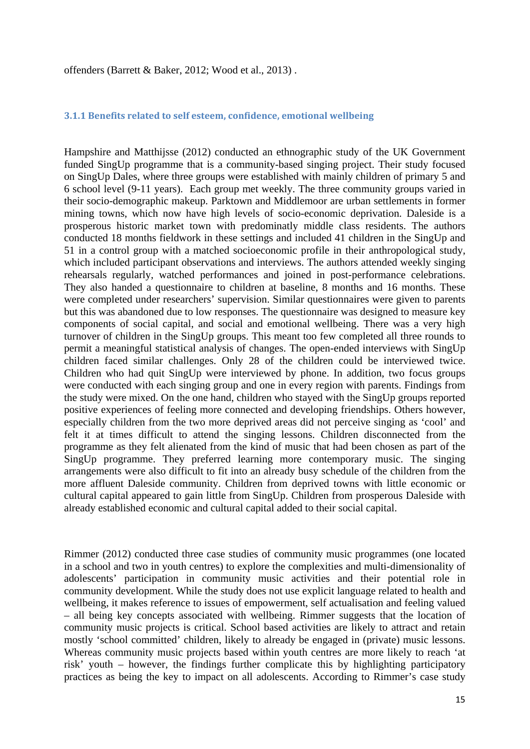offenders (Barrett & Baker, 2012; Wood et al., 2013) .

### 3.1.1 Benefits related to self esteem, confidence, emotional wellbeing

Hampshire and Matthijsse (2012) conducted an ethnographic study of the UK Government funded SingUp programme that is a community-based singing project. Their study focused on SingUp Dales, where three groups were established with mainly children of primary 5 and 6 school level (9-11 years). Each group met weekly. The three community groups varied in their socio-demographic makeup. Parktown and Middlemoor are urban settlements in former mining towns, which now have high levels of socio-economic deprivation. Daleside is a prosperous historic market town with predominatly middle class residents. The authors conducted 18 months fieldwork in these settings and included 41 children in the SingUp and 51 in a control group with a matched socioeconomic profile in their anthropological study, which included participant observations and interviews. The authors attended weekly singing rehearsals regularly, watched performances and joined in post-performance celebrations. They also handed a questionnaire to children at baseline, 8 months and 16 months. These were completed under researchers' supervision. Similar questionnaires were given to parents but this was abandoned due to low responses. The questionnaire was designed to measure key components of social capital, and social and emotional wellbeing. There was a very high turnover of children in the SingUp groups. This meant too few completed all three rounds to permit a meaningful statistical analysis of changes. The open-ended interviews with SingUp children faced similar challenges. Only 28 of the children could be interviewed twice. Children who had quit SingUp were interviewed by phone. In addition, two focus groups were conducted with each singing group and one in every region with parents. Findings from the study were mixed. On the one hand, children who stayed with the SingUp groups reported positive experiences of feeling more connected and developing friendships. Others however, especially children from the two more deprived areas did not perceive singing as 'cool' and felt it at times difficult to attend the singing lessons. Children disconnected from the programme as they felt alienated from the kind of music that had been chosen as part of the SingUp programme. They preferred learning more contemporary music. The singing arrangements were also difficult to fit into an already busy schedule of the children from the more affluent Daleside community. Children from deprived towns with little economic or cultural capital appeared to gain little from SingUp. Children from prosperous Daleside with already established economic and cultural capital added to their social capital.

Rimmer (2012) conducted three case studies of community music programmes (one located in a school and two in youth centres) to explore the complexities and multi-dimensionality of adolescents' participation in community music activities and their potential role in community development. While the study does not use explicit language related to health and wellbeing, it makes reference to issues of empowerment, self actualisation and feeling valued – all being key concepts associated with wellbeing. Rimmer suggests that the location of community music projects is critical. School based activities are likely to attract and retain mostly 'school committed' children, likely to already be engaged in (private) music lessons. Whereas community music projects based within youth centres are more likely to reach 'at risk' youth – however, the findings further complicate this by highlighting participatory practices as being the key to impact on all adolescents. According to Rimmer's case study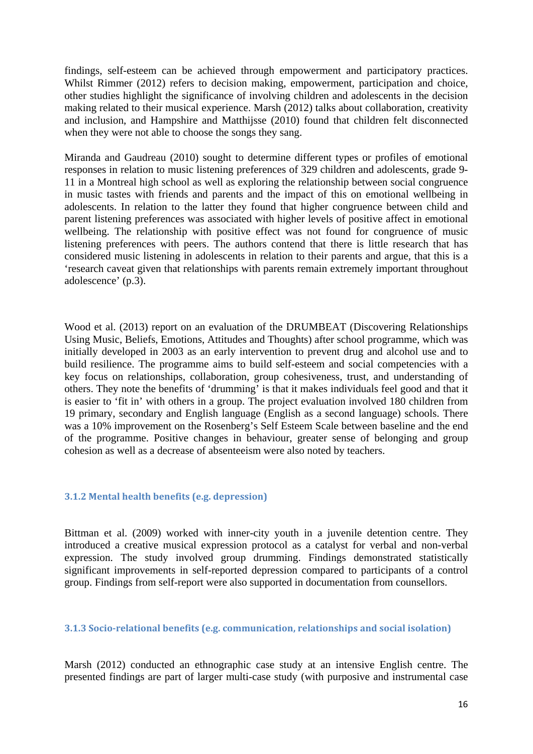findings, self-esteem can be achieved through empowerment and participatory practices. Whilst Rimmer (2012) refers to decision making, empowerment, participation and choice, other studies highlight the significance of involving children and adolescents in the decision making related to their musical experience. Marsh (2012) talks about collaboration, creativity and inclusion, and Hampshire and Matthijsse (2010) found that children felt disconnected when they were not able to choose the songs they sang.

Miranda and Gaudreau (2010) sought to determine different types or profiles of emotional responses in relation to music listening preferences of 329 children and adolescents, grade 9-11 in a Montreal high school as well as exploring the relationship between social congruence in music tastes with friends and parents and the impact of this on emotional wellbeing in adolescents. In relation to the latter they found that higher congruence between child and parent listening preferences was associated with higher levels of positive affect in emotional wellbeing. The relationship with positive effect was not found for congruence of music listening preferences with peers. The authors contend that there is little research that has considered music listening in adolescents in relation to their parents and argue, that this is a 'research caveat given that relationships with parents remain extremely important throughout adolescence' (p.3).

Wood et al. (2013) report on an evaluation of the DRUMBEAT (Discovering Relationships Using Music, Beliefs, Emotions, Attitudes and Thoughts) after school programme, which was initially developed in 2003 as an early intervention to prevent drug and alcohol use and to build resilience. The programme aims to build self-esteem and social competencies with a key focus on relationships, collaboration, group cohesiveness, trust, and understanding of others. They note the benefits of 'drumming' is that it makes individuals feel good and that it is easier to 'fit in' with others in a group. The project evaluation involved 180 children from 19 primary, secondary and English language (English as a second language) schools. There was a 10% improvement on the Rosenberg's Self Esteem Scale between baseline and the end of the programme. Positive changes in behaviour, greater sense of belonging and group cohesion as well as a decrease of absenteeism were also noted by teachers.

### 3.1.2 Mental health benefits (e.g. depression)

Bittman et al. (2009) worked with inner-city youth in a juvenile detention centre. They introduced a creative musical expression protocol as a catalyst for verbal and non-verbal expression. The study involved group drumming. Findings demonstrated statistically significant improvements in self-reported depression compared to participants of a control group. Findings from self-report were also supported in documentation from counsellors.

### 3.1.3 Socio-relational benefits (e.g. communication, relationships and social isolation)

Marsh (2012) conducted an ethnographic case study at an intensive English centre. The presented findings are part of larger multi-case study (with purposive and instrumental case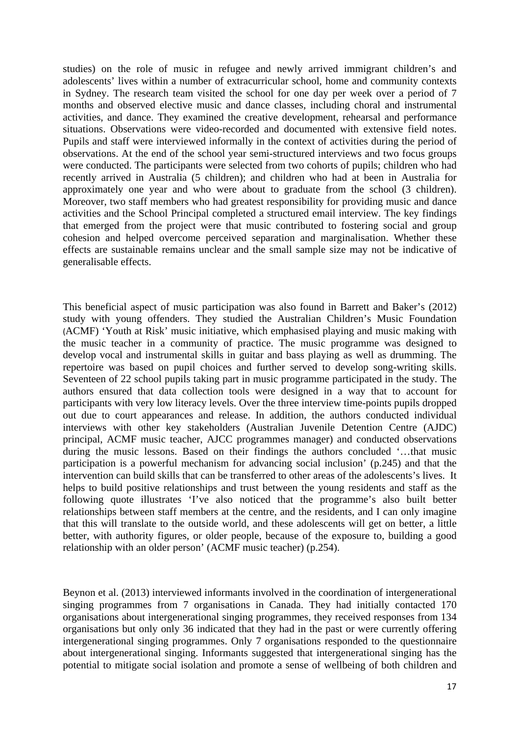studies) on the role of music in refugee and newly arrived immigrant children's and adolescents' lives within a number of extracurricular school, home and community contexts in Sydney. The research team visited the school for one day per week over a period of 7 months and observed elective music and dance classes, including choral and instrumental activities, and dance. They examined the creative development, rehearsal and performance situations. Observations were video-recorded and documented with extensive field notes. Pupils and staff were interviewed informally in the context of activities during the period of observations. At the end of the school year semi-structured interviews and two focus groups were conducted. The participants were selected from two cohorts of pupils; children who had recently arrived in Australia (5 children); and children who had at been in Australia for approximately one year and who were about to graduate from the school (3 children). Moreover, two staff members who had greatest responsibility for providing music and dance activities and the School Principal completed a structured email interview. The key findings that emerged from the project were that music contributed to fostering social and group cohesion and helped overcome perceived separation and marginalisation. Whether these effects are sustainable remains unclear and the small sample size may not be indicative of generalisable effects.

This beneficial aspect of music participation was also found in Barrett and Baker's (2012) study with young offenders. They studied the Australian Children's Music Foundation (ACMF) 'Youth at Risk' music initiative, which emphasised playing and music making with the music teacher in a community of practice. The music programme was designed to develop vocal and instrumental skills in guitar and bass playing as well as drumming. The repertoire was based on pupil choices and further served to develop song-writing skills. Seventeen of 22 school pupils taking part in music programme participated in the study. The authors ensured that data collection tools were designed in a way that to account for participants with very low literacy levels. Over the three interview time-points pupils dropped out due to court appearances and release. In addition, the authors conducted individual interviews with other key stakeholders (Australian Juvenile Detention Centre (AJDC) principal, ACMF music teacher, AJCC programmes manager) and conducted observations during the music lessons. Based on their findings the authors concluded '…that music participation is a powerful mechanism for advancing social inclusion' (p.245) and that the intervention can build skills that can be transferred to other areas of the adolescents's lives. It helps to build positive relationships and trust between the young residents and staff as the following quote illustrates 'I've also noticed that the programme's also built better relationships between staff members at the centre, and the residents, and I can only imagine that this will translate to the outside world, and these adolescents will get on better, a little better, with authority figures, or older people, because of the exposure to, building a good relationship with an older person' (ACMF music teacher) (p.254).

Beynon et al. (2013) interviewed informants involved in the coordination of intergenerational singing programmes from 7 organisations in Canada. They had initially contacted 170 organisations about intergenerational singing programmes, they received responses from 134 organisations but only only 36 indicated that they had in the past or were currently offering intergenerational singing programmes. Only 7 organisations responded to the questionnaire about intergenerational singing. Informants suggested that intergenerational singing has the potential to mitigate social isolation and promote a sense of wellbeing of both children and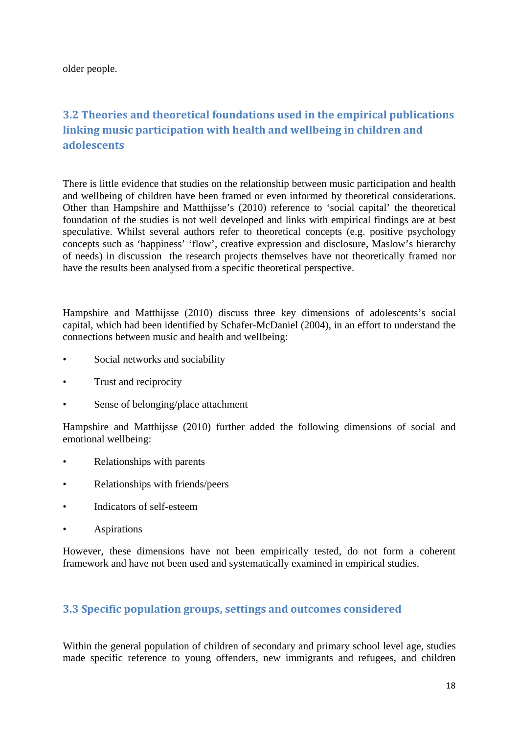older people.

### 3.2 Theories and theoretical foundations used in the empirical publications linking music participation with health and wellbeing in children and adolescents

There is little evidence that studies on the relationship between music participation and health and wellbeing of children have been framed or even informed by theoretical considerations. Other than Hampshire and Matthijsse's (2010) reference to 'social capital' the theoretical foundation of the studies is not well developed and links with empirical findings are at best speculative. Whilst several authors refer to theoretical concepts (e.g. positive psychology concepts such as 'happiness' 'flow', creative expression and disclosure, Maslow's hierarchy of needs) in discussion the research projects themselves have not theoretically framed nor have the results been analysed from a specific theoretical perspective.

Hampshire and Matthijsse (2010) discuss three key dimensions of adolescents's social capital, which had been identified by Schafer-McDaniel (2004), in an effort to understand the connections between music and health and wellbeing:

- Social networks and sociability
- Trust and reciprocity
- Sense of belonging/place attachment

Hampshire and Matthijsse (2010) further added the following dimensions of social and emotional wellbeing:

- Relationships with parents
- Relationships with friends/peers
- Indicators of self-esteem
- Aspirations

However, these dimensions have not been empirically tested, do not form a coherent framework and have not been used and systematically examined in empirical studies.

### 3.3 Specific population groups, settings and outcomes considered

Within the general population of children of secondary and primary school level age, studies made specific reference to young offenders, new immigrants and refugees, and children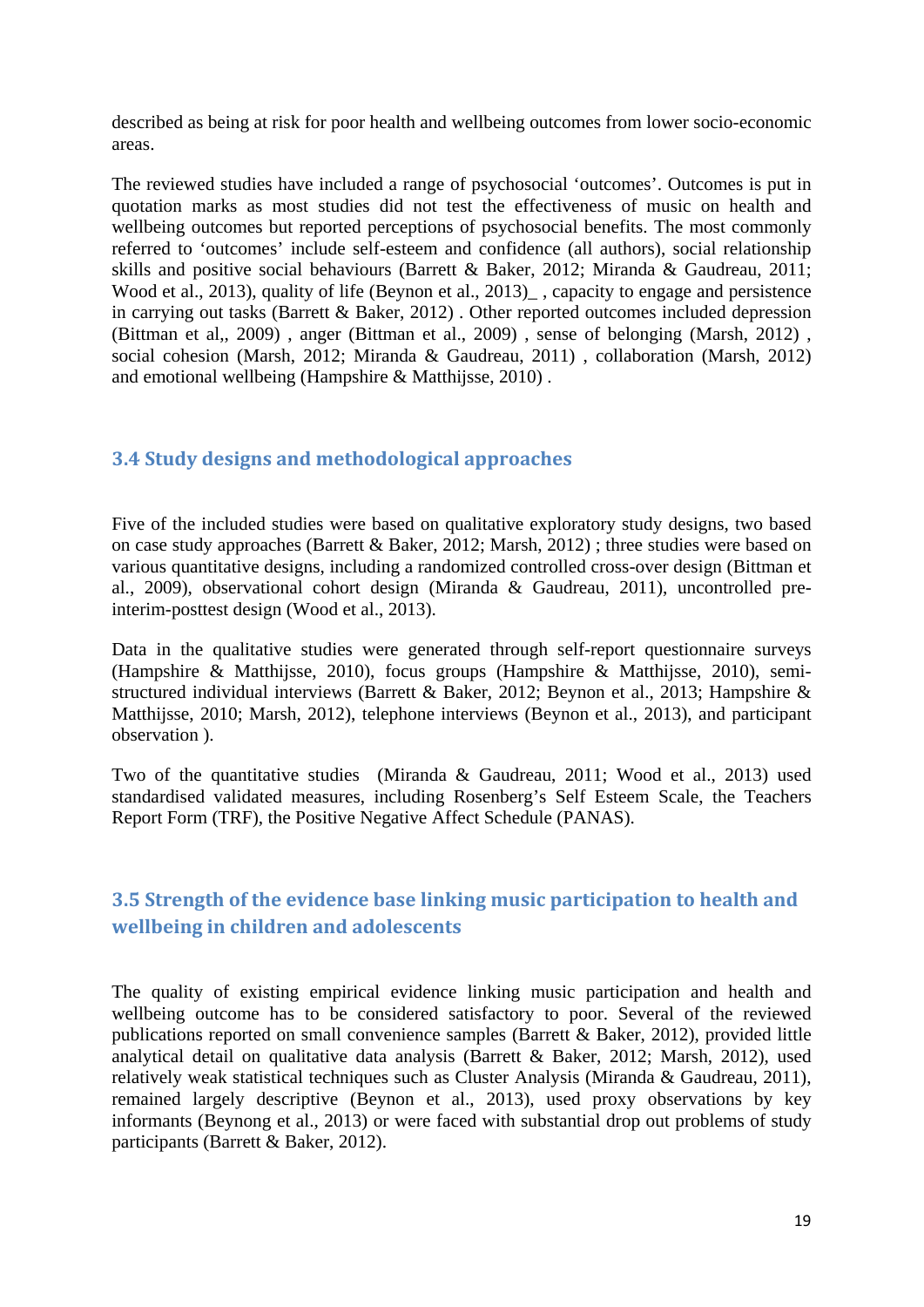described as being at risk for poor health and wellbeing outcomes from lower socio-economic areas.

The reviewed studies have included a range of psychosocial 'outcomes'. Outcomes is put in quotation marks as most studies did not test the effectiveness of music on health and wellbeing outcomes but reported perceptions of psychosocial benefits. The most commonly referred to 'outcomes' include self-esteem and confidence (all authors), social relationship skills and positive social behaviours (Barrett & Baker, 2012; Miranda & Gaudreau, 2011; Wood et al., 2013), quality of life (Beynon et al., 2013)_ , capacity to engage and persistence in carrying out tasks (Barrett & Baker, 2012) . Other reported outcomes included depression (Bittman et al,, 2009) , anger (Bittman et al., 2009) , sense of belonging (Marsh, 2012) , social cohesion (Marsh, 2012; Miranda & Gaudreau, 2011) , collaboration (Marsh, 2012) and emotional wellbeing (Hampshire & Matthijsse, 2010) .

## 3.4 Study designs and methodological approaches

Five of the included studies were based on qualitative exploratory study designs, two based on case study approaches (Barrett & Baker, 2012; Marsh, 2012) ; three studies were based on various quantitative designs, including a randomized controlled cross-over design (Bittman et al., 2009), observational cohort design (Miranda & Gaudreau, 2011), uncontrolled pre-interim-posttest design (Wood et al., 2013).

Data in the qualitative studies were generated through self-report questionnaire surveys (Hampshire & Matthijsse, 2010), focus groups (Hampshire & Matthijsse, 2010), semi-structured individual interviews (Barrett & Baker, 2012; Beynon et al., 2013; Hampshire & Matthijsse, 2010; Marsh, 2012), telephone interviews (Beynon et al., 2013), and participant observation ).

Two of the quantitative studies (Miranda & Gaudreau, 2011; Wood et al., 2013) used standardised validated measures, including Rosenberg's Self Esteem Scale, the Teachers Report Form (TRF), the Positive Negative Affect Schedule (PANAS).

## 3.5 Strength of the evidence base linking music participation to health and wellbeing in children and adolescents

The quality of existing empirical evidence linking music participation and health and wellbeing outcome has to be considered satisfactory to poor. Several of the reviewed publications reported on small convenience samples (Barrett & Baker, 2012), provided little analytical detail on qualitative data analysis (Barrett & Baker, 2012; Marsh, 2012), used relatively weak statistical techniques such as Cluster Analysis (Miranda & Gaudreau, 2011), remained largely descriptive (Beynon et al., 2013), used proxy observations by key informants (Beynong et al., 2013) or were faced with substantial drop out problems of study participants (Barrett & Baker, 2012).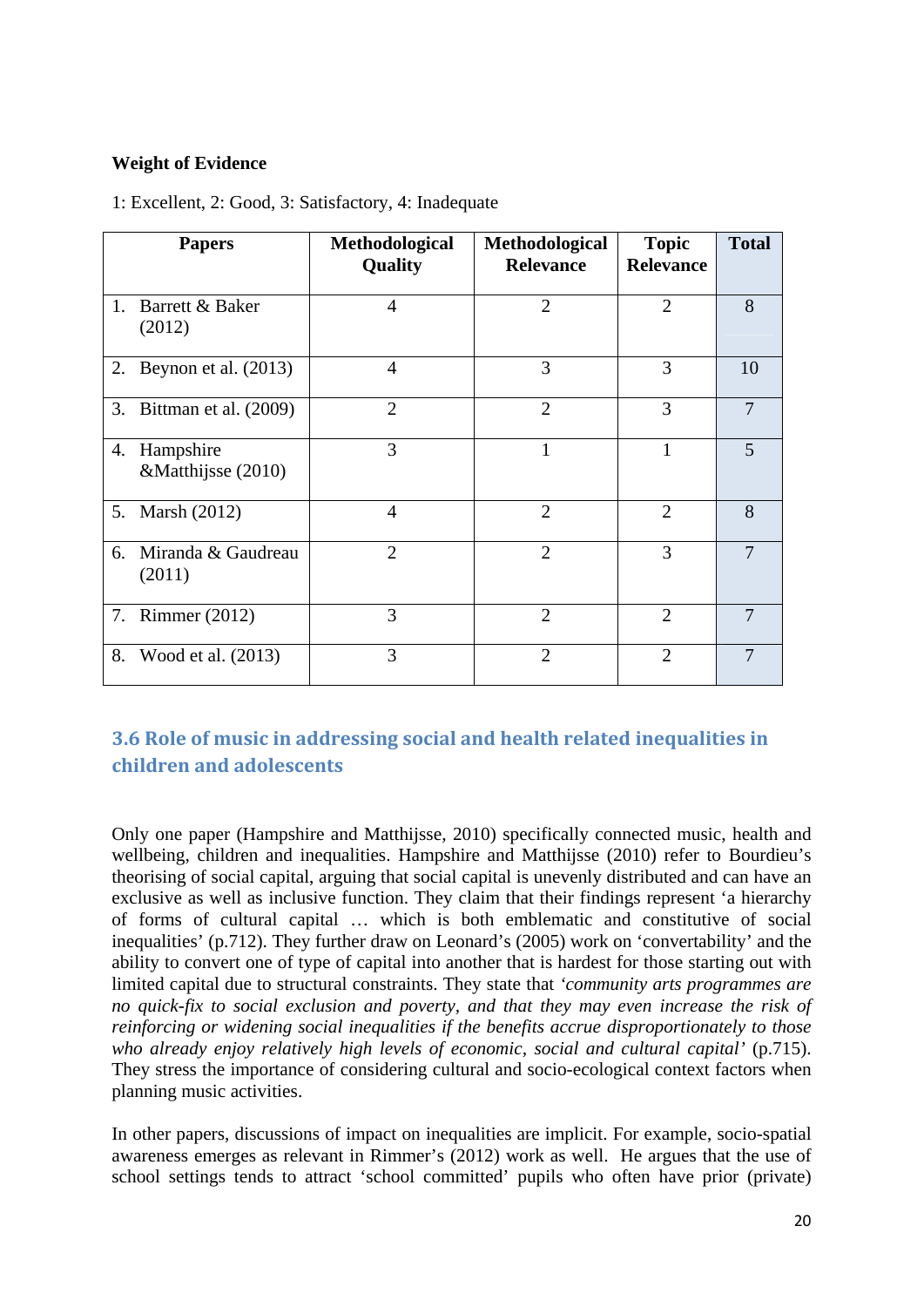**Weight of Evidence**

1: Excellent, 2: Good, 3: Satisfactory, 4: Inadequate

| Papers | Methodological Quality | Methodological Relevance | Topic Relevance | Total |
|---|---|---|---|---|
| 1. Barrett & Baker (2012) | 4 | 2 | 2 | 8 |
| 2. Beynon et al. (2013) | 4 | 3 | 3 | 10 |
| 3. Bittman et al. (2009) | 2 | 2 | 3 | 7 |
| 4. Hampshire &Matthijsse (2010) | 3 | 1 | 1 | 5 |
| 5. Marsh (2012) | 4 | 2 | 2 | 8 |
| 6. Miranda & Gaudreau (2011) | 2 | 2 | 3 | 7 |
| 7. Rimmer (2012) | 3 | 2 | 2 | 7 |
| 8. Wood et al. (2013) | 3 | 2 | 2 | 7 |

## 3.6 Role of music in addressing social and health related inequalities in children and adolescents

Only one paper (Hampshire and Matthijsse, 2010) specifically connected music, health and wellbeing, children and inequalities. Hampshire and Matthijsse (2010) refer to Bourdieu's theorising of social capital, arguing that social capital is unevenly distributed and can have an exclusive as well as inclusive function. They claim that their findings represent 'a hierarchy of forms of cultural capital … which is both emblematic and constitutive of social inequalities' (p.712). They further draw on Leonard's (2005) work on 'convertability' and the ability to convert one of type of capital into another that is hardest for those starting out with limited capital due to structural constraints. They state that *'community arts programmes are no quick-fix to social exclusion and poverty, and that they may even increase the risk of reinforcing or widening social inequalities if the benefits accrue disproportionately to those who already enjoy relatively high levels of economic, social and cultural capital'* (p.715). They stress the importance of considering cultural and socio-ecological context factors when planning music activities.

In other papers, discussions of impact on inequalities are implicit. For example, socio-spatial awareness emerges as relevant in Rimmer's (2012) work as well. He argues that the use of school settings tends to attract 'school committed' pupils who often have prior (private)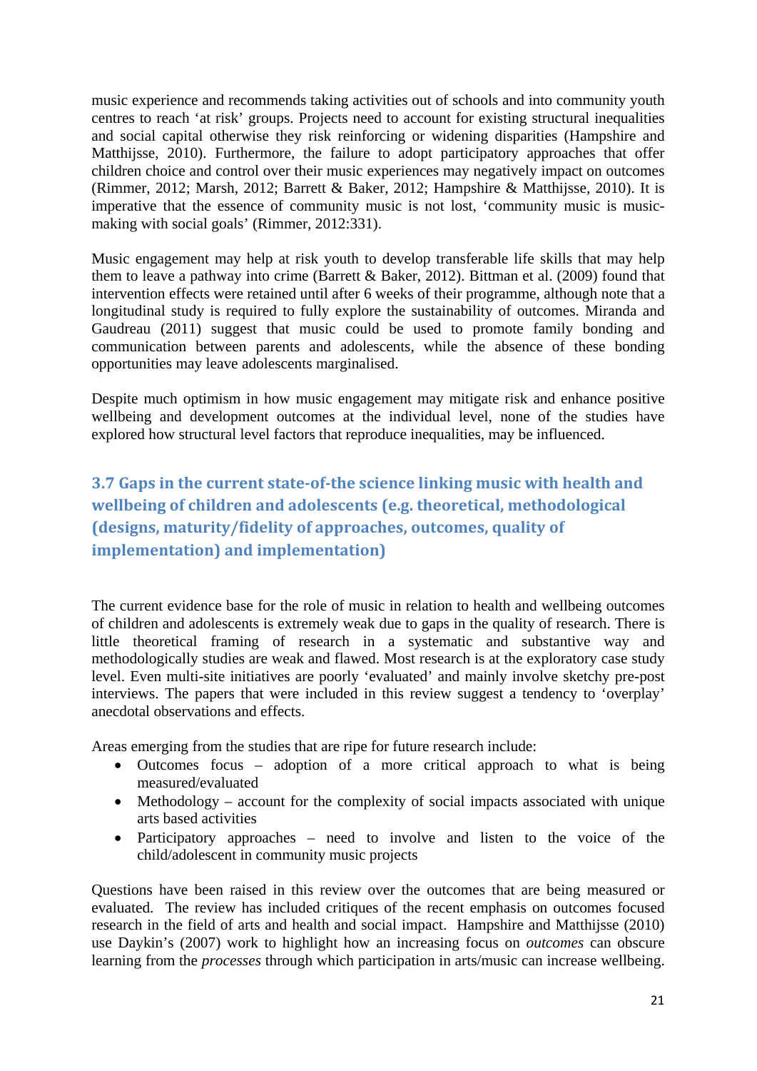music experience and recommends taking activities out of schools and into community youth centres to reach 'at risk' groups. Projects need to account for existing structural inequalities and social capital otherwise they risk reinforcing or widening disparities (Hampshire and Matthijsse, 2010). Furthermore, the failure to adopt participatory approaches that offer children choice and control over their music experiences may negatively impact on outcomes (Rimmer, 2012; Marsh, 2012; Barrett & Baker, 2012; Hampshire & Matthijsse, 2010). It is imperative that the essence of community music is not lost, 'community music is music-making with social goals' (Rimmer, 2012:331).

Music engagement may help at risk youth to develop transferable life skills that may help them to leave a pathway into crime (Barrett & Baker, 2012). Bittman et al. (2009) found that intervention effects were retained until after 6 weeks of their programme, although note that a longitudinal study is required to fully explore the sustainability of outcomes. Miranda and Gaudreau (2011) suggest that music could be used to promote family bonding and communication between parents and adolescents, while the absence of these bonding opportunities may leave adolescents marginalised.

Despite much optimism in how music engagement may mitigate risk and enhance positive wellbeing and development outcomes at the individual level, none of the studies have explored how structural level factors that reproduce inequalities, may be influenced.

## 3.7 Gaps in the current state-of-the science linking music with health and wellbeing of children and adolescents (e.g. theoretical, methodological (designs, maturity/fidelity of approaches, outcomes, quality of implementation) and implementation)

The current evidence base for the role of music in relation to health and wellbeing outcomes of children and adolescents is extremely weak due to gaps in the quality of research. There is little theoretical framing of research in a systematic and substantive way and methodologically studies are weak and flawed. Most research is at the exploratory case study level. Even multi-site initiatives are poorly 'evaluated' and mainly involve sketchy pre-post interviews. The papers that were included in this review suggest a tendency to 'overplay' anecdotal observations and effects.

Areas emerging from the studies that are ripe for future research include:

- Outcomes focus – adoption of a more critical approach to what is being measured/evaluated
- Methodology – account for the complexity of social impacts associated with unique arts based activities
- Participatory approaches – need to involve and listen to the voice of the child/adolescent in community music projects

Questions have been raised in this review over the outcomes that are being measured or evaluated. The review has included critiques of the recent emphasis on outcomes focused research in the field of arts and health and social impact. Hampshire and Matthijsse (2010) use Daykin's (2007) work to highlight how an increasing focus on *outcomes* can obscure learning from the *processes* through which participation in arts/music can increase wellbeing.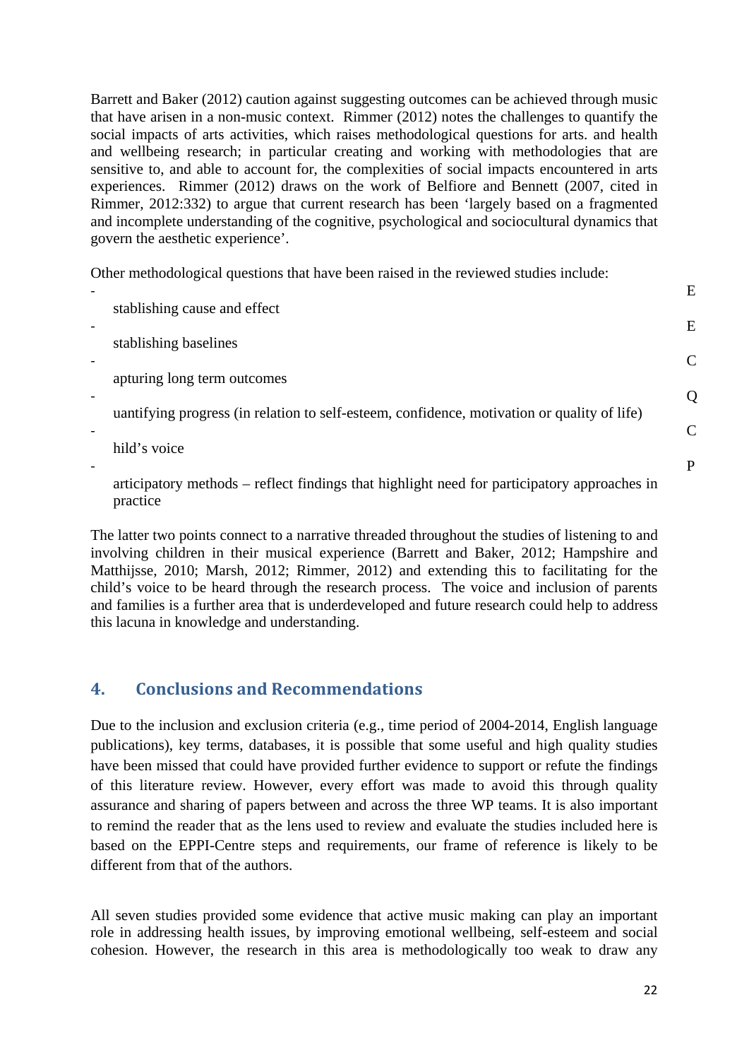Barrett and Baker (2012) caution against suggesting outcomes can be achieved through music that have arisen in a non-music context. Rimmer (2012) notes the challenges to quantify the social impacts of arts activities, which raises methodological questions for arts. and health and wellbeing research; in particular creating and working with methodologies that are sensitive to, and able to account for, the complexities of social impacts encountered in arts experiences. Rimmer (2012) draws on the work of Belfiore and Bennett (2007, cited in Rimmer, 2012:332) to argue that current research has been 'largely based on a fragmented and incomplete understanding of the cognitive, psychological and sociocultural dynamics that govern the aesthetic experience'.

Other methodological questions that have been raised in the reviewed studies include:

- Establishing cause and effect
- Establishing baselines
- Capturing long term outcomes
- Quantifying progress (in relation to self-esteem, confidence, motivation or quality of life)
- Child's voice
- Participatory methods – reflect findings that highlight need for participatory approaches in practice

The latter two points connect to a narrative threaded throughout the studies of listening to and involving children in their musical experience (Barrett and Baker, 2012; Hampshire and Matthijsse, 2010; Marsh, 2012; Rimmer, 2012) and extending this to facilitating for the child's voice to be heard through the research process. The voice and inclusion of parents and families is a further area that is underdeveloped and future research could help to address this lacuna in knowledge and understanding.

## 4. Conclusions and Recommendations

Due to the inclusion and exclusion criteria (e.g., time period of 2004-2014, English language publications), key terms, databases, it is possible that some useful and high quality studies have been missed that could have provided further evidence to support or refute the findings of this literature review. However, every effort was made to avoid this through quality assurance and sharing of papers between and across the three WP teams. It is also important to remind the reader that as the lens used to review and evaluate the studies included here is based on the EPPI-Centre steps and requirements, our frame of reference is likely to be different from that of the authors.

All seven studies provided some evidence that active music making can play an important role in addressing health issues, by improving emotional wellbeing, self-esteem and social cohesion. However, the research in this area is methodologically too weak to draw any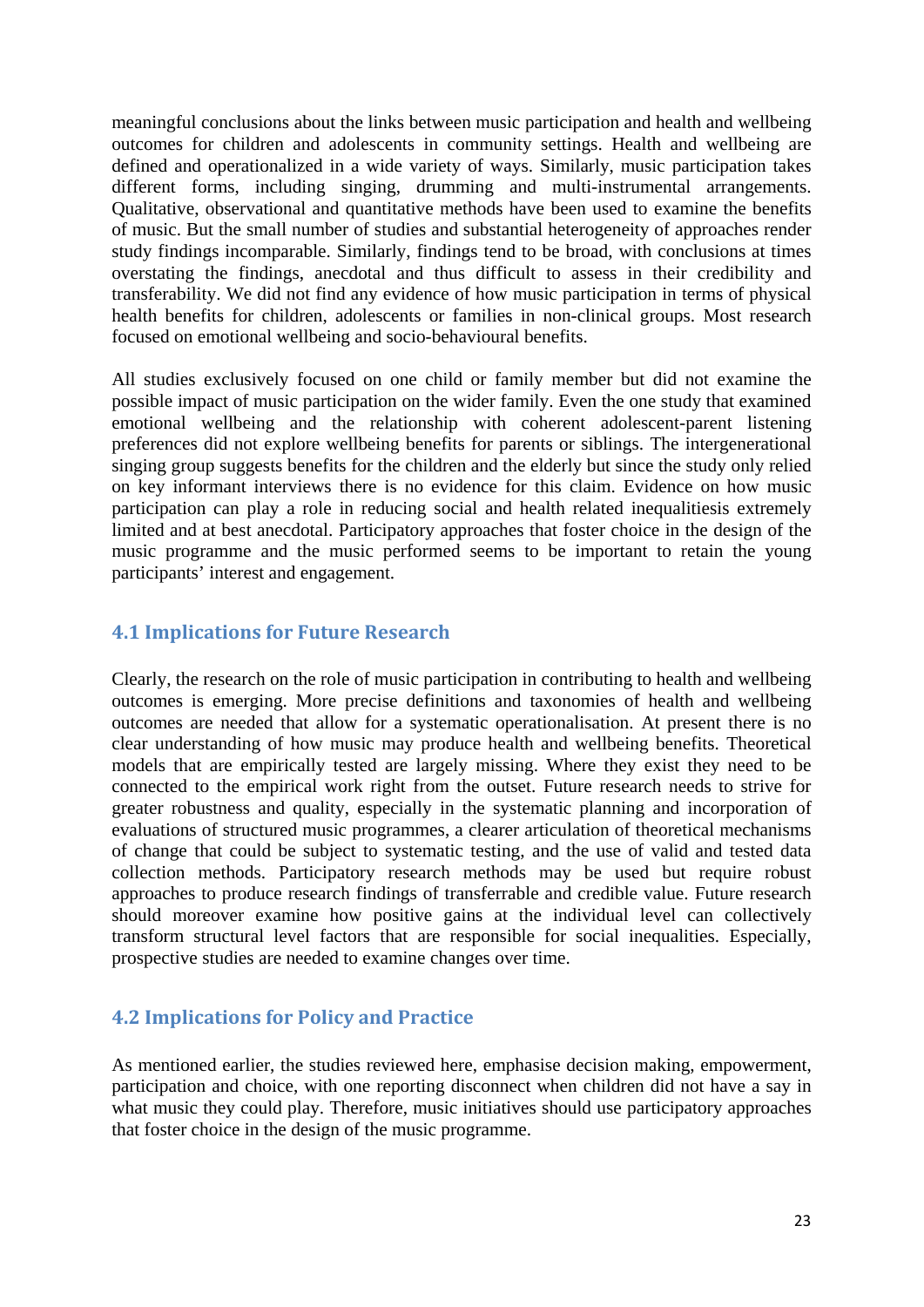meaningful conclusions about the links between music participation and health and wellbeing outcomes for children and adolescents in community settings. Health and wellbeing are defined and operationalized in a wide variety of ways. Similarly, music participation takes different forms, including singing, drumming and multi-instrumental arrangements. Qualitative, observational and quantitative methods have been used to examine the benefits of music. But the small number of studies and substantial heterogeneity of approaches render study findings incomparable. Similarly, findings tend to be broad, with conclusions at times overstating the findings, anecdotal and thus difficult to assess in their credibility and transferability. We did not find any evidence of how music participation in terms of physical health benefits for children, adolescents or families in non-clinical groups. Most research focused on emotional wellbeing and socio-behavioural benefits.

All studies exclusively focused on one child or family member but did not examine the possible impact of music participation on the wider family. Even the one study that examined emotional wellbeing and the relationship with coherent adolescent-parent listening preferences did not explore wellbeing benefits for parents or siblings. The intergenerational singing group suggests benefits for the children and the elderly but since the study only relied on key informant interviews there is no evidence for this claim. Evidence on how music participation can play a role in reducing social and health related inequalitiesis extremely limited and at best anecdotal. Participatory approaches that foster choice in the design of the music programme and the music performed seems to be important to retain the young participants' interest and engagement.

### 4.1 Implications for Future Research

Clearly, the research on the role of music participation in contributing to health and wellbeing outcomes is emerging. More precise definitions and taxonomies of health and wellbeing outcomes are needed that allow for a systematic operationalisation. At present there is no clear understanding of how music may produce health and wellbeing benefits. Theoretical models that are empirically tested are largely missing. Where they exist they need to be connected to the empirical work right from the outset. Future research needs to strive for greater robustness and quality, especially in the systematic planning and incorporation of evaluations of structured music programmes, a clearer articulation of theoretical mechanisms of change that could be subject to systematic testing, and the use of valid and tested data collection methods. Participatory research methods may be used but require robust approaches to produce research findings of transferrable and credible value. Future research should moreover examine how positive gains at the individual level can collectively transform structural level factors that are responsible for social inequalities. Especially, prospective studies are needed to examine changes over time.

### 4.2 Implications for Policy and Practice

As mentioned earlier, the studies reviewed here, emphasise decision making, empowerment, participation and choice, with one reporting disconnect when children did not have a say in what music they could play. Therefore, music initiatives should use participatory approaches that foster choice in the design of the music programme.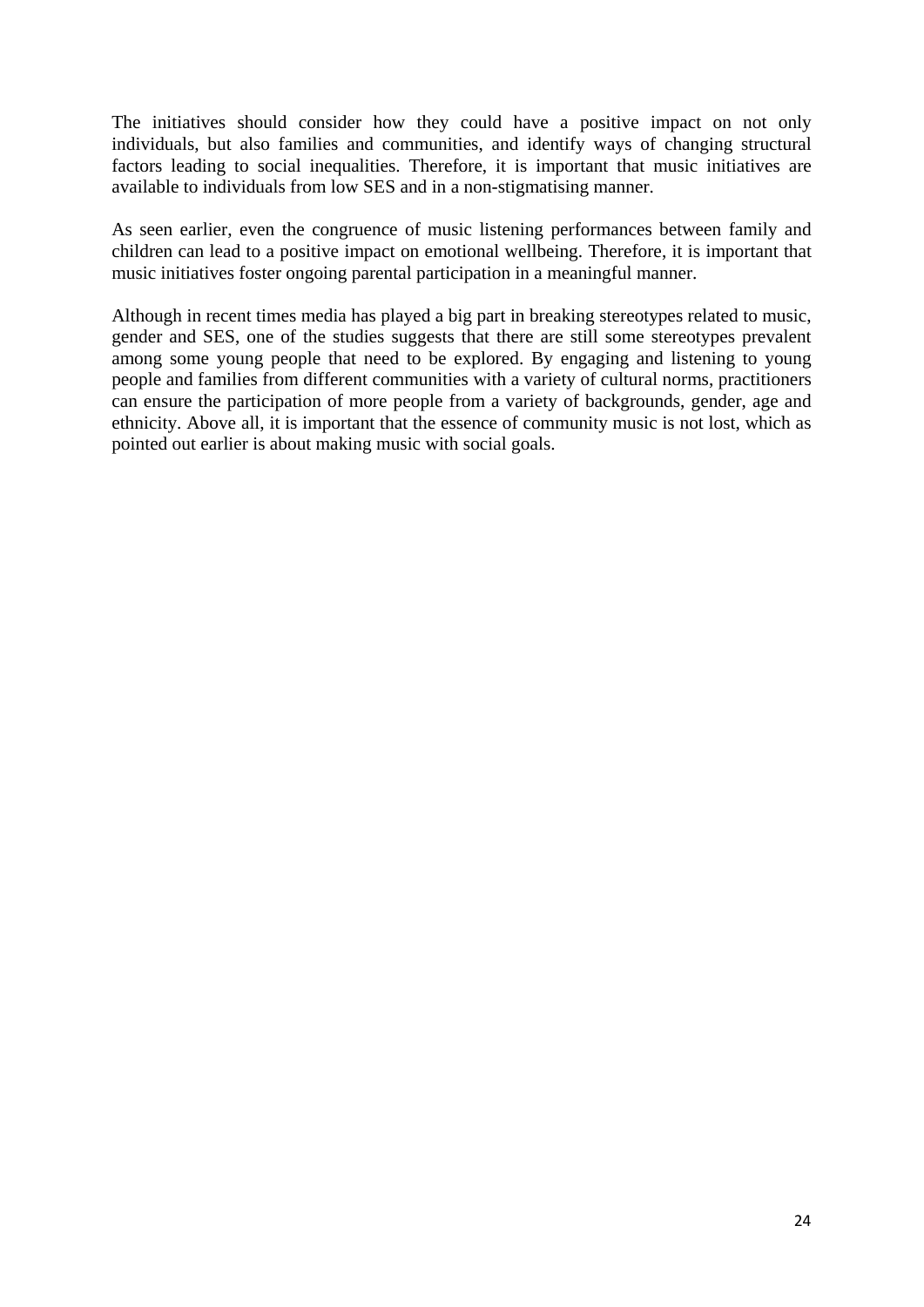The initiatives should consider how they could have a positive impact on not only individuals, but also families and communities, and identify ways of changing structural factors leading to social inequalities. Therefore, it is important that music initiatives are available to individuals from low SES and in a non-stigmatising manner.

As seen earlier, even the congruence of music listening performances between family and children can lead to a positive impact on emotional wellbeing. Therefore, it is important that music initiatives foster ongoing parental participation in a meaningful manner.

Although in recent times media has played a big part in breaking stereotypes related to music, gender and SES, one of the studies suggests that there are still some stereotypes prevalent among some young people that need to be explored. By engaging and listening to young people and families from different communities with a variety of cultural norms, practitioners can ensure the participation of more people from a variety of backgrounds, gender, age and ethnicity. Above all, it is important that the essence of community music is not lost, which as pointed out earlier is about making music with social goals.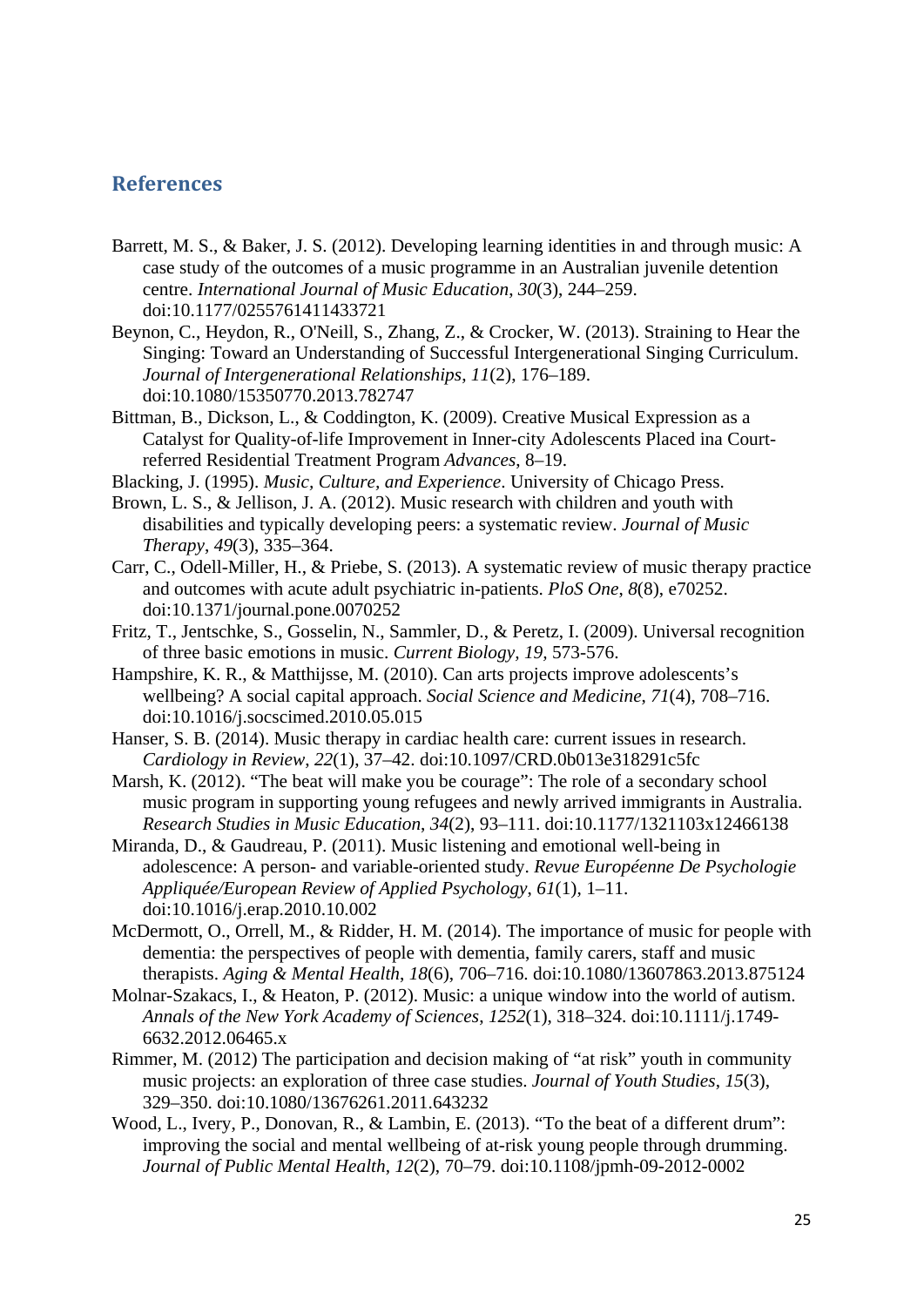## References

Barrett, M. S., & Baker, J. S. (2012). Developing learning identities in and through music: A case study of the outcomes of a music programme in an Australian juvenile detention centre. *International Journal of Music Education*, *30*(3), 244–259. doi:10.1177/0255761411433721

Beynon, C., Heydon, R., O'Neill, S., Zhang, Z., & Crocker, W. (2013). Straining to Hear the Singing: Toward an Understanding of Successful Intergenerational Singing Curriculum. *Journal of Intergenerational Relationships*, *11*(2), 176–189. doi:10.1080/15350770.2013.782747

Bittman, B., Dickson, L., & Coddington, K. (2009). Creative Musical Expression as a Catalyst for Quality-of-life Improvement in Inner-city Adolescents Placed ina Court-referred Residential Treatment Program *Advances*, 8–19.

Blacking, J. (1995). *Music, Culture, and Experience*. University of Chicago Press.

Brown, L. S., & Jellison, J. A. (2012). Music research with children and youth with disabilities and typically developing peers: a systematic review. *Journal of Music Therapy*, *49*(3), 335–364.

Carr, C., Odell-Miller, H., & Priebe, S. (2013). A systematic review of music therapy practice and outcomes with acute adult psychiatric in-patients. *PloS One*, *8*(8), e70252. doi:10.1371/journal.pone.0070252

Fritz, T., Jentschke, S., Gosselin, N., Sammler, D., & Peretz, I. (2009). Universal recognition of three basic emotions in music. *Current Biology, 19,* 573-576.

Hampshire, K. R., & Matthijsse, M. (2010). Can arts projects improve adolescents's wellbeing? A social capital approach. *Social Science and Medicine*, *71*(4), 708–716. doi:10.1016/j.socscimed.2010.05.015

Hanser, S. B. (2014). Music therapy in cardiac health care: current issues in research. *Cardiology in Review*, *22*(1), 37–42. doi:10.1097/CRD.0b013e318291c5fc

Marsh, K. (2012). "The beat will make you be courage": The role of a secondary school music program in supporting young refugees and newly arrived immigrants in Australia. *Research Studies in Music Education*, *34*(2), 93–111. doi:10.1177/1321103x12466138

Miranda, D., & Gaudreau, P. (2011). Music listening and emotional well-being in adolescence: A person- and variable-oriented study. *Revue Européenne De Psychologie Appliquée/European Review of Applied Psychology*, *61*(1), 1–11. doi:10.1016/j.erap.2010.10.002

McDermott, O., Orrell, M., & Ridder, H. M. (2014). The importance of music for people with dementia: the perspectives of people with dementia, family carers, staff and music therapists. *Aging & Mental Health*, *18*(6), 706–716. doi:10.1080/13607863.2013.875124

Molnar-Szakacs, I., & Heaton, P. (2012). Music: a unique window into the world of autism. *Annals of the New York Academy of Sciences*, *1252*(1), 318–324. doi:10.1111/j.1749-6632.2012.06465.x

Rimmer, M. (2012) The participation and decision making of "at risk" youth in community music projects: an exploration of three case studies. *Journal of Youth Studies*, *15*(3), 329–350. doi:10.1080/13676261.2011.643232

Wood, L., Ivery, P., Donovan, R., & Lambin, E. (2013). "To the beat of a different drum": improving the social and mental wellbeing of at-risk young people through drumming. *Journal of Public Mental Health*, *12*(2), 70–79. doi:10.1108/jpmh-09-2012-0002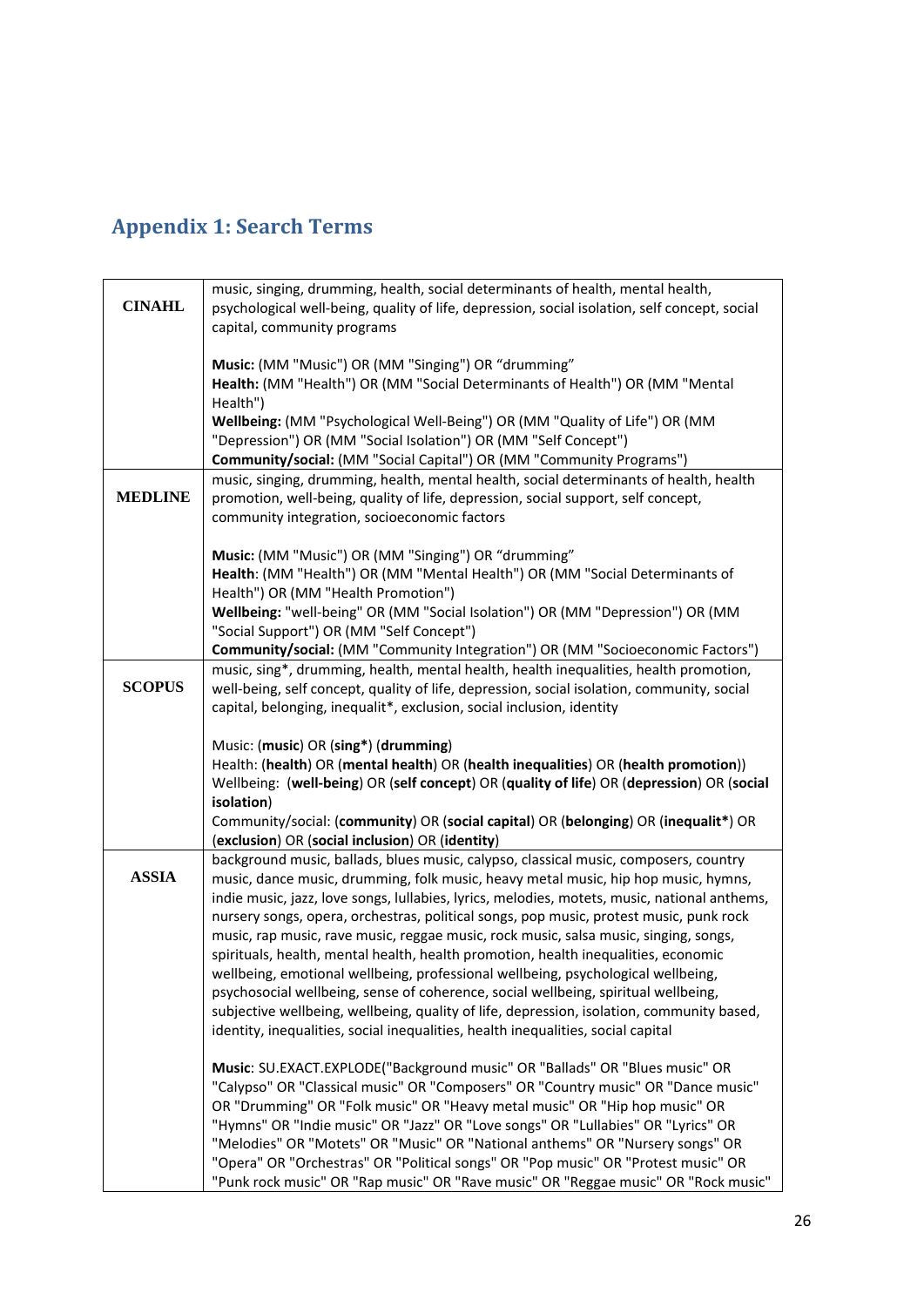## Appendix 1: Search Terms

| | |
|---|---|
| **CINAHL** | music, singing, drumming, health, social determinants of health, mental health, psychological well-being, quality of life, depression, social isolation, self concept, social capital, community programs<br><br>**Music:** (MM "Music") OR (MM "Singing") OR "drumming"<br>**Health:** (MM "Health") OR (MM "Social Determinants of Health") OR (MM "Mental Health")<br>**Wellbeing:** (MM "Psychological Well-Being") OR (MM "Quality of Life") OR (MM "Depression") OR (MM "Social Isolation") OR (MM "Self Concept")<br>**Community/social:** (MM "Social Capital") OR (MM "Community Programs") |
| **MEDLINE** | music, singing, drumming, health, mental health, social determinants of health, health promotion, well-being, quality of life, depression, social support, self concept, community integration, socioeconomic factors<br><br>**Music:** (MM "Music") OR (MM "Singing") OR "drumming"<br>**Health**: (MM "Health") OR (MM "Mental Health") OR (MM "Social Determinants of Health") OR (MM "Health Promotion")<br>**Wellbeing:** "well-being" OR (MM "Social Isolation") OR (MM "Depression") OR (MM "Social Support") OR (MM "Self Concept")<br>**Community/social:** (MM "Community Integration") OR (MM "Socioeconomic Factors") |
| **SCOPUS** | music, sing*, drumming, health, mental health, health inequalities, health promotion, well-being, self concept, quality of life, depression, social isolation, community, social capital, belonging, inequalit*, exclusion, social inclusion, identity<br><br>Music: (**music**) OR (**sing***) (**drumming**)<br>Health: (**health**) OR (**mental health**) OR (**health inequalities**) OR (**health promotion**))<br>Wellbeing: (**well-being**) OR (**self concept**) OR (**quality of life**) OR (**depression**) OR (**social isolation**)<br>Community/social: (**community**) OR (**social capital**) OR (**belonging**) OR (**inequalit***) OR (**exclusion**) OR (**social inclusion**) OR (**identity**) |
| **ASSIA** | background music, ballads, blues music, calypso, classical music, composers, country music, dance music, drumming, folk music, heavy metal music, hip hop music, hymns, indie music, jazz, love songs, lullabies, lyrics, melodies, motets, music, national anthems, nursery songs, opera, orchestras, political songs, pop music, protest music, punk rock music, rap music, rave music, reggae music, rock music, salsa music, singing, songs, spirituals, health, mental health, health promotion, health inequalities, economic wellbeing, emotional wellbeing, professional wellbeing, psychological wellbeing, psychosocial wellbeing, sense of coherence, social wellbeing, spiritual wellbeing, subjective wellbeing, wellbeing, quality of life, depression, isolation, community based, identity, inequalities, social inequalities, health inequalities, social capital<br><br>**Music**: SU.EXACT.EXPLODE("Background music" OR "Ballads" OR "Blues music" OR "Calypso" OR "Classical music" OR "Composers" OR "Country music" OR "Dance music" OR "Drumming" OR "Folk music" OR "Heavy metal music" OR "Hip hop music" OR "Hymns" OR "Indie music" OR "Jazz" OR "Love songs" OR "Lullabies" OR "Lyrics" OR "Melodies" OR "Motets" OR "Music" OR "National anthems" OR "Nursery songs" OR "Opera" OR "Orchestras" OR "Political songs" OR "Pop music" OR "Protest music" OR "Punk rock music" OR "Rap music" OR "Rave music" OR "Reggae music" OR "Rock music" |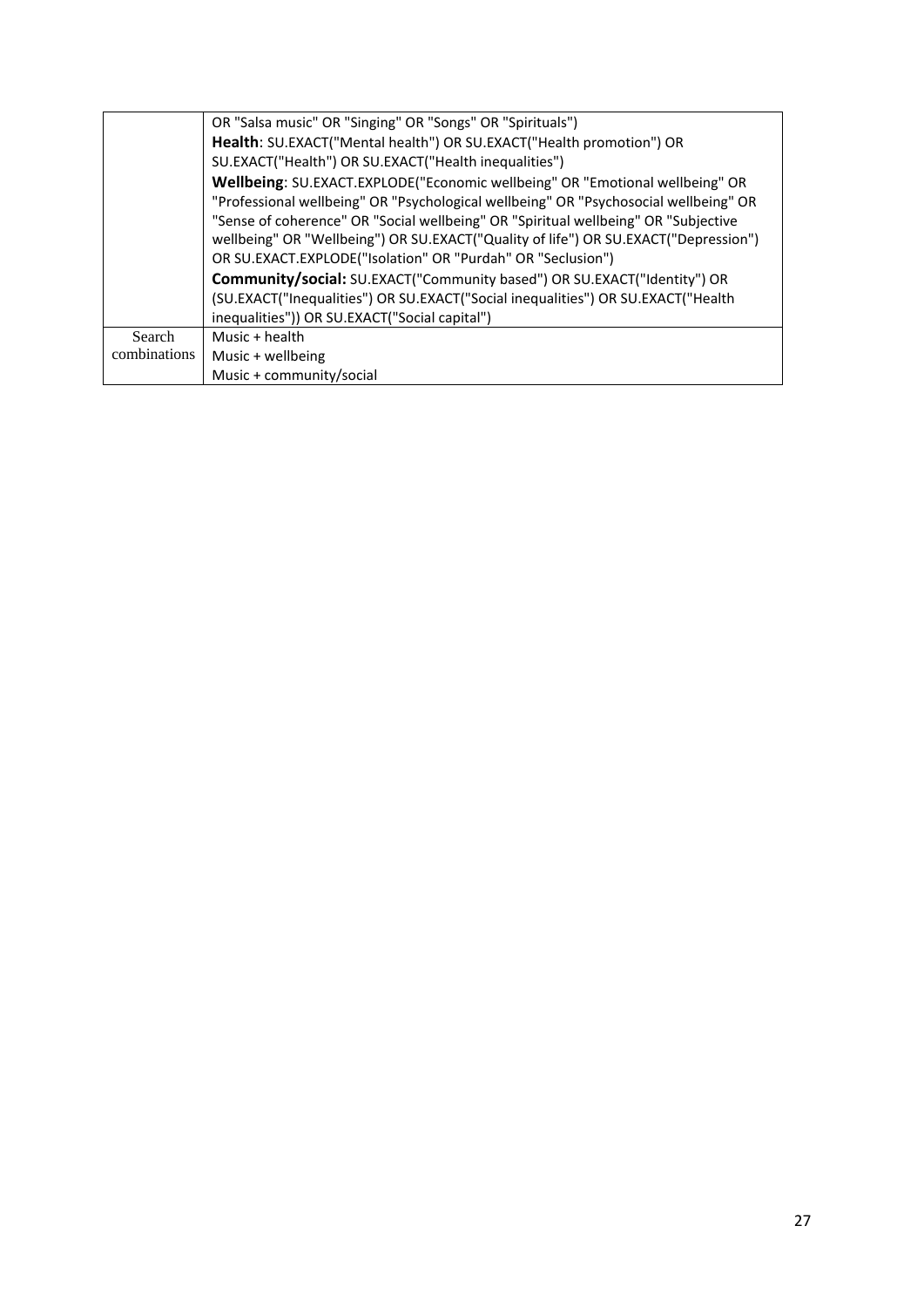| | |
|---|---|
| | OR "Salsa music" OR "Singing" OR "Songs" OR "Spirituals")<br>**Health**: SU.EXACT("Mental health") OR SU.EXACT("Health promotion") OR SU.EXACT("Health") OR SU.EXACT("Health inequalities")<br>**Wellbeing**: SU.EXACT.EXPLODE("Economic wellbeing" OR "Emotional wellbeing" OR "Professional wellbeing" OR "Psychological wellbeing" OR "Psychosocial wellbeing" OR "Sense of coherence" OR "Social wellbeing" OR "Spiritual wellbeing" OR "Subjective wellbeing" OR "Wellbeing") OR SU.EXACT("Quality of life") OR SU.EXACT("Depression") OR SU.EXACT.EXPLODE("Isolation" OR "Purdah" OR "Seclusion")<br>**Community/social:** SU.EXACT("Community based") OR SU.EXACT("Identity") OR (SU.EXACT("Inequalities") OR SU.EXACT("Social inequalities") OR SU.EXACT("Health inequalities")) OR SU.EXACT("Social capital") |
| Search combinations | Music + health<br>Music + wellbeing<br>Music + community/social |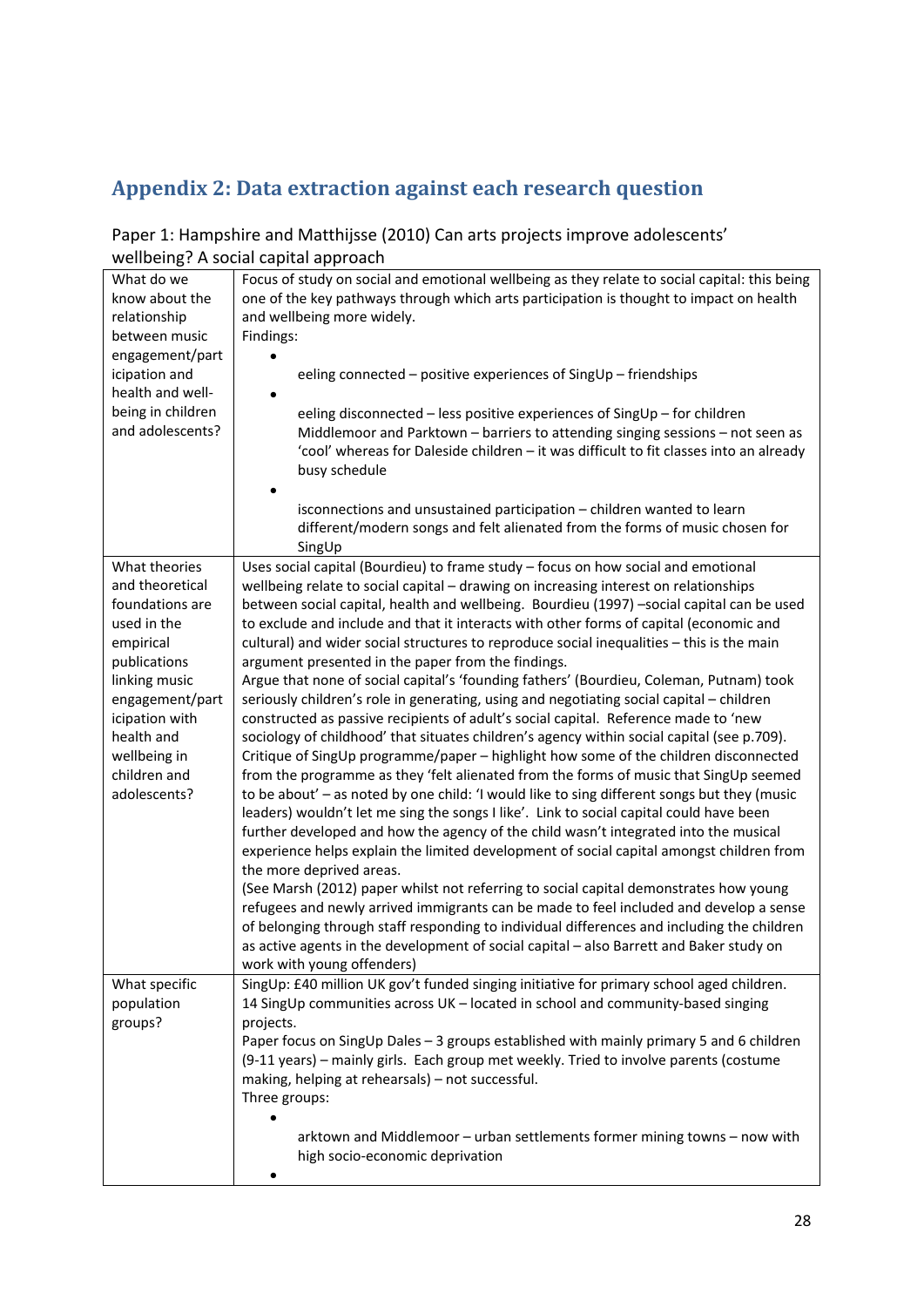## Appendix 2: Data extraction against each research question

Paper 1: Hampshire and Matthijsse (2010) Can arts projects improve adolescents' wellbeing? A social capital approach

| | |
|---|---|
| What do we know about the relationship between music engagement/participation and health and well-being in children and adolescents? | Focus of study on social and emotional wellbeing as they relate to social capital: this being one of the key pathways through which arts participation is thought to impact on health and wellbeing more widely.<br>Findings:<br>• eeling connected – positive experiences of SingUp – friendships<br>• eeling disconnected – less positive experiences of SingUp – for children Middlemoor and Parktown – barriers to attending singing sessions – not seen as 'cool' whereas for Daleside children – it was difficult to fit classes into an already busy schedule<br>• isconnections and unsustained participation – children wanted to learn different/modern songs and felt alienated from the forms of music chosen for SingUp |
| What theories and theoretical foundations are used in the empirical publications linking music engagement/participation with health and wellbeing in children and adolescents? | Uses social capital (Bourdieu) to frame study – focus on how social and emotional wellbeing relate to social capital – drawing on increasing interest on relationships between social capital, health and wellbeing. Bourdieu (1997) –social capital can be used to exclude and include and that it interacts with other forms of capital (economic and cultural) and wider social structures to reproduce social inequalities – this is the main argument presented in the paper from the findings.<br>Argue that none of social capital's 'founding fathers' (Bourdieu, Coleman, Putnam) took seriously children's role in generating, using and negotiating social capital – children constructed as passive recipients of adult's social capital. Reference made to 'new sociology of childhood' that situates children's agency within social capital (see p.709).<br>Critique of SingUp programme/paper – highlight how some of the children disconnected from the programme as they 'felt alienated from the forms of music that SingUp seemed to be about' – as noted by one child: 'I would like to sing different songs but they (music leaders) wouldn't let me sing the songs I like'. Link to social capital could have been further developed and how the agency of the child wasn't integrated into the musical experience helps explain the limited development of social capital amongst children from the more deprived areas.<br>(See Marsh (2012) paper whilst not referring to social capital demonstrates how young refugees and newly arrived immigrants can be made to feel included and develop a sense of belonging through staff responding to individual differences and including the children as active agents in the development of social capital – also Barrett and Baker study on work with young offenders) |
| What specific population groups? | SingUp: £40 million UK gov't funded singing initiative for primary school aged children.<br>14 SingUp communities across UK – located in school and community-based singing projects.<br>Paper focus on SingUp Dales – 3 groups established with mainly primary 5 and 6 children (9-11 years) – mainly girls. Each group met weekly. Tried to involve parents (costume making, helping at rehearsals) – not successful.<br>Three groups:<br>• arktown and Middlemoor – urban settlements former mining towns – now with high socio-economic deprivation<br>• |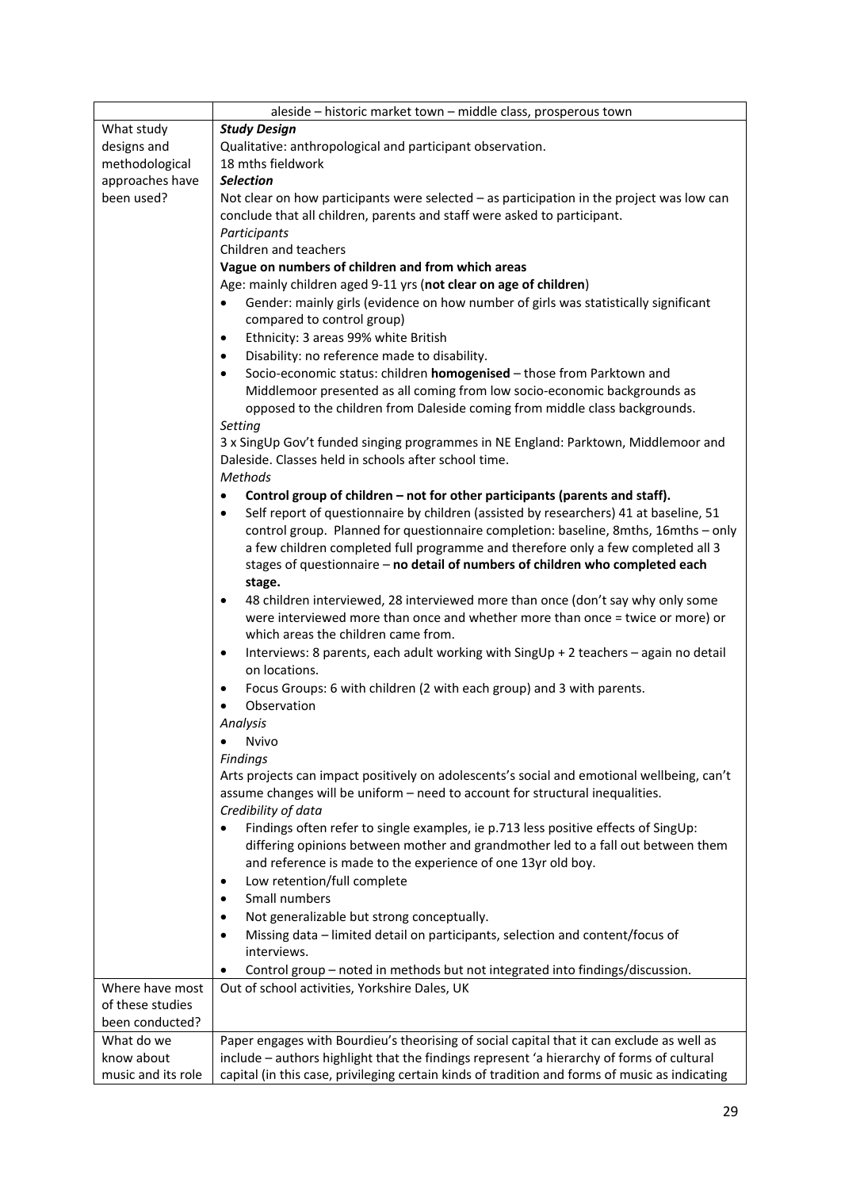| | aleside – historic market town – middle class, prosperous town |
|---|---|
| What study designs and methodological approaches have been used? | ***Study Design***<br>Qualitative: anthropological and participant observation.<br>18 mths fieldwork<br>***Selection***<br>Not clear on how participants were selected – as participation in the project was low can conclude that all children, parents and staff were asked to participant.<br>*Participants*<br>Children and teachers<br>**Vague on numbers of children and from which areas**<br>Age: mainly children aged 9-11 yrs (**not clear on age of children**)<br>• Gender: mainly girls (evidence on how number of girls was statistically significant compared to control group)<br>• Ethnicity: 3 areas 99% white British<br>• Disability: no reference made to disability.<br>• Socio-economic status: children **homogenised** – those from Parktown and Middlemoor presented as all coming from low socio-economic backgrounds as opposed to the children from Daleside coming from middle class backgrounds.<br>*Setting*<br>3 x SingUp Gov't funded singing programmes in NE England: Parktown, Middlemoor and Daleside. Classes held in schools after school time.<br>*Methods*<br>• **Control group of children – not for other participants (parents and staff).**<br>• Self report of questionnaire by children (assisted by researchers) 41 at baseline, 51 control group. Planned for questionnaire completion: baseline, 8mths, 16mths – only a few children completed full programme and therefore only a few completed all 3 stages of questionnaire – **no detail of numbers of children who completed each stage.**<br>• 48 children interviewed, 28 interviewed more than once (don't say why only some were interviewed more than once and whether more than once = twice or more) or which areas the children came from.<br>• Interviews: 8 parents, each adult working with SingUp + 2 teachers – again no detail on locations.<br>• Focus Groups: 6 with children (2 with each group) and 3 with parents.<br>• Observation<br>*Analysis*<br>• Nvivo<br>*Findings*<br>Arts projects can impact positively on adolescents's social and emotional wellbeing, can't assume changes will be uniform – need to account for structural inequalities.<br>*Credibility of data*<br>• Findings often refer to single examples, ie p.713 less positive effects of SingUp: differing opinions between mother and grandmother led to a fall out between them and reference is made to the experience of one 13yr old boy.<br>• Low retention/full complete<br>• Small numbers<br>• Not generalizable but strong conceptually.<br>• Missing data – limited detail on participants, selection and content/focus of interviews.<br>• Control group – noted in methods but not integrated into findings/discussion. |
| Where have most of these studies been conducted? | Out of school activities, Yorkshire Dales, UK |
| What do we know about music and its role | Paper engages with Bourdieu's theorising of social capital that it can exclude as well as include – authors highlight that the findings represent 'a hierarchy of forms of cultural capital (in this case, privileging certain kinds of tradition and forms of music as indicating |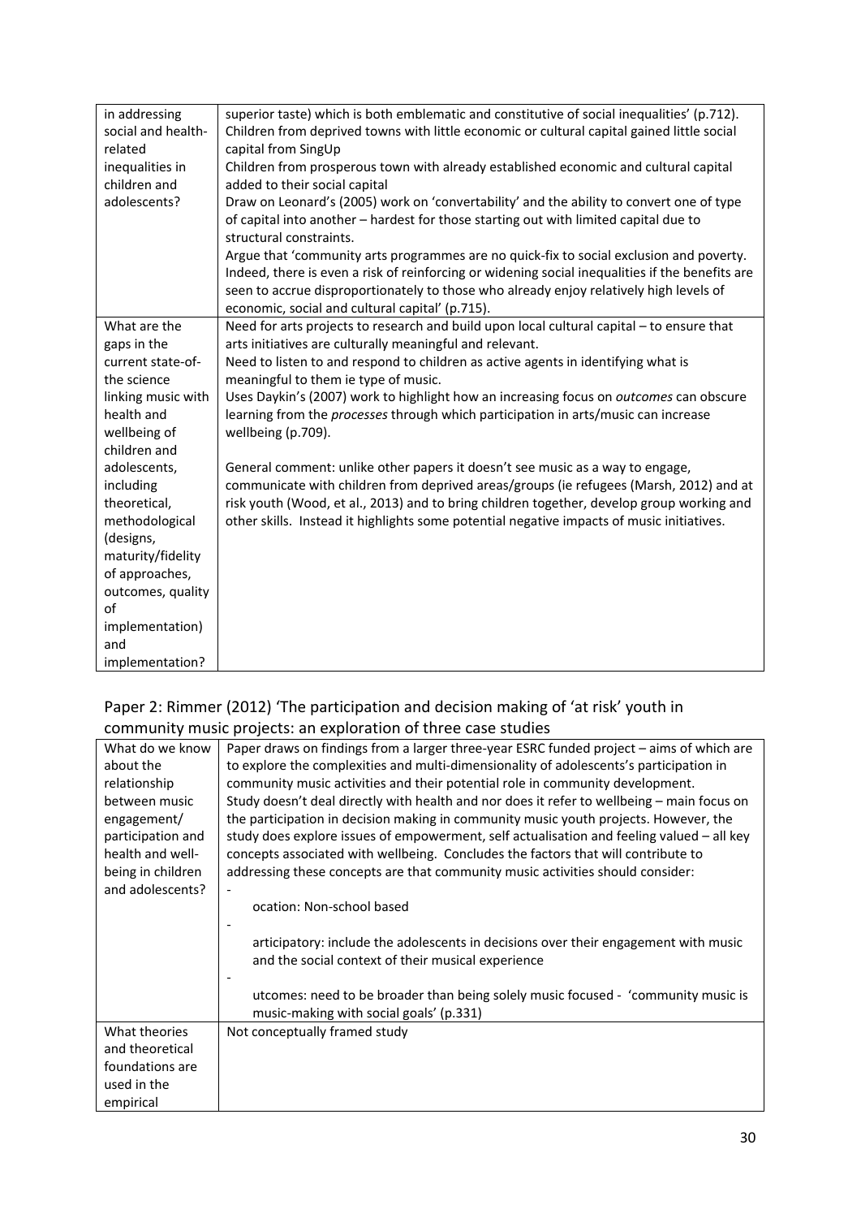| in addressing social and health-related inequalities in children and adolescents? | superior taste) which is both emblematic and constitutive of social inequalities' (p.712).<br>Children from deprived towns with little economic or cultural capital gained little social capital from SingUp<br>Children from prosperous town with already established economic and cultural capital added to their social capital<br>Draw on Leonard's (2005) work on 'convertability' and the ability to convert one of type of capital into another – hardest for those starting out with limited capital due to structural constraints.<br>Argue that 'community arts programmes are no quick-fix to social exclusion and poverty. Indeed, there is even a risk of reinforcing or widening social inequalities if the benefits are seen to accrue disproportionately to those who already enjoy relatively high levels of economic, social and cultural capital' (p.715). |
|---|---|
| What are the gaps in the current state-of-the science linking music with health and wellbeing of children and adolescents, including theoretical, methodological (designs, maturity/fidelity of approaches, outcomes, quality of implementation) and implementation? | Need for arts projects to research and build upon local cultural capital – to ensure that arts initiatives are culturally meaningful and relevant.<br>Need to listen to and respond to children as active agents in identifying what is meaningful to them ie type of music.<br>Uses Daykin's (2007) work to highlight how an increasing focus on *outcomes* can obscure learning from the *processes* through which participation in arts/music can increase wellbeing (p.709).<br><br>General comment: unlike other papers it doesn't see music as a way to engage, communicate with children from deprived areas/groups (ie refugees (Marsh, 2012) and at risk youth (Wood, et al., 2013) and to bring children together, develop group working and other skills. Instead it highlights some potential negative impacts of music initiatives. |

## Paper 2: Rimmer (2012) 'The participation and decision making of 'at risk' youth in community music projects: an exploration of three case studies

| What do we know about the relationship between music engagement/ participation and health and well-being in children and adolescents? | Paper draws on findings from a larger three-year ESRC funded project – aims of which are to explore the complexities and multi-dimensionality of adolescents's participation in community music activities and their potential role in community development.<br>Study doesn't deal directly with health and nor does it refer to wellbeing – main focus on the participation in decision making in community music youth projects. However, the study does explore issues of empowerment, self actualisation and feeling valued – all key concepts associated with wellbeing. Concludes the factors that will contribute to addressing these concepts are that community music activities should consider:<br>- ocation: Non-school based<br>- articipatory: include the adolescents in decisions over their engagement with music and the social context of their musical experience<br>- utcomes: need to be broader than being solely music focused - 'community music is music-making with social goals' (p.331) |
|---|---|
| What theories and theoretical foundations are used in the empirical | Not conceptually framed study |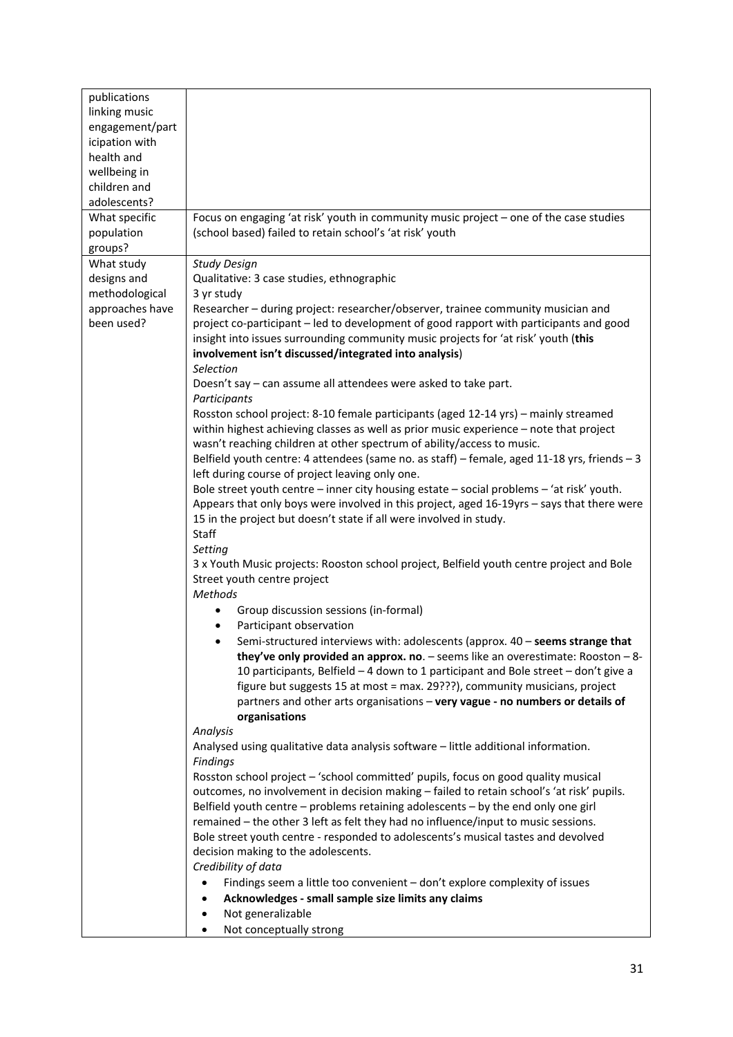| | |
|---|---|
| publications linking music engagement/participation with health and wellbeing in children and adolescents? | |
| What specific population groups? | Focus on engaging 'at risk' youth in community music project – one of the case studies (school based) failed to retain school's 'at risk' youth |
| What study designs and methodological approaches have been used? | *Study Design*<br>Qualitative: 3 case studies, ethnographic<br>3 yr study<br>Researcher – during project: researcher/observer, trainee community musician and project co-participant – led to development of good rapport with participants and good insight into issues surrounding community music projects for 'at risk' youth (**this involvement isn't discussed/integrated into analysis**)<br>*Selection*<br>Doesn't say – can assume all attendees were asked to take part.<br>*Participants*<br>Rosston school project: 8-10 female participants (aged 12-14 yrs) – mainly streamed within highest achieving classes as well as prior music experience – note that project wasn't reaching children at other spectrum of ability/access to music.<br>Belfield youth centre: 4 attendees (same no. as staff) – female, aged 11-18 yrs, friends – 3 left during course of project leaving only one.<br>Bole street youth centre – inner city housing estate – social problems – 'at risk' youth. Appears that only boys were involved in this project, aged 16-19yrs – says that there were 15 in the project but doesn't state if all were involved in study.<br>Staff<br>*Setting*<br>3 x Youth Music projects: Rooston school project, Belfield youth centre project and Bole Street youth centre project<br>*Methods*<br>• Group discussion sessions (in-formal)<br>• Participant observation<br>• Semi-structured interviews with: adolescents (approx. 40 – **seems strange that they've only provided an approx. no**. – seems like an overestimate: Rooston – 8-10 participants, Belfield – 4 down to 1 participant and Bole street – don't give a figure but suggests 15 at most = max. 29???), community musicians, project partners and other arts organisations – **very vague - no numbers or details of organisations**<br>*Analysis*<br>Analysed using qualitative data analysis software – little additional information.<br>*Findings*<br>Rosston school project – 'school committed' pupils, focus on good quality musical outcomes, no involvement in decision making – failed to retain school's 'at risk' pupils.<br>Belfield youth centre – problems retaining adolescents – by the end only one girl remained – the other 3 left as felt they had no influence/input to music sessions.<br>Bole street youth centre - responded to adolescents's musical tastes and devolved decision making to the adolescents.<br>*Credibility of data*<br>• Findings seem a little too convenient – don't explore complexity of issues<br>• **Acknowledges - small sample size limits any claims**<br>• Not generalizable<br>• Not conceptually strong |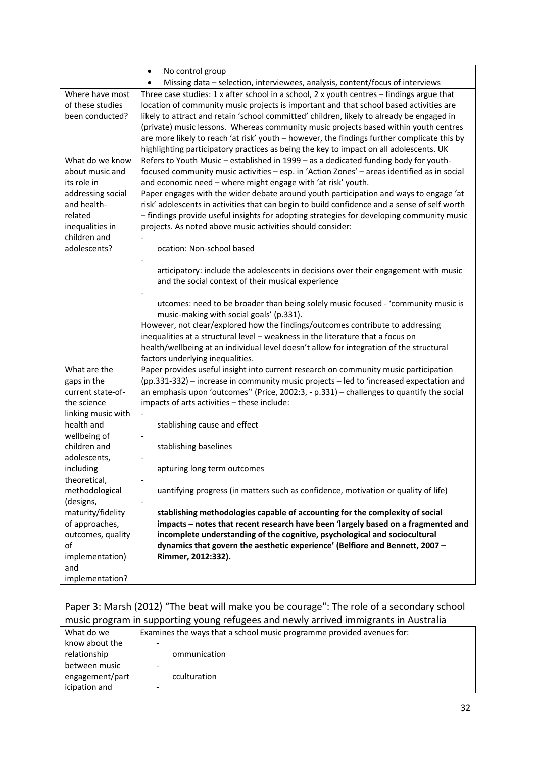| | • No control group<br>• Missing data – selection, interviewees, analysis, content/focus of interviews |
|---|---|
| Where have most of these studies been conducted? | Three case studies: 1 x after school in a school, 2 x youth centres – findings argue that location of community music projects is important and that school based activities are likely to attract and retain 'school committed' children, likely to already be engaged in (private) music lessons. Whereas community music projects based within youth centres are more likely to reach 'at risk' youth – however, the findings further complicate this by highlighting participatory practices as being the key to impact on all adolescents. UK |
| What do we know about music and its role in addressing social and health-related inequalities in children and adolescents? | Refers to Youth Music – established in 1999 – as a dedicated funding body for youth-focused community music activities – esp. in 'Action Zones' – areas identified as in social and economic need – where might engage with 'at risk' youth.<br>Paper engages with the wider debate around youth participation and ways to engage 'at risk' adolescents in activities that can begin to build confidence and a sense of self worth – findings provide useful insights for adopting strategies for developing community music projects. As noted above music activities should consider:<br>- ocation: Non-school based<br>- articipatory: include the adolescents in decisions over their engagement with music and the social context of their musical experience<br>- utcomes: need to be broader than being solely music focused - 'community music is music-making with social goals' (p.331).<br>However, not clear/explored how the findings/outcomes contribute to addressing inequalities at a structural level – weakness in the literature that a focus on health/wellbeing at an individual level doesn't allow for integration of the structural factors underlying inequalities. |
| What are the gaps in the current state-of-the science linking music with health and wellbeing of children and adolescents, including theoretical, methodological (designs, maturity/fidelity of approaches, outcomes, quality of implementation) and implementation? | Paper provides useful insight into current research on community music participation (pp.331-332) – increase in community music projects – led to 'increased expectation and an emphasis upon 'outcomes'' (Price, 2002:3, - p.331) – challenges to quantify the social impacts of arts activities – these include:<br>- stablishing cause and effect<br>- stablishing baselines<br>- apturing long term outcomes<br>- uantifying progress (in matters such as confidence, motivation or quality of life)<br>- **stablishing methodologies capable of accounting for the complexity of social impacts – notes that recent research have been 'largely based on a fragmented and incomplete understanding of the cognitive, psychological and sociocultural dynamics that govern the aesthetic experience' (Belfiore and Bennett, 2007 – Rimmer, 2012:332).** |

## Paper 3: Marsh (2012) "The beat will make you be courage": The role of a secondary school music program in supporting young refugees and newly arrived immigrants in Australia

| What do we know about the relationship between music engagement/participation and | Examines the ways that a school music programme provided avenues for:<br>- ommunication<br>- cculturation<br>- |
|---|---|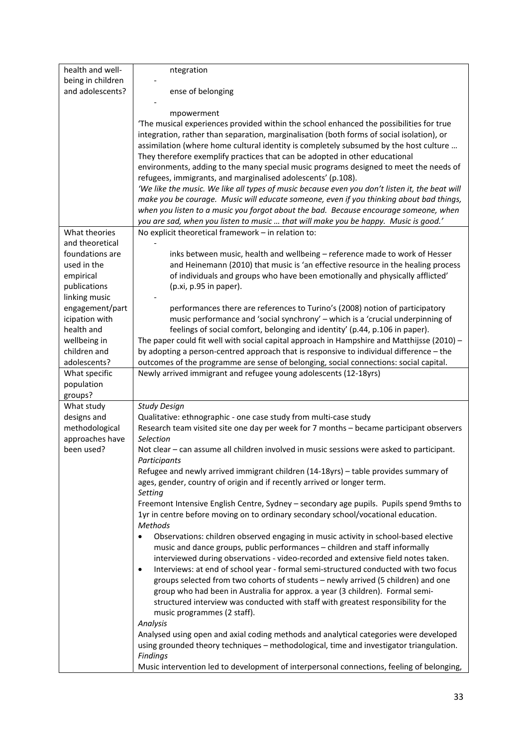| | |
|---|---|
| health and well-being in children and adolescents? | ntegration<br>-<br>ense of belonging<br>-<br>mpowerment<br>'The musical experiences provided within the school enhanced the possibilities for true integration, rather than separation, marginalisation (both forms of social isolation), or assimilation (where home cultural identity is completely subsumed by the host culture … They therefore exemplify practices that can be adopted in other educational environments, adding to the many special music programs designed to meet the needs of refugees, immigrants, and marginalised adolescents' (p.108).<br>*'We like the music. We like all types of music because even you don't listen it, the beat will make you be courage. Music will educate someone, even if you thinking about bad things, when you listen to a music you forgot about the bad. Because encourage someone, when you are sad, when you listen to music … that will make you be happy. Music is good.'* |
| What theories and theoretical foundations are used in the empirical publications linking music engagement/participation with health and wellbeing in children and adolescents? | No explicit theoretical framework – in relation to:<br>-<br>inks between music, health and wellbeing – reference made to work of Hesser and Heinemann (2010) that music is 'an effective resource in the healing process of individuals and groups who have been emotionally and physically afflicted' (p.xi, p.95 in paper).<br>-<br>performances there are references to Turino's (2008) notion of participatory music performance and 'social synchrony' – which is a 'crucial underpinning of feelings of social comfort, belonging and identity' (p.44, p.106 in paper).<br>The paper could fit well with social capital approach in Hampshire and Matthijsse (2010) – by adopting a person-centred approach that is responsive to individual difference – the outcomes of the programme are sense of belonging, social connections: social capital. |
| What specific population groups? | Newly arrived immigrant and refugee young adolescents (12-18yrs) |
| What study designs and methodological approaches have been used? | *Study Design*<br>Qualitative: ethnographic - one case study from multi-case study<br>Research team visited site one day per week for 7 months – became participant observers<br>*Selection*<br>Not clear – can assume all children involved in music sessions were asked to participant.<br>*Participants*<br>Refugee and newly arrived immigrant children (14-18yrs) – table provides summary of ages, gender, country of origin and if recently arrived or longer term.<br>*Setting*<br>Freemont Intensive English Centre, Sydney – secondary age pupils. Pupils spend 9mths to 1yr in centre before moving on to ordinary secondary school/vocational education.<br>*Methods*<br>• Observations: children observed engaging in music activity in school-based elective music and dance groups, public performances – children and staff informally interviewed during observations - video-recorded and extensive field notes taken.<br>• Interviews: at end of school year - formal semi-structured conducted with two focus groups selected from two cohorts of students – newly arrived (5 children) and one group who had been in Australia for approx. a year (3 children). Formal semi-structured interview was conducted with staff with greatest responsibility for the music programmes (2 staff).<br>*Analysis*<br>Analysed using open and axial coding methods and analytical categories were developed using grounded theory techniques – methodological, time and investigator triangulation.<br>*Findings*<br>Music intervention led to development of interpersonal connections, feeling of belonging, |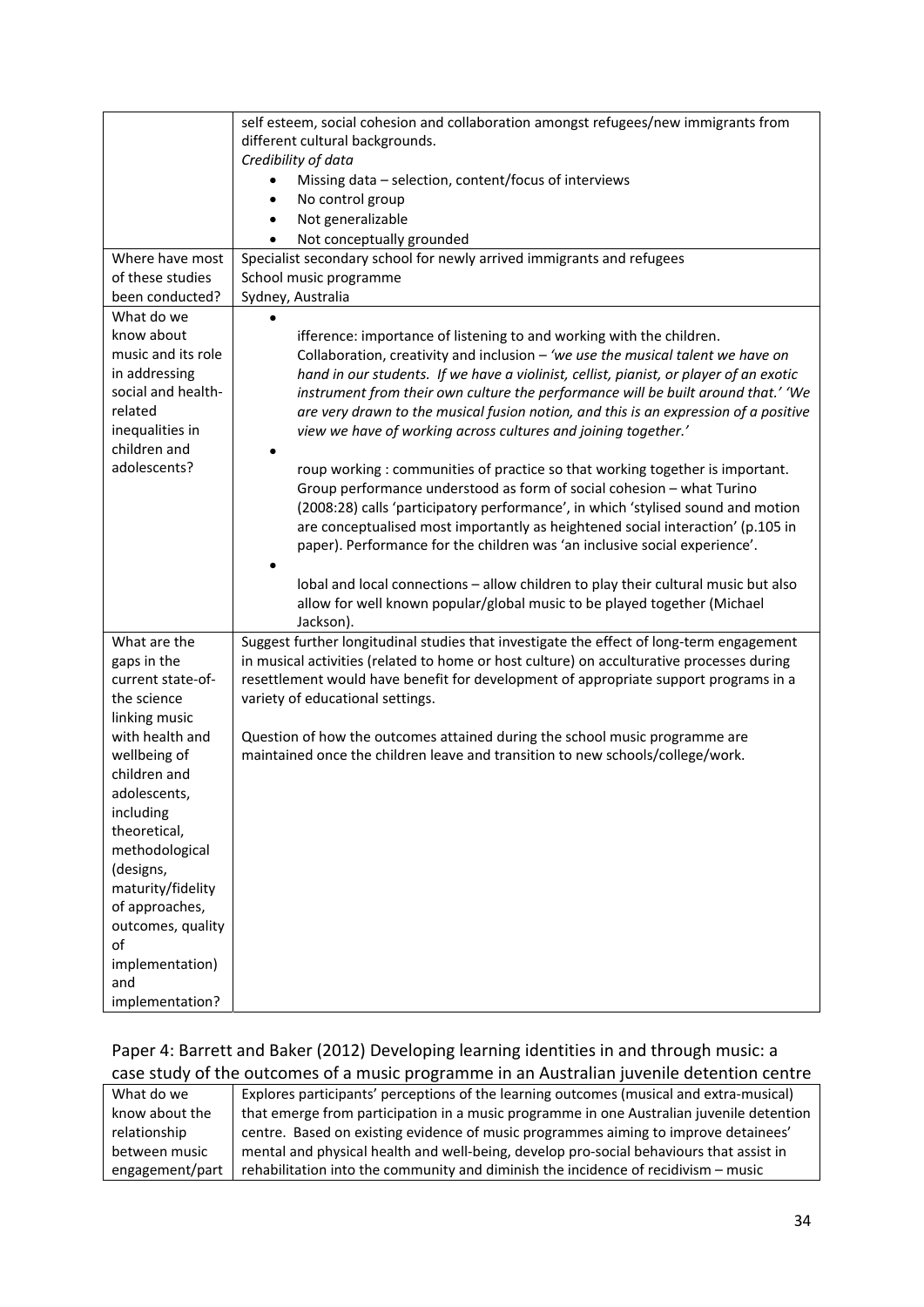| | |
|---|---|
| | self esteem, social cohesion and collaboration amongst refugees/new immigrants from different cultural backgrounds.<br>*Credibility of data*<br>• Missing data – selection, content/focus of interviews<br>• No control group<br>• Not generalizable<br>• Not conceptually grounded |
| Where have most of these studies been conducted? | Specialist secondary school for newly arrived immigrants and refugees<br>School music programme<br>Sydney, Australia |
| What do we know about music and its role in addressing social and health-related inequalities in children and adolescents? | • ifference: importance of listening to and working with the children. Collaboration, creativity and inclusion – *'we use the musical talent we have on hand in our students. If we have a violinist, cellist, pianist, or player of an exotic instrument from their own culture the performance will be built around that.' 'We are very drawn to the musical fusion notion, and this is an expression of a positive view we have of working across cultures and joining together.'*<br>• roup working : communities of practice so that working together is important. Group performance understood as form of social cohesion – what Turino (2008:28) calls 'participatory performance', in which 'stylised sound and motion are conceptualised most importantly as heightened social interaction' (p.105 in paper). Performance for the children was 'an inclusive social experience'.<br>• lobal and local connections – allow children to play their cultural music but also allow for well known popular/global music to be played together (Michael Jackson). |
| What are the gaps in the current state-of-the science linking music with health and wellbeing of children and adolescents, including theoretical, methodological (designs, maturity/fidelity of approaches, outcomes, quality of implementation) and implementation? | Suggest further longitudinal studies that investigate the effect of long-term engagement in musical activities (related to home or host culture) on acculturative processes during resettlement would have benefit for development of appropriate support programs in a variety of educational settings.<br><br>Question of how the outcomes attained during the school music programme are maintained once the children leave and transition to new schools/college/work. |

## Paper 4: Barrett and Baker (2012) Developing learning identities in and through music: a case study of the outcomes of a music programme in an Australian juvenile detention centre

| | |
|---|---|
| What do we know about the relationship between music engagement/part | Explores participants' perceptions of the learning outcomes (musical and extra-musical) that emerge from participation in a music programme in one Australian juvenile detention centre. Based on existing evidence of music programmes aiming to improve detainees' mental and physical health and well-being, develop pro-social behaviours that assist in rehabilitation into the community and diminish the incidence of recidivism – music |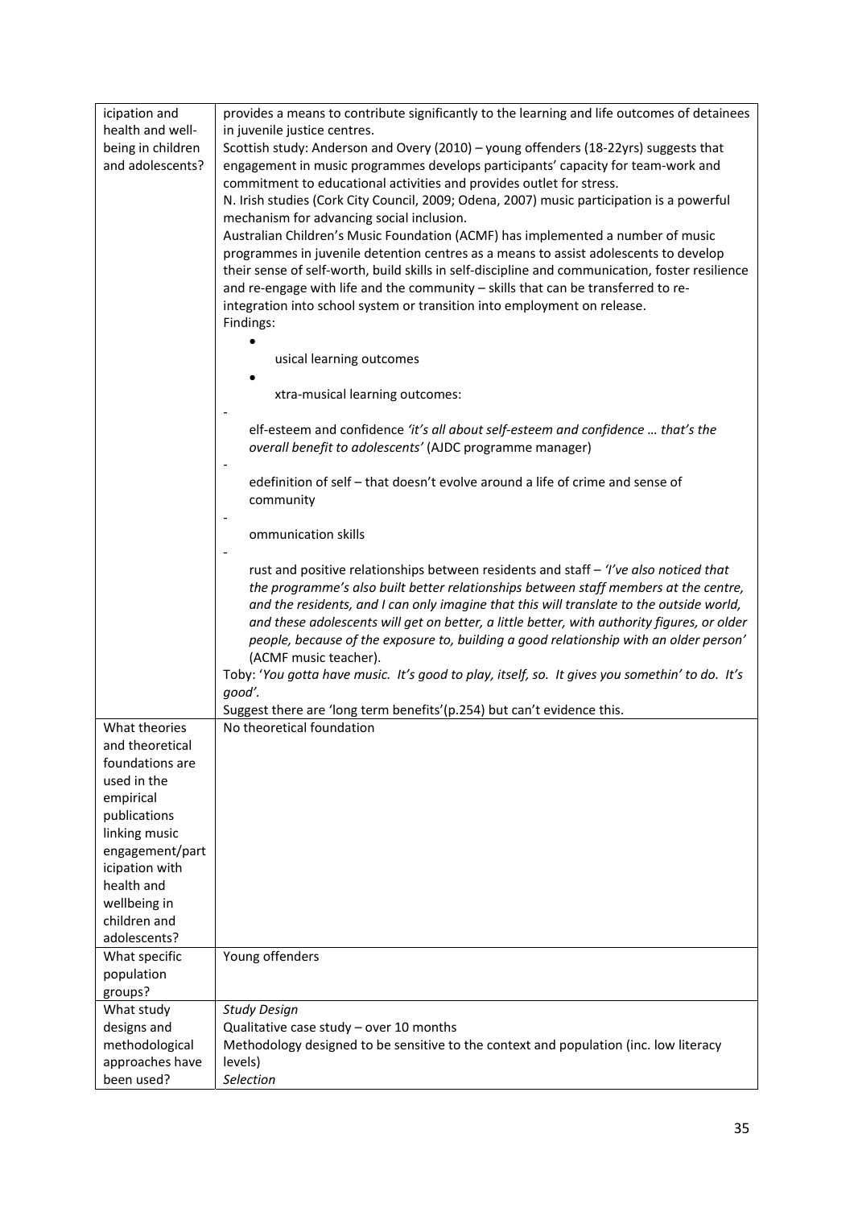| | |
|---|---|
| icipation and health and well-being in children and adolescents? | provides a means to contribute significantly to the learning and life outcomes of detainees in juvenile justice centres.<br>Scottish study: Anderson and Overy (2010) – young offenders (18-22yrs) suggests that engagement in music programmes develops participants' capacity for team-work and commitment to educational activities and provides outlet for stress.<br>N. Irish studies (Cork City Council, 2009; Odena, 2007) music participation is a powerful mechanism for advancing social inclusion.<br>Australian Children's Music Foundation (ACMF) has implemented a number of music programmes in juvenile detention centres as a means to assist adolescents to develop their sense of self-worth, build skills in self-discipline and communication, foster resilience and re-engage with life and the community – skills that can be transferred to re-integration into school system or transition into employment on release.<br>Findings:<br>• usical learning outcomes<br>• xtra-musical learning outcomes:<br>- elf-esteem and confidence *'it's all about self-esteem and confidence … that's the overall benefit to adolescents'* (AJDC programme manager)<br>- edefinition of self – that doesn't evolve around a life of crime and sense of community<br>- ommunication skills<br>- rust and positive relationships between residents and staff – *'I've also noticed that the programme's also built better relationships between staff members at the centre, and the residents, and I can only imagine that this will translate to the outside world, and these adolescents will get on better, a little better, with authority figures, or older people, because of the exposure to, building a good relationship with an older person'* (ACMF music teacher).<br>Toby: '*You gotta have music. It's good to play, itself, so. It gives you somethin' to do. It's good'*.<br>Suggest there are 'long term benefits'(p.254) but can't evidence this. |
| What theories and theoretical foundations are used in the empirical publications linking music engagement/participation with health and wellbeing in children and adolescents? | No theoretical foundation |
| What specific population groups? | Young offenders |
| What study designs and methodological approaches have been used? | *Study Design*<br>Qualitative case study – over 10 months<br>Methodology designed to be sensitive to the context and population (inc. low literacy levels)<br>*Selection* |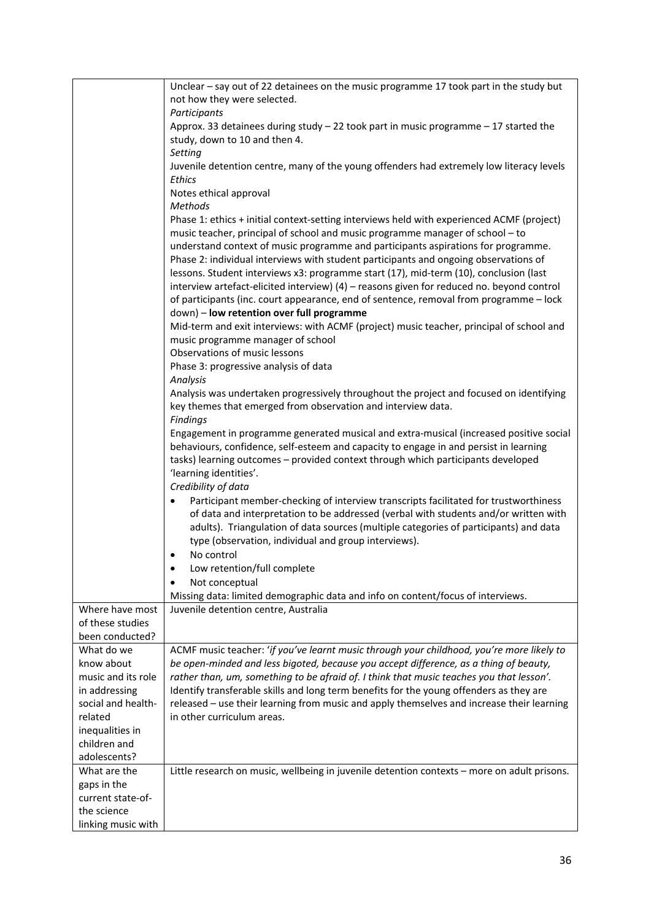| | |
|---|---|
| | Unclear – say out of 22 detainees on the music programme 17 took part in the study but not how they were selected.<br>*Participants*<br>Approx. 33 detainees during study – 22 took part in music programme – 17 started the study, down to 10 and then 4.<br>*Setting*<br>Juvenile detention centre, many of the young offenders had extremely low literacy levels<br>*Ethics*<br>Notes ethical approval<br>*Methods*<br>Phase 1: ethics + initial context-setting interviews held with experienced ACMF (project) music teacher, principal of school and music programme manager of school – to understand context of music programme and participants aspirations for programme.<br>Phase 2: individual interviews with student participants and ongoing observations of lessons. Student interviews x3: programme start (17), mid-term (10), conclusion (last interview artefact-elicited interview) (4) – reasons given for reduced no. beyond control of participants (inc. court appearance, end of sentence, removal from programme – lock down) – **low retention over full programme**<br>Mid-term and exit interviews: with ACMF (project) music teacher, principal of school and music programme manager of school<br>Observations of music lessons<br>Phase 3: progressive analysis of data<br>*Analysis*<br>Analysis was undertaken progressively throughout the project and focused on identifying key themes that emerged from observation and interview data.<br>*Findings*<br>Engagement in programme generated musical and extra-musical (increased positive social behaviours, confidence, self-esteem and capacity to engage in and persist in learning tasks) learning outcomes – provided context through which participants developed 'learning identities'.<br>*Credibility of data*<br>• Participant member-checking of interview transcripts facilitated for trustworthiness of data and interpretation to be addressed (verbal with students and/or written with adults). Triangulation of data sources (multiple categories of participants) and data type (observation, individual and group interviews).<br>• No control<br>• Low retention/full complete<br>• Not conceptual<br>Missing data: limited demographic data and info on content/focus of interviews. |
| Where have most of these studies been conducted? | Juvenile detention centre, Australia |
| What do we know about music and its role in addressing social and health-related inequalities in children and adolescents? | ACMF music teacher: '*if you've learnt music through your childhood, you're more likely to be open-minded and less bigoted, because you accept difference, as a thing of beauty, rather than, um, something to be afraid of. I think that music teaches you that lesson'.*<br>Identify transferable skills and long term benefits for the young offenders as they are released – use their learning from music and apply themselves and increase their learning in other curriculum areas. |
| What are the gaps in the current state-of-the science linking music with | Little research on music, wellbeing in juvenile detention contexts – more on adult prisons. |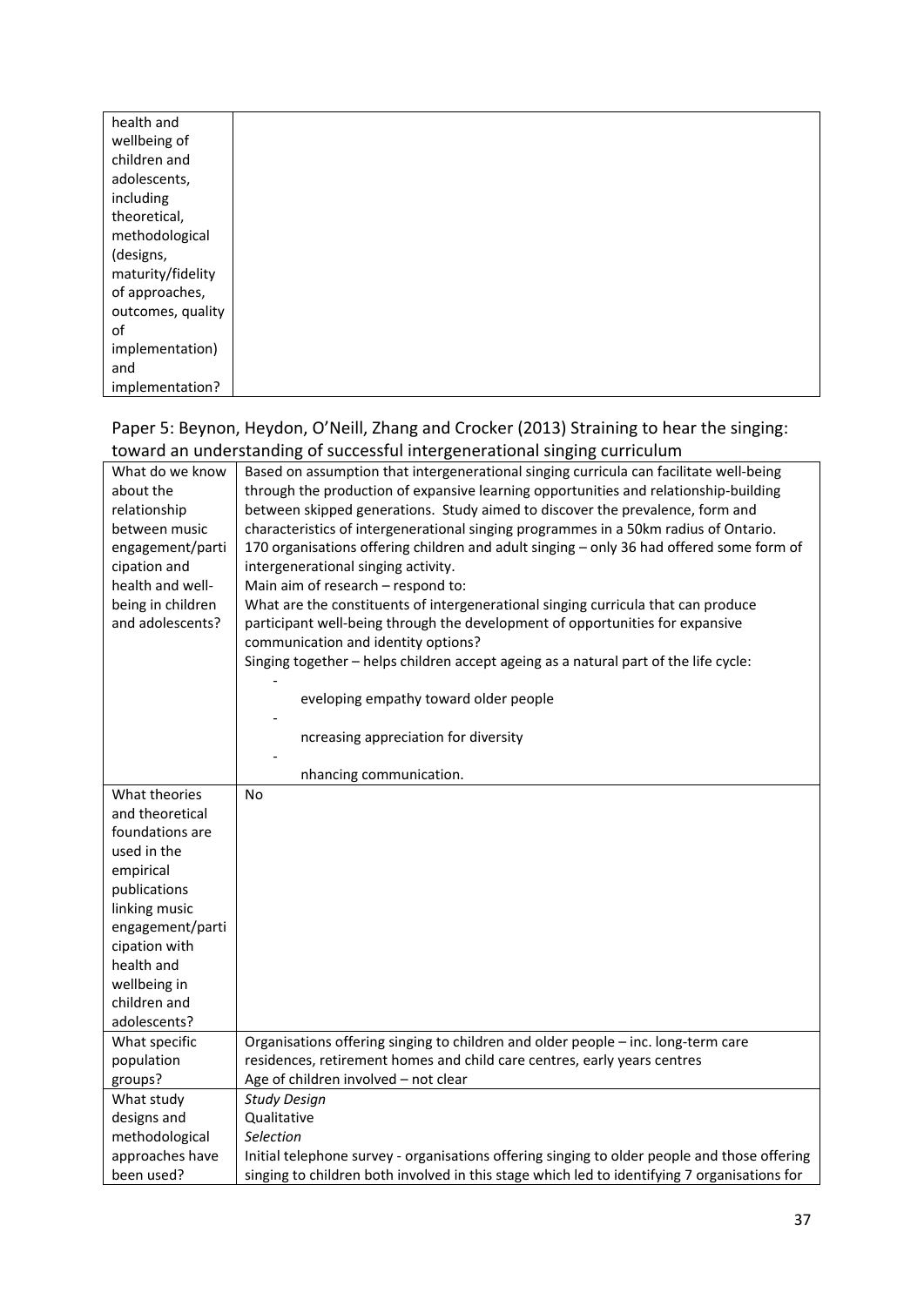| health and wellbeing of children and adolescents, including theoretical, methodological (designs, maturity/fidelity of approaches, outcomes, quality of implementation) and implementation? | |
|---|---|

## Paper 5: Beynon, Heydon, O'Neill, Zhang and Crocker (2013) Straining to hear the singing: toward an understanding of successful intergenerational singing curriculum

| What do we know about the relationship between music engagement/participation and health and well-being in children and adolescents? | Based on assumption that intergenerational singing curricula can facilitate well-being through the production of expansive learning opportunities and relationship-building between skipped generations. Study aimed to discover the prevalence, form and characteristics of intergenerational singing programmes in a 50km radius of Ontario. 170 organisations offering children and adult singing – only 36 had offered some form of intergenerational singing activity.<br>Main aim of research – respond to:<br>What are the constituents of intergenerational singing curricula that can produce participant well-being through the development of opportunities for expansive communication and identity options?<br>Singing together – helps children accept ageing as a natural part of the life cycle:<br>- eveloping empathy toward older people<br>- ncreasing appreciation for diversity<br>- nhancing communication. |
|---|---|
| What theories and theoretical foundations are used in the empirical publications linking music engagement/participation with health and wellbeing in children and adolescents? | No |
| What specific population groups? | Organisations offering singing to children and older people – inc. long-term care residences, retirement homes and child care centres, early years centres<br>Age of children involved – not clear |
| What study designs and methodological approaches have been used? | *Study Design*<br>Qualitative<br>*Selection*<br>Initial telephone survey - organisations offering singing to older people and those offering singing to children both involved in this stage which led to identifying 7 organisations for |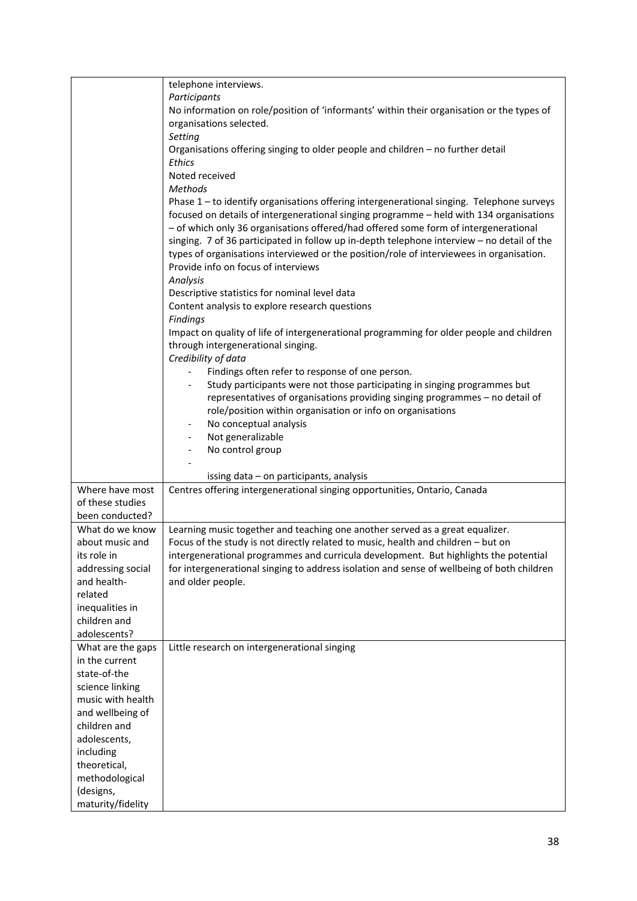| | |
|---|---|
| | telephone interviews.<br>*Participants*<br>No information on role/position of 'informants' within their organisation or the types of organisations selected.<br>*Setting*<br>Organisations offering singing to older people and children – no further detail<br>*Ethics*<br>Noted received<br>*Methods*<br>Phase 1 – to identify organisations offering intergenerational singing. Telephone surveys focused on details of intergenerational singing programme – held with 134 organisations – of which only 36 organisations offered/had offered some form of intergenerational singing. 7 of 36 participated in follow up in-depth telephone interview – no detail of the types of organisations interviewed or the position/role of interviewees in organisation. Provide info on focus of interviews<br>*Analysis*<br>Descriptive statistics for nominal level data<br>Content analysis to explore research questions<br>*Findings*<br>Impact on quality of life of intergenerational programming for older people and children through intergenerational singing.<br>*Credibility of data*<br>- Findings often refer to response of one person.<br>- Study participants were not those participating in singing programmes but representatives of organisations providing singing programmes – no detail of role/position within organisation or info on organisations<br>- No conceptual analysis<br>- Not generalizable<br>- No control group<br>-<br>issing data – on participants, analysis |
| Where have most of these studies been conducted? | Centres offering intergenerational singing opportunities, Ontario, Canada |
| What do we know about music and its role in addressing social and health-related inequalities in children and adolescents? | Learning music together and teaching one another served as a great equalizer.<br>Focus of the study is not directly related to music, health and children – but on intergenerational programmes and curricula development. But highlights the potential for intergenerational singing to address isolation and sense of wellbeing of both children and older people. |
| What are the gaps in the current state-of-the science linking music with health and wellbeing of children and adolescents, including theoretical, methodological (designs, maturity/fidelity | Little research on intergenerational singing |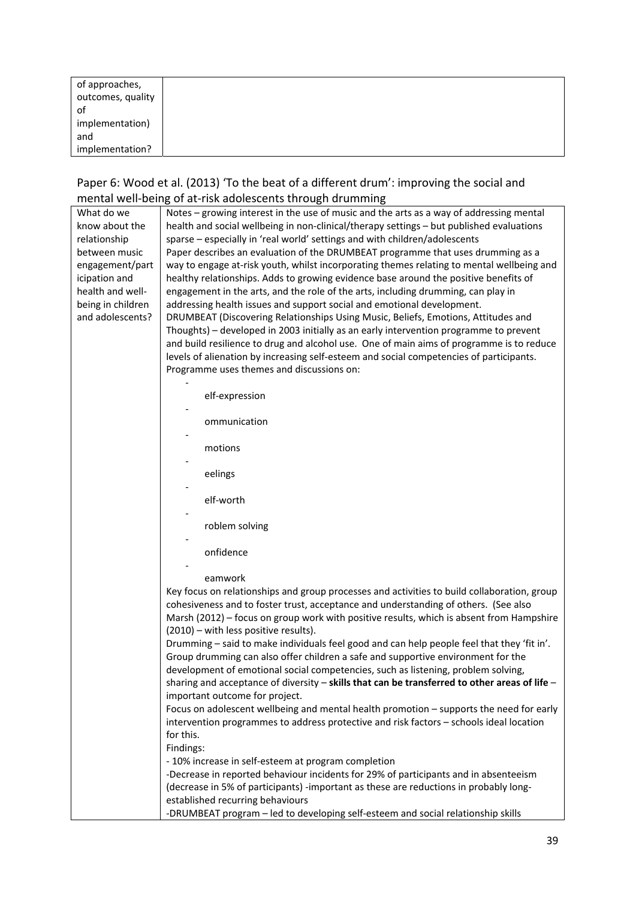| of approaches, outcomes, quality of implementation) and implementation? | |
|---|---|

## Paper 6: Wood et al. (2013) 'To the beat of a different drum': improving the social and mental well-being of at-risk adolescents through drumming

| What do we know about the relationship between music engagement/participation and health and well-being in children and adolescents? | Notes – growing interest in the use of music and the arts as a way of addressing mental health and social wellbeing in non-clinical/therapy settings – but published evaluations sparse – especially in 'real world' settings and with children/adolescents<br>Paper describes an evaluation of the DRUMBEAT programme that uses drumming as a way to engage at-risk youth, whilst incorporating themes relating to mental wellbeing and healthy relationships. Adds to growing evidence base around the positive benefits of engagement in the arts, and the role of the arts, including drumming, can play in addressing health issues and support social and emotional development.<br>DRUMBEAT (Discovering Relationships Using Music, Beliefs, Emotions, Attitudes and Thoughts) – developed in 2003 initially as an early intervention programme to prevent and build resilience to drug and alcohol use. One of main aims of programme is to reduce levels of alienation by increasing self-esteem and social competencies of participants.<br>Programme uses themes and discussions on:<br>- elf-expression<br>- ommunication<br>- motions<br>- eelings<br>- elf-worth<br>- roblem solving<br>- onfidence<br>- eamwork<br>Key focus on relationships and group processes and activities to build collaboration, group cohesiveness and to foster trust, acceptance and understanding of others. (See also Marsh (2012) – focus on group work with positive results, which is absent from Hampshire (2010) – with less positive results).<br>Drumming – said to make individuals feel good and can help people feel that they 'fit in'. Group drumming can also offer children a safe and supportive environment for the development of emotional social competencies, such as listening, problem solving, sharing and acceptance of diversity – **skills that can be transferred to other areas of life** – important outcome for project.<br>Focus on adolescent wellbeing and mental health promotion – supports the need for early intervention programmes to address protective and risk factors – schools ideal location for this.<br>Findings:<br>- 10% increase in self-esteem at program completion<br>-Decrease in reported behaviour incidents for 29% of participants and in absenteeism (decrease in 5% of participants) -important as these are reductions in probably long-established recurring behaviours<br>-DRUMBEAT program – led to developing self-esteem and social relationship skills |
|---|---|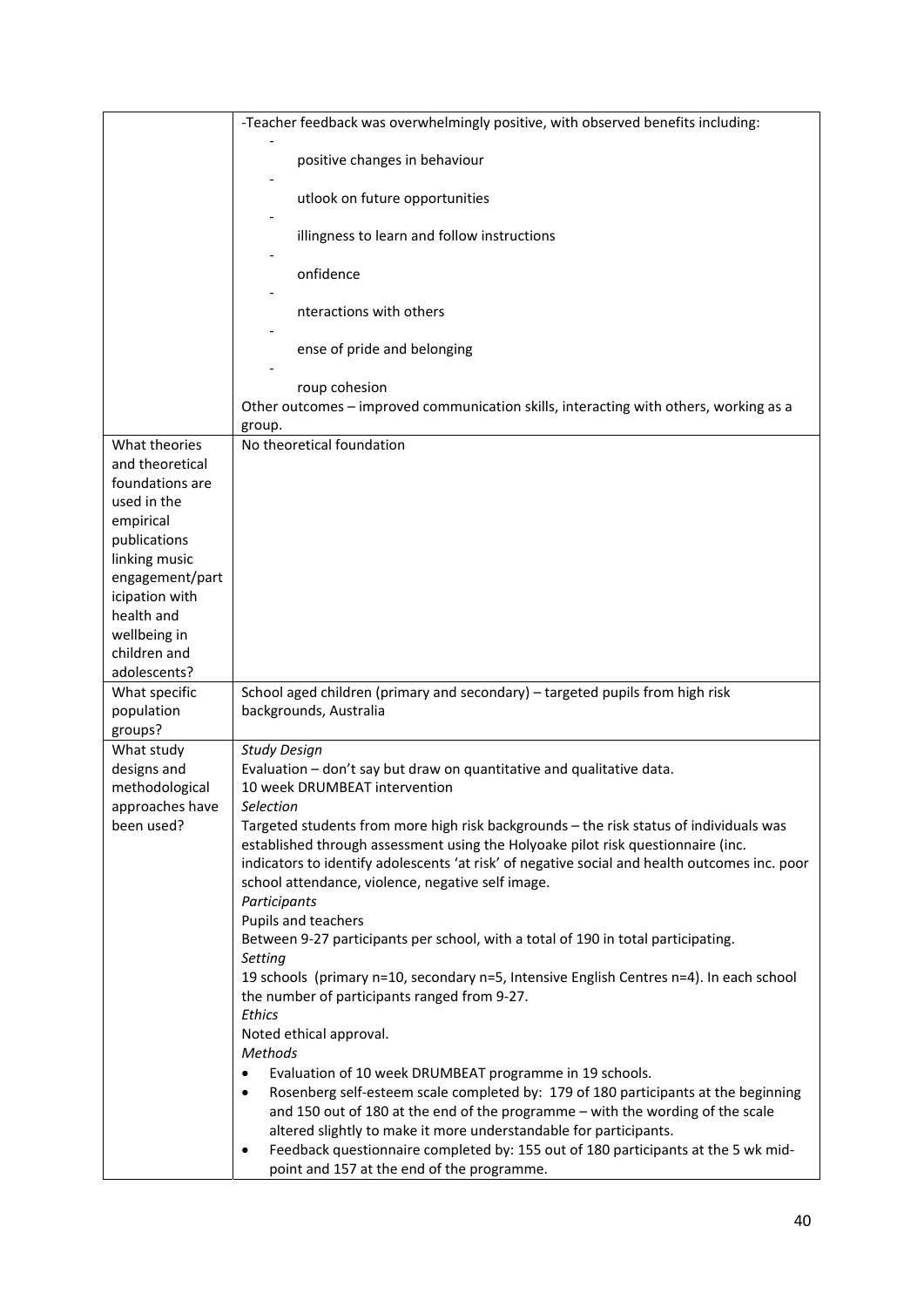| | |
|---|---|
| | -Teacher feedback was overwhelmingly positive, with observed benefits including:<br>- positive changes in behaviour<br>- utlook on future opportunities<br>- illingness to learn and follow instructions<br>- onfidence<br>- nteractions with others<br>- ense of pride and belonging<br>- roup cohesion<br>Other outcomes – improved communication skills, interacting with others, working as a group. |
| What theories and theoretical foundations are used in the empirical publications linking music engagement/participation with health and wellbeing in children and adolescents? | No theoretical foundation |
| What specific population groups? | School aged children (primary and secondary) – targeted pupils from high risk backgrounds, Australia |
| What study designs and methodological approaches have been used? | *Study Design*<br>Evaluation – don't say but draw on quantitative and qualitative data.<br>10 week DRUMBEAT intervention<br>*Selection*<br>Targeted students from more high risk backgrounds – the risk status of individuals was established through assessment using the Holyoake pilot risk questionnaire (inc. indicators to identify adolescents 'at risk' of negative social and health outcomes inc. poor school attendance, violence, negative self image.<br>*Participants*<br>Pupils and teachers<br>Between 9-27 participants per school, with a total of 190 in total participating.<br>*Setting*<br>19 schools (primary n=10, secondary n=5, Intensive English Centres n=4). In each school the number of participants ranged from 9-27.<br>*Ethics*<br>Noted ethical approval.<br>*Methods*<br>• Evaluation of 10 week DRUMBEAT programme in 19 schools.<br>• Rosenberg self-esteem scale completed by: 179 of 180 participants at the beginning and 150 out of 180 at the end of the programme – with the wording of the scale altered slightly to make it more understandable for participants.<br>• Feedback questionnaire completed by: 155 out of 180 participants at the 5 wk mid-point and 157 at the end of the programme. |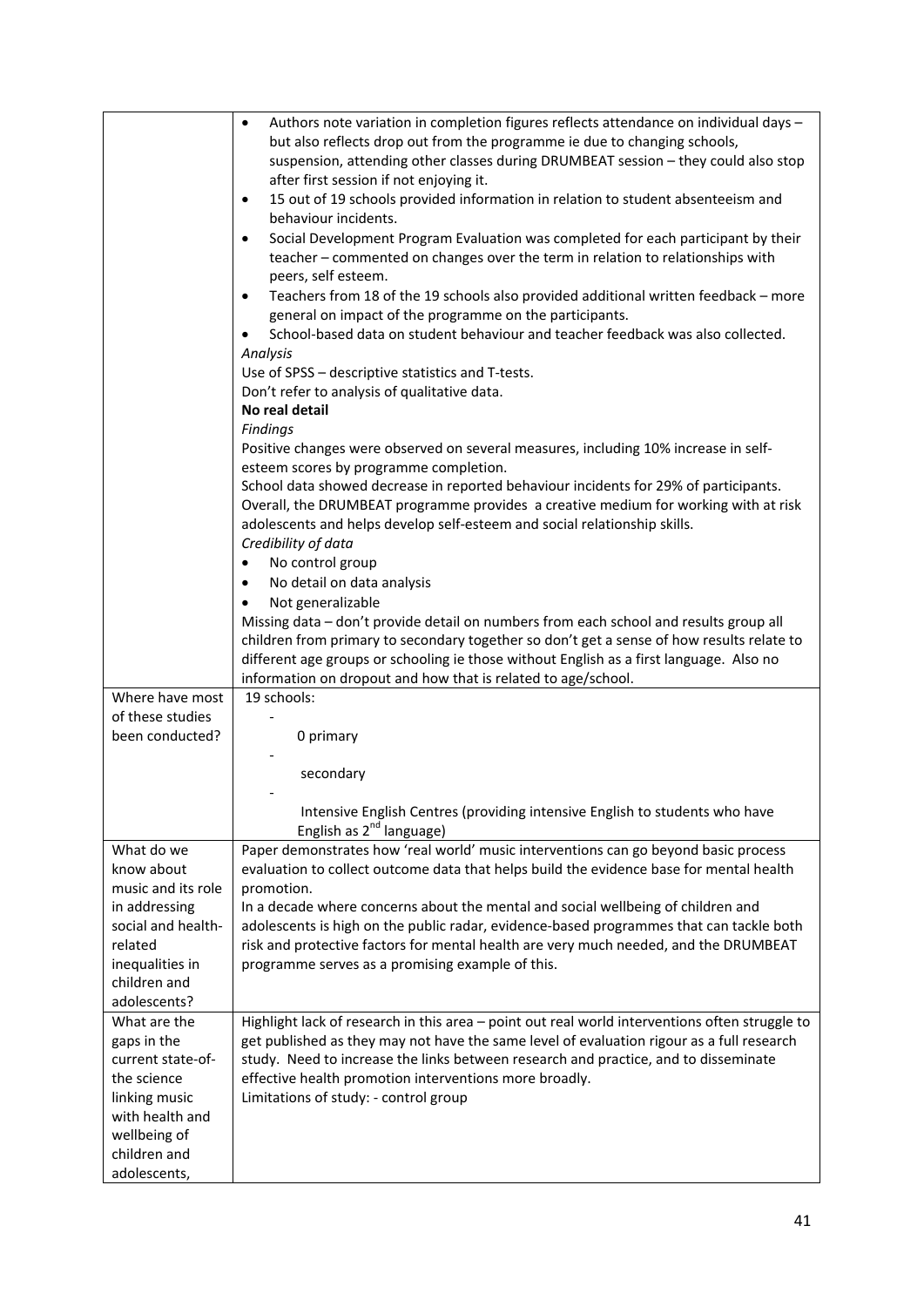| | |
|---|---|
| | • Authors note variation in completion figures reflects attendance on individual days – but also reflects drop out from the programme ie due to changing schools, suspension, attending other classes during DRUMBEAT session – they could also stop after first session if not enjoying it.<br>• 15 out of 19 schools provided information in relation to student absenteeism and behaviour incidents.<br>• Social Development Program Evaluation was completed for each participant by their teacher – commented on changes over the term in relation to relationships with peers, self esteem.<br>• Teachers from 18 of the 19 schools also provided additional written feedback – more general on impact of the programme on the participants.<br>• School-based data on student behaviour and teacher feedback was also collected.<br>*Analysis*<br>Use of SPSS – descriptive statistics and T-tests.<br>Don't refer to analysis of qualitative data.<br>**No real detail**<br>*Findings*<br>Positive changes were observed on several measures, including 10% increase in self-esteem scores by programme completion.<br>School data showed decrease in reported behaviour incidents for 29% of participants.<br>Overall, the DRUMBEAT programme provides a creative medium for working with at risk adolescents and helps develop self-esteem and social relationship skills.<br>*Credibility of data*<br>• No control group<br>• No detail on data analysis<br>• Not generalizable<br>Missing data – don't provide detail on numbers from each school and results group all children from primary to secondary together so don't get a sense of how results relate to different age groups or schooling ie those without English as a first language. Also no information on dropout and how that is related to age/school. |
| Where have most of these studies been conducted? | 19 schools:<br>- 0 primary<br>- secondary<br>- Intensive English Centres (providing intensive English to students who have English as 2nd language) |
| What do we know about music and its role in addressing social and health-related inequalities in children and adolescents? | Paper demonstrates how 'real world' music interventions can go beyond basic process evaluation to collect outcome data that helps build the evidence base for mental health promotion.<br>In a decade where concerns about the mental and social wellbeing of children and adolescents is high on the public radar, evidence-based programmes that can tackle both risk and protective factors for mental health are very much needed, and the DRUMBEAT programme serves as a promising example of this. |
| What are the gaps in the current state-of-the science linking music with health and wellbeing of children and adolescents, | Highlight lack of research in this area – point out real world interventions often struggle to get published as they may not have the same level of evaluation rigour as a full research study. Need to increase the links between research and practice, and to disseminate effective health promotion interventions more broadly.<br>Limitations of study: - control group |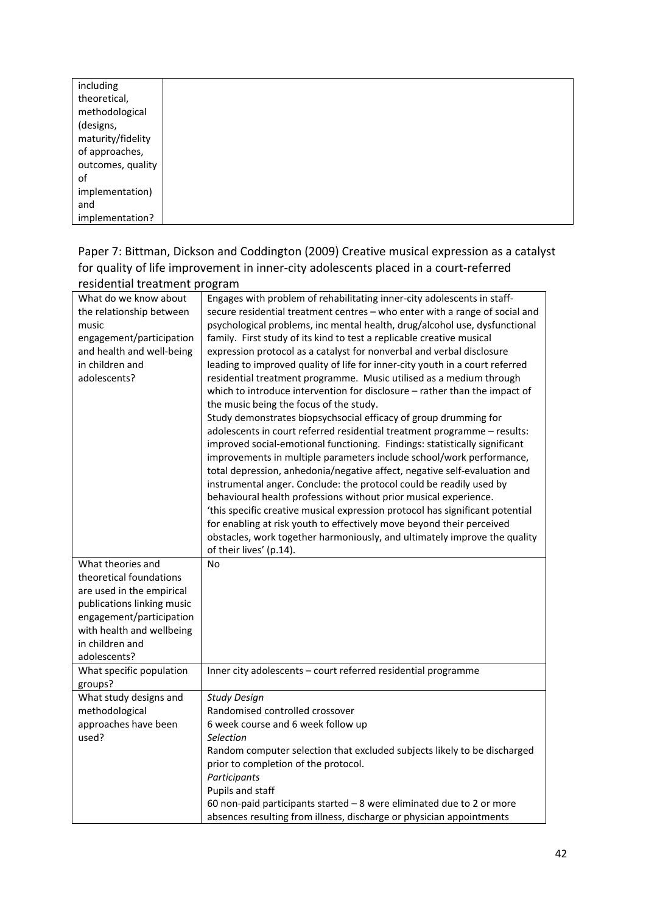| including theoretical, methodological (designs, maturity/fidelity of approaches, outcomes, quality of implementation) and implementation? | |
|---|---|

Paper 7: Bittman, Dickson and Coddington (2009) Creative musical expression as a catalyst for quality of life improvement in inner-city adolescents placed in a court-referred residential treatment program

| What do we know about the relationship between music engagement/participation and health and well-being in children and adolescents? | Engages with problem of rehabilitating inner-city adolescents in staff-secure residential treatment centres – who enter with a range of social and psychological problems, inc mental health, drug/alcohol use, dysfunctional family. First study of its kind to test a replicable creative musical expression protocol as a catalyst for nonverbal and verbal disclosure leading to improved quality of life for inner-city youth in a court referred residential treatment programme. Music utilised as a medium through which to introduce intervention for disclosure – rather than the impact of the music being the focus of the study.<br>Study demonstrates biopsychsocial efficacy of group drumming for adolescents in court referred residential treatment programme – results: improved social-emotional functioning. Findings: statistically significant improvements in multiple parameters include school/work performance, total depression, anhedonia/negative affect, negative self-evaluation and instrumental anger. Conclude: the protocol could be readily used by behavioural health professions without prior musical experience.<br>'this specific creative musical expression protocol has significant potential for enabling at risk youth to effectively move beyond their perceived obstacles, work together harmoniously, and ultimately improve the quality of their lives' (p.14). |
|---|---|
| What theories and theoretical foundations are used in the empirical publications linking music engagement/participation with health and wellbeing in children and adolescents? | No |
| What specific population groups? | Inner city adolescents – court referred residential programme |
| What study designs and methodological approaches have been used? | *Study Design*<br>Randomised controlled crossover<br>6 week course and 6 week follow up<br>*Selection*<br>Random computer selection that excluded subjects likely to be discharged prior to completion of the protocol.<br>*Participants*<br>Pupils and staff<br>60 non-paid participants started – 8 were eliminated due to 2 or more absences resulting from illness, discharge or physician appointments |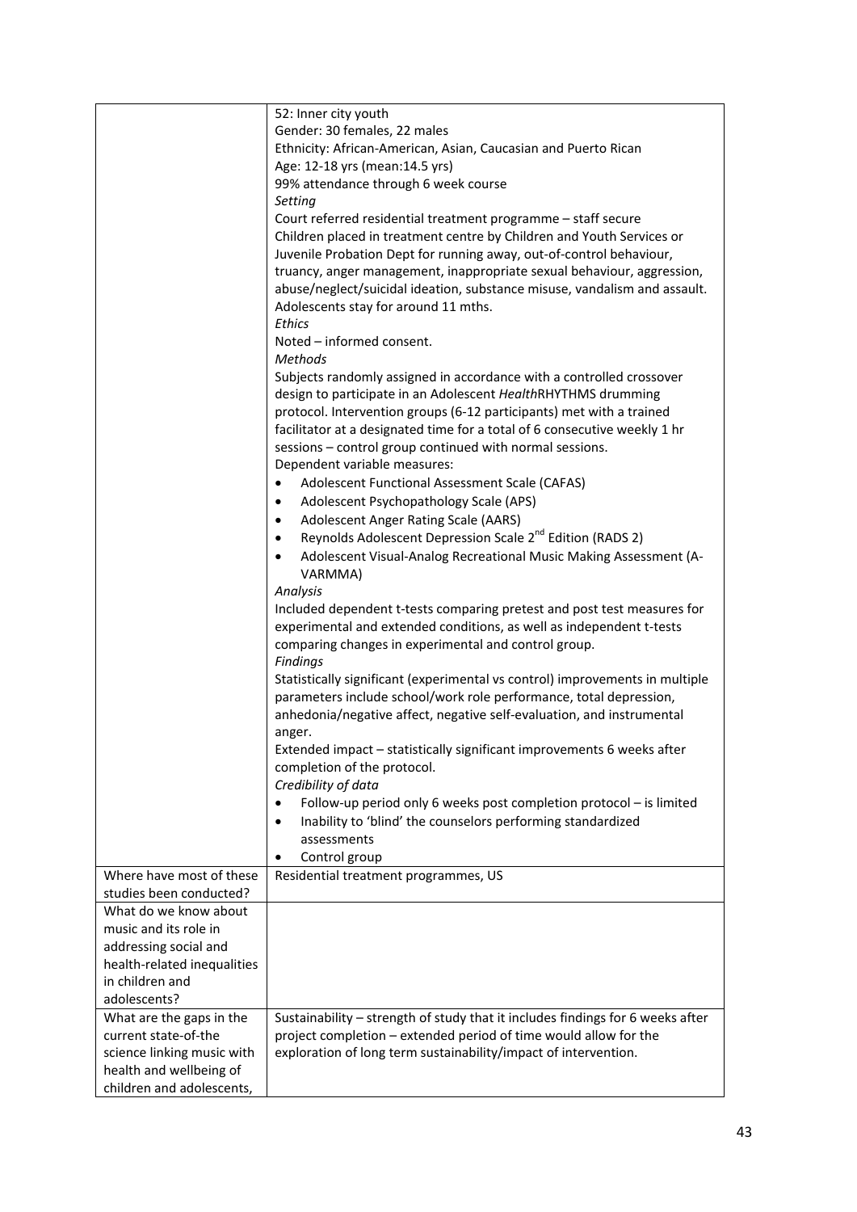| | |
|---|---|
| | 52: Inner city youth<br>Gender: 30 females, 22 males<br>Ethnicity: African-American, Asian, Caucasian and Puerto Rican<br>Age: 12-18 yrs (mean:14.5 yrs)<br>99% attendance through 6 week course<br>*Setting*<br>Court referred residential treatment programme – staff secure<br>Children placed in treatment centre by Children and Youth Services or Juvenile Probation Dept for running away, out-of-control behaviour, truancy, anger management, inappropriate sexual behaviour, aggression, abuse/neglect/suicidal ideation, substance misuse, vandalism and assault.<br>Adolescents stay for around 11 mths.<br>*Ethics*<br>Noted – informed consent.<br>*Methods*<br>Subjects randomly assigned in accordance with a controlled crossover design to participate in an Adolescent *Health*RHYTHMS drumming protocol. Intervention groups (6-12 participants) met with a trained facilitator at a designated time for a total of 6 consecutive weekly 1 hr sessions – control group continued with normal sessions.<br>Dependent variable measures:<br>• Adolescent Functional Assessment Scale (CAFAS)<br>• Adolescent Psychopathology Scale (APS)<br>• Adolescent Anger Rating Scale (AARS)<br>• Reynolds Adolescent Depression Scale 2nd Edition (RADS 2)<br>• Adolescent Visual-Analog Recreational Music Making Assessment (A-VARMMA)<br>*Analysis*<br>Included dependent t-tests comparing pretest and post test measures for experimental and extended conditions, as well as independent t-tests comparing changes in experimental and control group.<br>*Findings*<br>Statistically significant (experimental vs control) improvements in multiple parameters include school/work role performance, total depression, anhedonia/negative affect, negative self-evaluation, and instrumental anger.<br>Extended impact – statistically significant improvements 6 weeks after completion of the protocol.<br>*Credibility of data*<br>• Follow-up period only 6 weeks post completion protocol – is limited<br>• Inability to 'blind' the counselors performing standardized assessments<br>• Control group |
| Where have most of these studies been conducted? | Residential treatment programmes, US |
| What do we know about music and its role in addressing social and health-related inequalities in children and adolescents? | |
| What are the gaps in the current state-of-the science linking music with health and wellbeing of children and adolescents, | Sustainability – strength of study that it includes findings for 6 weeks after project completion – extended period of time would allow for the exploration of long term sustainability/impact of intervention. |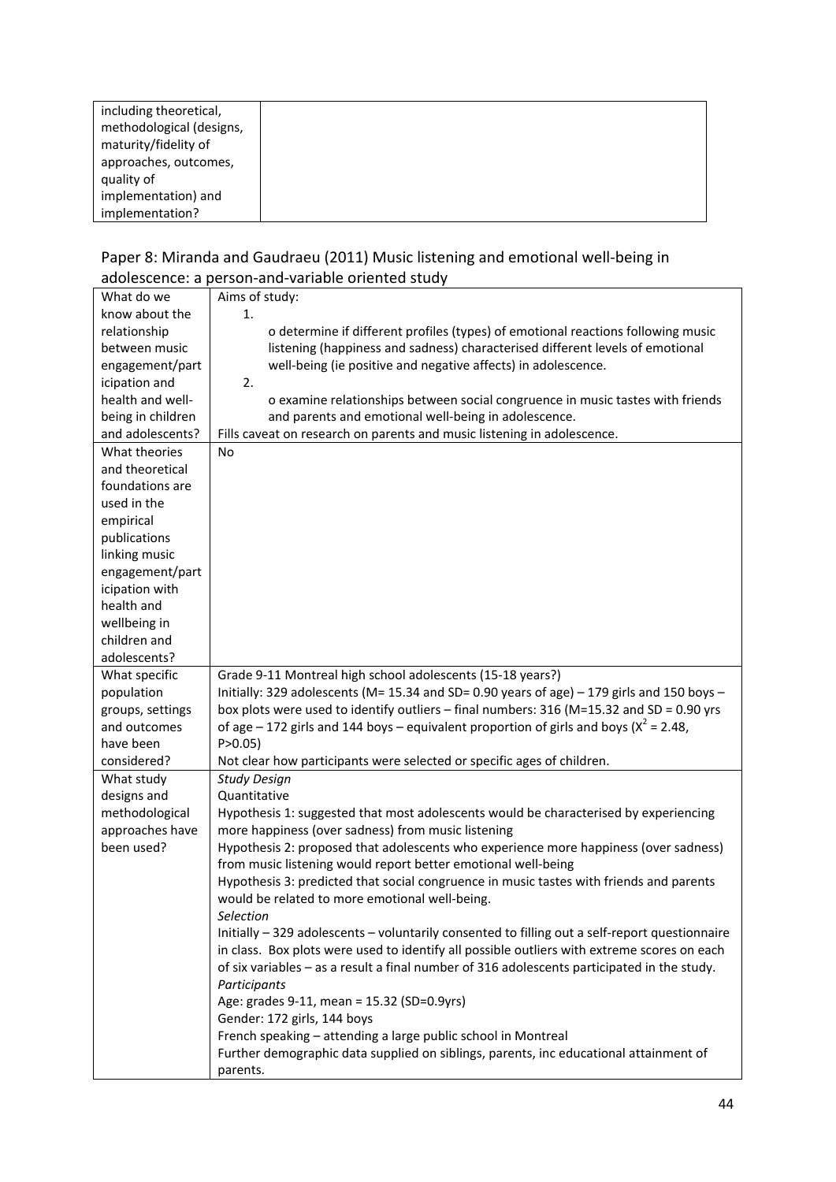| including theoretical, methodological (designs, maturity/fidelity of approaches, outcomes, quality of implementation) and implementation? | |
|---|---|

## Paper 8: Miranda and Gaudraeu (2011) Music listening and emotional well-being in adolescence: a person-and-variable oriented study

| | |
|---|---|
| What do we know about the relationship between music engagement/participation and health and well-being in children and adolescents? | Aims of study:<br>1.<br>o determine if different profiles (types) of emotional reactions following music listening (happiness and sadness) characterised different levels of emotional well-being (ie positive and negative affects) in adolescence.<br>2.<br>o examine relationships between social congruence in music tastes with friends and parents and emotional well-being in adolescence.<br>Fills caveat on research on parents and music listening in adolescence. |
| What theories and theoretical foundations are used in the empirical publications linking music engagement/participation with health and wellbeing in children and adolescents? | No |
| What specific population groups, settings and outcomes have been considered? | Grade 9-11 Montreal high school adolescents (15-18 years?)<br>Initially: 329 adolescents (M= 15.34 and SD= 0.90 years of age) – 179 girls and 150 boys – box plots were used to identify outliers – final numbers: 316 (M=15.32 and SD = 0.90 yrs of age – 172 girls and 144 boys – equivalent proportion of girls and boys ($X^2$ = 2.48, P>0.05)<br>Not clear how participants were selected or specific ages of children. |
| What study designs and methodological approaches have been used? | *Study Design*<br>Quantitative<br>Hypothesis 1: suggested that most adolescents would be characterised by experiencing more happiness (over sadness) from music listening<br>Hypothesis 2: proposed that adolescents who experience more happiness (over sadness) from music listening would report better emotional well-being<br>Hypothesis 3: predicted that social congruence in music tastes with friends and parents would be related to more emotional well-being.<br>*Selection*<br>Initially – 329 adolescents – voluntarily consented to filling out a self-report questionnaire in class. Box plots were used to identify all possible outliers with extreme scores on each of six variables – as a result a final number of 316 adolescents participated in the study.<br>*Participants*<br>Age: grades 9-11, mean = 15.32 (SD=0.9yrs)<br>Gender: 172 girls, 144 boys<br>French speaking – attending a large public school in Montreal<br>Further demographic data supplied on siblings, parents, inc educational attainment of parents. |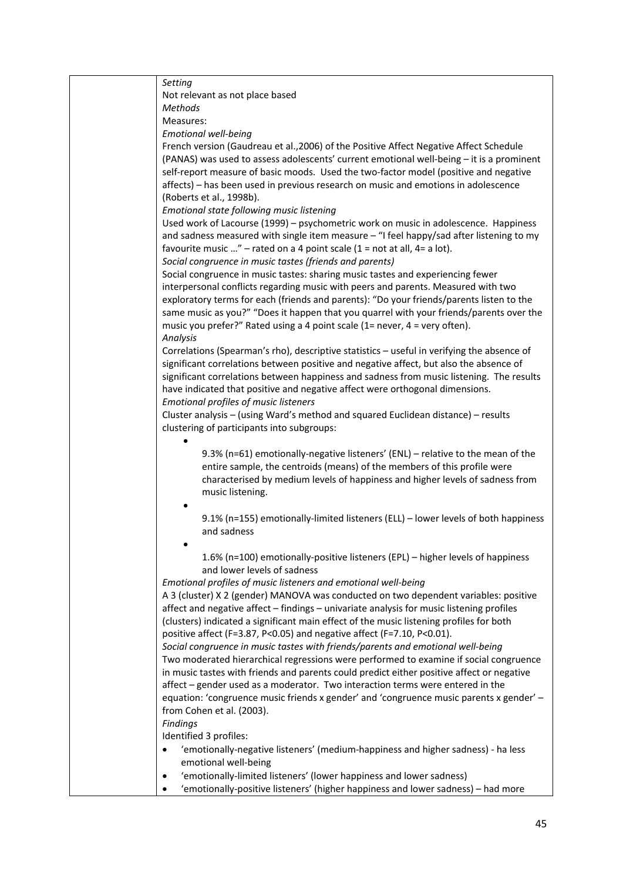| | *Setting*<br>Not relevant as not place based<br>*Methods*<br>Measures:<br>*Emotional well-being*<br>French version (Gaudreau et al.,2006) of the Positive Affect Negative Affect Schedule (PANAS) was used to assess adolescents' current emotional well-being – it is a prominent self-report measure of basic moods. Used the two-factor model (positive and negative affects) – has been used in previous research on music and emotions in adolescence (Roberts et al., 1998b).<br>*Emotional state following music listening*<br>Used work of Lacourse (1999) – psychometric work on music in adolescence. Happiness and sadness measured with single item measure – "I feel happy/sad after listening to my favourite music …" – rated on a 4 point scale (1 = not at all, 4= a lot).<br>*Social congruence in music tastes (friends and parents)*<br>Social congruence in music tastes: sharing music tastes and experiencing fewer interpersonal conflicts regarding music with peers and parents. Measured with two exploratory terms for each (friends and parents): "Do your friends/parents listen to the same music as you?" "Does it happen that you quarrel with your friends/parents over the music you prefer?" Rated using a 4 point scale (1= never, 4 = very often).<br>*Analysis*<br>Correlations (Spearman's rho), descriptive statistics – useful in verifying the absence of significant correlations between positive and negative affect, but also the absence of significant correlations between happiness and sadness from music listening. The results have indicated that positive and negative affect were orthogonal dimensions.<br>*Emotional profiles of music listeners*<br>Cluster analysis – (using Ward's method and squared Euclidean distance) – results clustering of participants into subgroups:<br>• 9.3% (n=61) emotionally-negative listeners' (ENL) – relative to the mean of the entire sample, the centroids (means) of the members of this profile were characterised by medium levels of happiness and higher levels of sadness from music listening.<br>• 9.1% (n=155) emotionally-limited listeners (ELL) – lower levels of both happiness and sadness<br>• 1.6% (n=100) emotionally-positive listeners (EPL) – higher levels of happiness and lower levels of sadness<br>*Emotional profiles of music listeners and emotional well-being*<br>A 3 (cluster) X 2 (gender) MANOVA was conducted on two dependent variables: positive affect and negative affect – findings – univariate analysis for music listening profiles (clusters) indicated a significant main effect of the music listening profiles for both positive affect ($F=3.87$, $P<0.05$) and negative affect ($F=7.10$, $P<0.01$).<br>*Social congruence in music tastes with friends/parents and emotional well-being*<br>Two moderated hierarchical regressions were performed to examine if social congruence in music tastes with friends and parents could predict either positive affect or negative affect – gender used as a moderator. Two interaction terms were entered in the equation: 'congruence music friends x gender' and 'congruence music parents x gender' – from Cohen et al. (2003).<br>*Findings*<br>Identified 3 profiles:<br>• 'emotionally-negative listeners' (medium-happiness and higher sadness) - ha less emotional well-being<br>• 'emotionally-limited listeners' (lower happiness and lower sadness)<br>• 'emotionally-positive listeners' (higher happiness and lower sadness) – had more |
|---|---|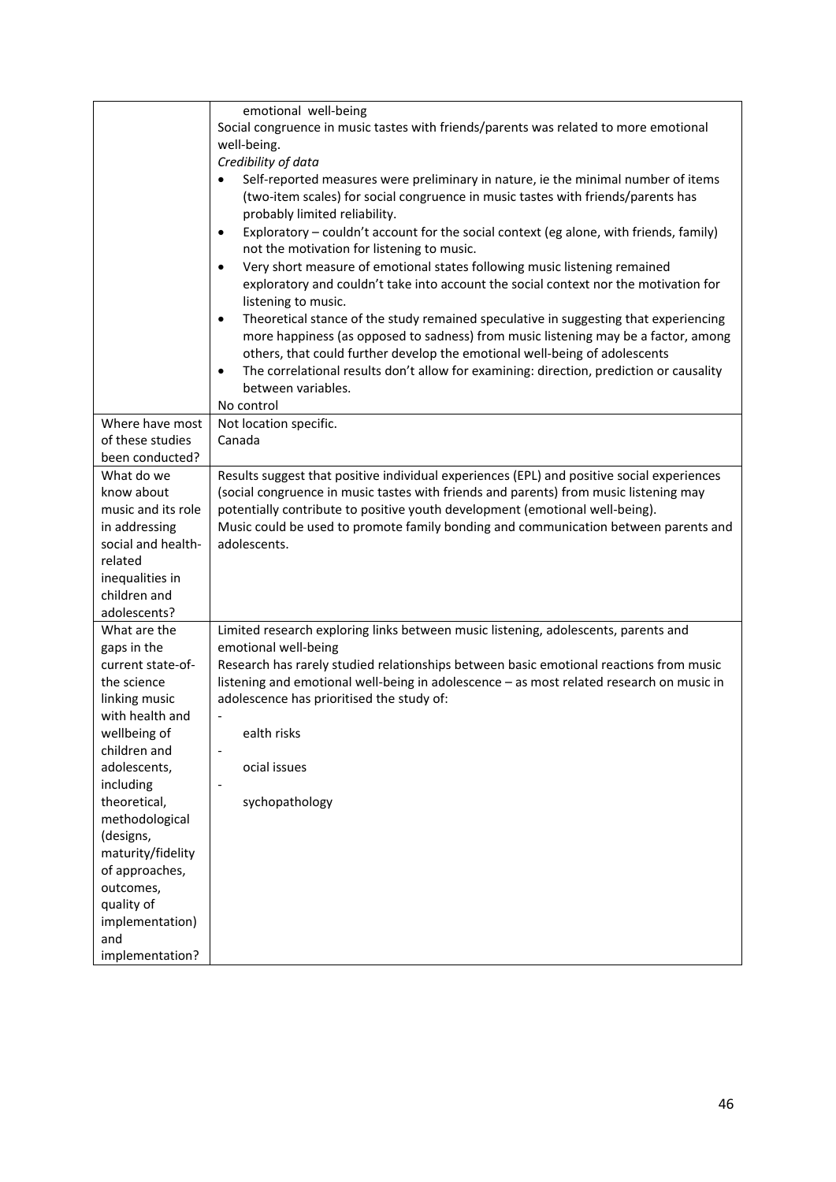| | |
|---|---|
| | emotional well-being<br>Social congruence in music tastes with friends/parents was related to more emotional well-being.<br>*Credibility of data*<br>• Self-reported measures were preliminary in nature, ie the minimal number of items (two-item scales) for social congruence in music tastes with friends/parents has probably limited reliability.<br>• Exploratory – couldn't account for the social context (eg alone, with friends, family) not the motivation for listening to music.<br>• Very short measure of emotional states following music listening remained exploratory and couldn't take into account the social context nor the motivation for listening to music.<br>• Theoretical stance of the study remained speculative in suggesting that experiencing more happiness (as opposed to sadness) from music listening may be a factor, among others, that could further develop the emotional well-being of adolescents<br>• The correlational results don't allow for examining: direction, prediction or causality between variables.<br>No control |
| Where have most of these studies been conducted? | Not location specific.<br>Canada |
| What do we know about music and its role in addressing social and health-related inequalities in children and adolescents? | Results suggest that positive individual experiences (EPL) and positive social experiences (social congruence in music tastes with friends and parents) from music listening may potentially contribute to positive youth development (emotional well-being).<br>Music could be used to promote family bonding and communication between parents and adolescents. |
| What are the gaps in the current state-of-the science linking music with health and wellbeing of children and adolescents, including theoretical, methodological (designs, maturity/fidelity of approaches, outcomes, quality of implementation) and implementation? | Limited research exploring links between music listening, adolescents, parents and emotional well-being<br>Research has rarely studied relationships between basic emotional reactions from music listening and emotional well-being in adolescence – as most related research on music in adolescence has prioritised the study of:<br>- ealth risks<br>- ocial issues<br>- sychopathology |